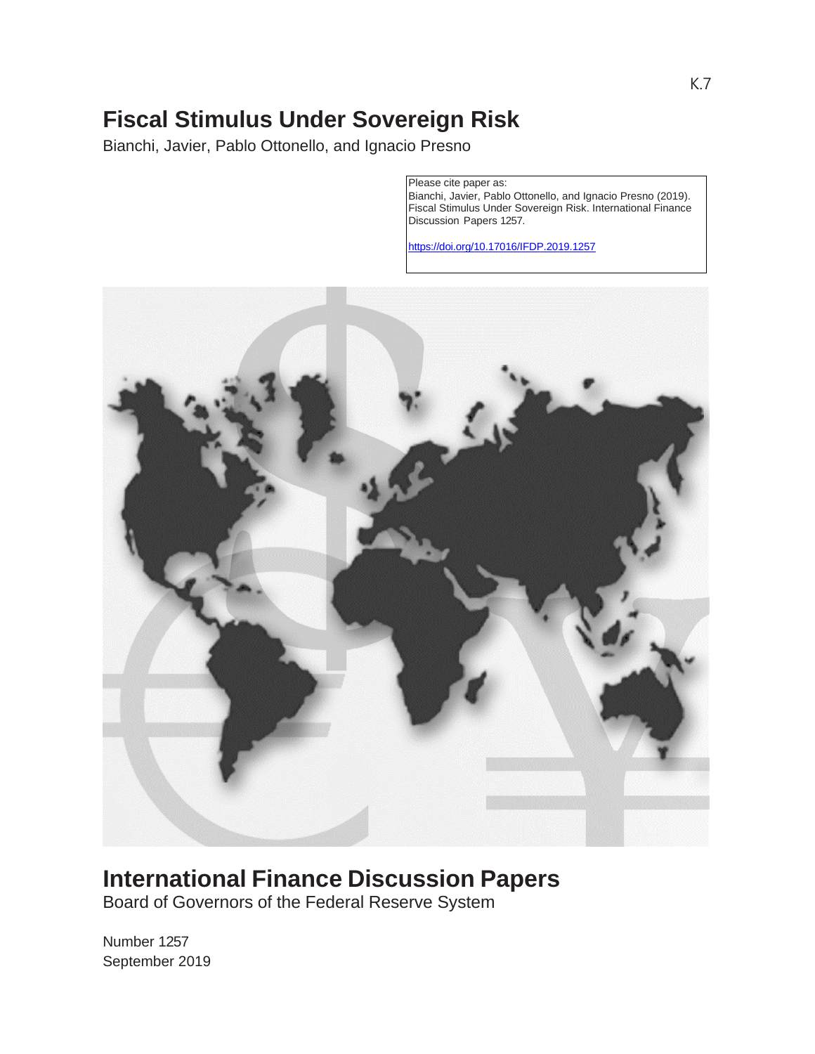K.7

# Fiscal Stimulus Under Sovereign Risk

Bianchi, Javier, Pablo Ottonello, and Ignacio Presno

Please cite paper as:
Bianchi, Javier, Pablo Ottonello, and Ignacio Presno (2019). Fiscal Stimulus Under Sovereign Risk. International Finance Discussion Papers 1257.

https://doi.org/10.17016/IFDP.2019.1257

# International Finance Discussion Papers

Board of Governors of the Federal Reserve System

Number 1257
September 2019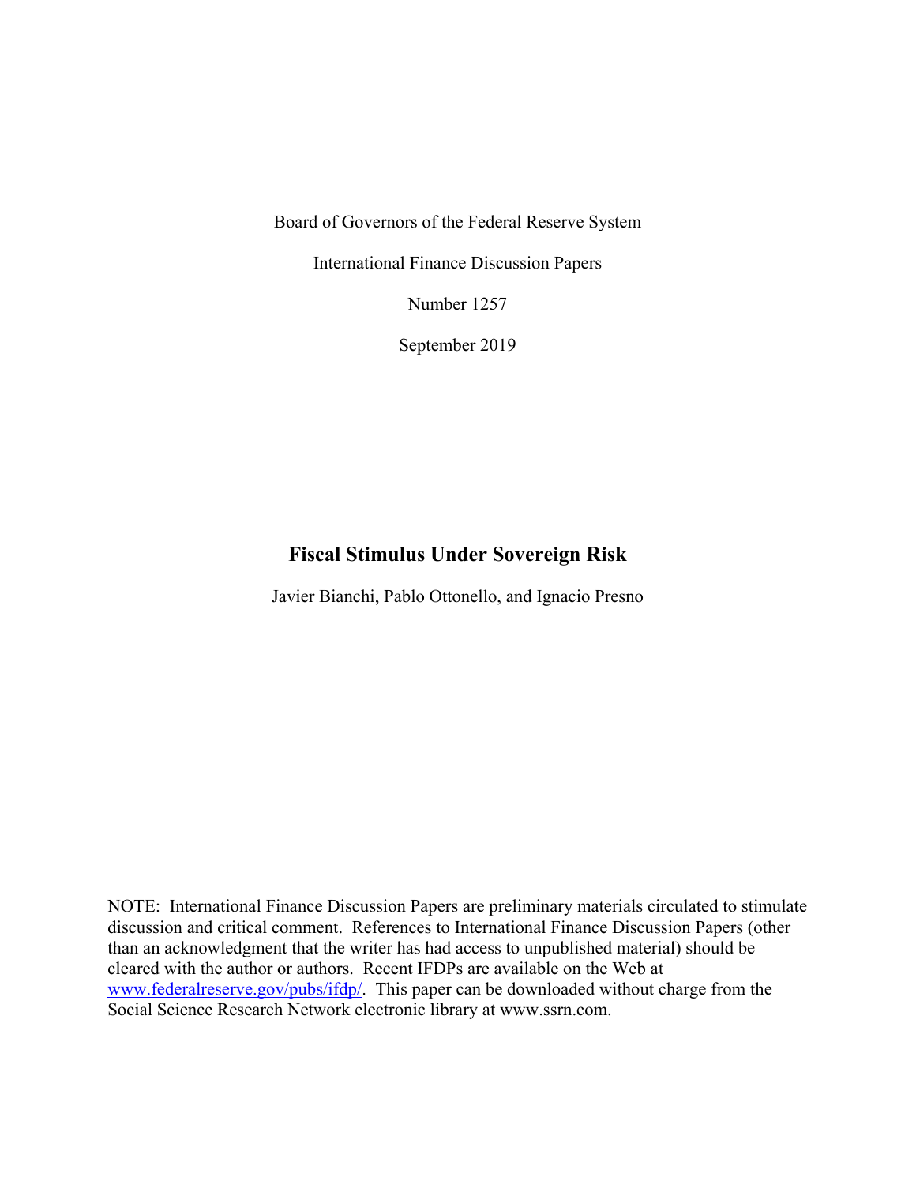Board of Governors of the Federal Reserve System

International Finance Discussion Papers

Number 1257

September 2019

# Fiscal Stimulus Under Sovereign Risk

Javier Bianchi, Pablo Ottonello, and Ignacio Presno

NOTE: International Finance Discussion Papers are preliminary materials circulated to stimulate discussion and critical comment. References to International Finance Discussion Papers (other than an acknowledgment that the writer has had access to unpublished material) should be cleared with the author or authors. Recent IFDPs are available on the Web at [www.federalreserve.gov/pubs/ifdp/](www.federalreserve.gov/pubs/ifdp/). This paper can be downloaded without charge from the Social Science Research Network electronic library at www.ssrn.com.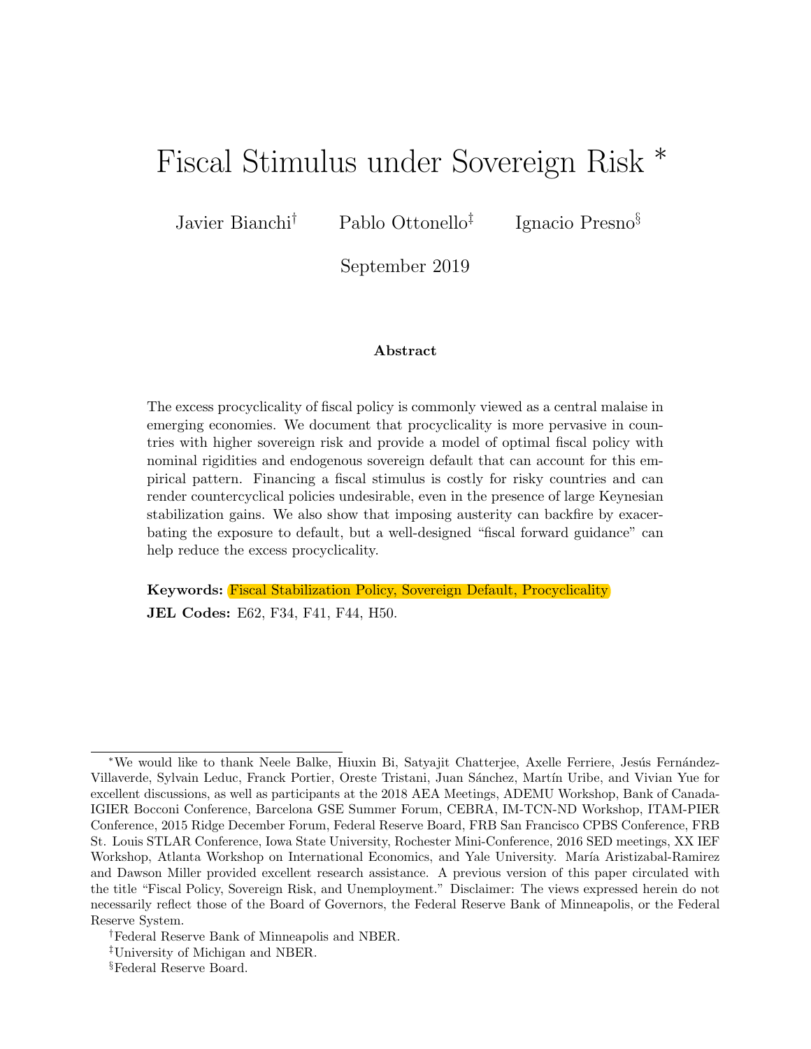# Fiscal Stimulus under Sovereign Risk *

Javier Bianchi[†] Pablo Ottonello[‡] Ignacio Presno[§]

September 2019

**Abstract**

The excess procyclicality of fiscal policy is commonly viewed as a central malaise in emerging economies. We document that procyclicality is more pervasive in countries with higher sovereign risk and provide a model of optimal fiscal policy with nominal rigidities and endogenous sovereign default that can account for this empirical pattern. Financing a fiscal stimulus is costly for risky countries and can render countercyclical policies undesirable, even in the presence of large Keynesian stabilization gains. We also show that imposing austerity can backfire by exacerbating the exposure to default, but a well-designed "fiscal forward guidance" can help reduce the excess procyclicality.

**Keywords:** Fiscal Stabilization Policy, Sovereign Default, Procyclicality

**JEL Codes:** E62, F34, F41, F44, H50.

---

*We would like to thank Neele Balke, Hiuxin Bi, Satyajit Chatterjee, Axelle Ferriere, Jesús Fernández-Villaverde, Sylvain Leduc, Franck Portier, Oreste Tristani, Juan Sánchez, Martín Uribe, and Vivian Yue for excellent discussions, as well as participants at the 2018 AEA Meetings, ADEMU Workshop, Bank of Canada-IGIER Bocconi Conference, Barcelona GSE Summer Forum, CEBRA, IM-TCN-ND Workshop, ITAM-PIER Conference, 2015 Ridge December Forum, Federal Reserve Board, FRB San Francisco CPBS Conference, FRB St. Louis STLAR Conference, Iowa State University, Rochester Mini-Conference, 2016 SED meetings, XX IEF Workshop, Atlanta Workshop on International Economics, and Yale University. María Aristizabal-Ramirez and Dawson Miller provided excellent research assistance. A previous version of this paper circulated with the title "Fiscal Policy, Sovereign Risk, and Unemployment." Disclaimer: The views expressed herein do not necessarily reflect those of the Board of Governors, the Federal Reserve Bank of Minneapolis, or the Federal Reserve System.

[†]Federal Reserve Bank of Minneapolis and NBER.

[‡]University of Michigan and NBER.

[§]Federal Reserve Board.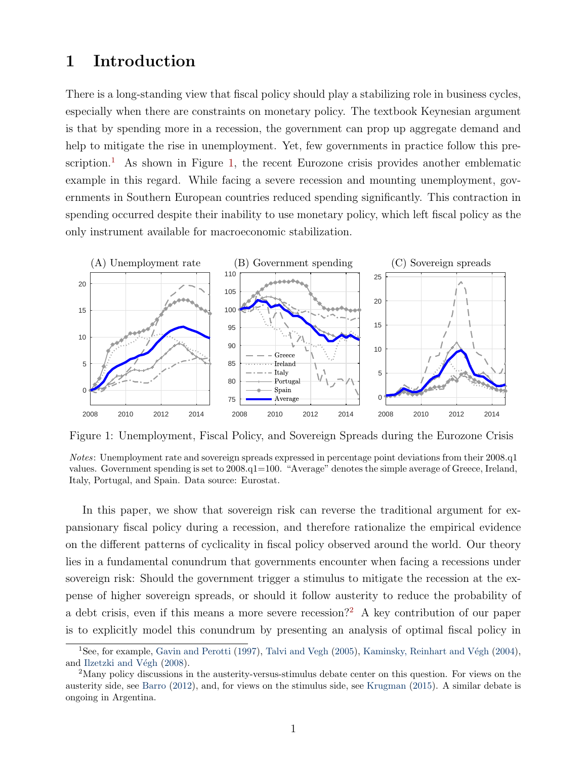# 1 Introduction

There is a long-standing view that fiscal policy should play a stabilizing role in business cycles, especially when there are constraints on monetary policy. The textbook Keynesian argument is that by spending more in a recession, the government can prop up aggregate demand and help to mitigate the rise in unemployment. Yet, few governments in practice follow this prescription.[1] As shown in Figure 1, the recent Eurozone crisis provides another emblematic example in this regard. While facing a severe recession and mounting unemployment, governments in Southern European countries reduced spending significantly. This contraction in spending occurred despite their inability to use monetary policy, which left fiscal policy as the only instrument available for macroeconomic stabilization.

Figure 1: Unemployment, Fiscal Policy, and Sovereign Spreads during the Eurozone Crisis

*Notes*: Unemployment rate and sovereign spreads expressed in percentage point deviations from their 2008.q1 values. Government spending is set to 2008.q1=100. "Average" denotes the simple average of Greece, Ireland, Italy, Portugal, and Spain. Data source: Eurostat.

In this paper, we show that sovereign risk can reverse the traditional argument for expansionary fiscal policy during a recession, and therefore rationalize the empirical evidence on the different patterns of cyclicality in fiscal policy observed around the world. Our theory lies in a fundamental conundrum that governments encounter when facing a recessions under sovereign risk: Should the government trigger a stimulus to mitigate the recession at the expense of higher sovereign spreads, or should it follow austerity to reduce the probability of a debt crisis, even if this means a more severe recession?[2] A key contribution of our paper is to explicitly model this conundrum by presenting an analysis of optimal fiscal policy in

[1]See, for example, Gavin and Perotti (1997), Talvi and Vegh (2005), Kaminsky, Reinhart and Végh (2004), and Ilzetzki and Végh (2008).

[2]Many policy discussions in the austerity-versus-stimulus debate center on this question. For views on the austerity side, see Barro (2012), and, for views on the stimulus side, see Krugman (2015). A similar debate is ongoing in Argentina.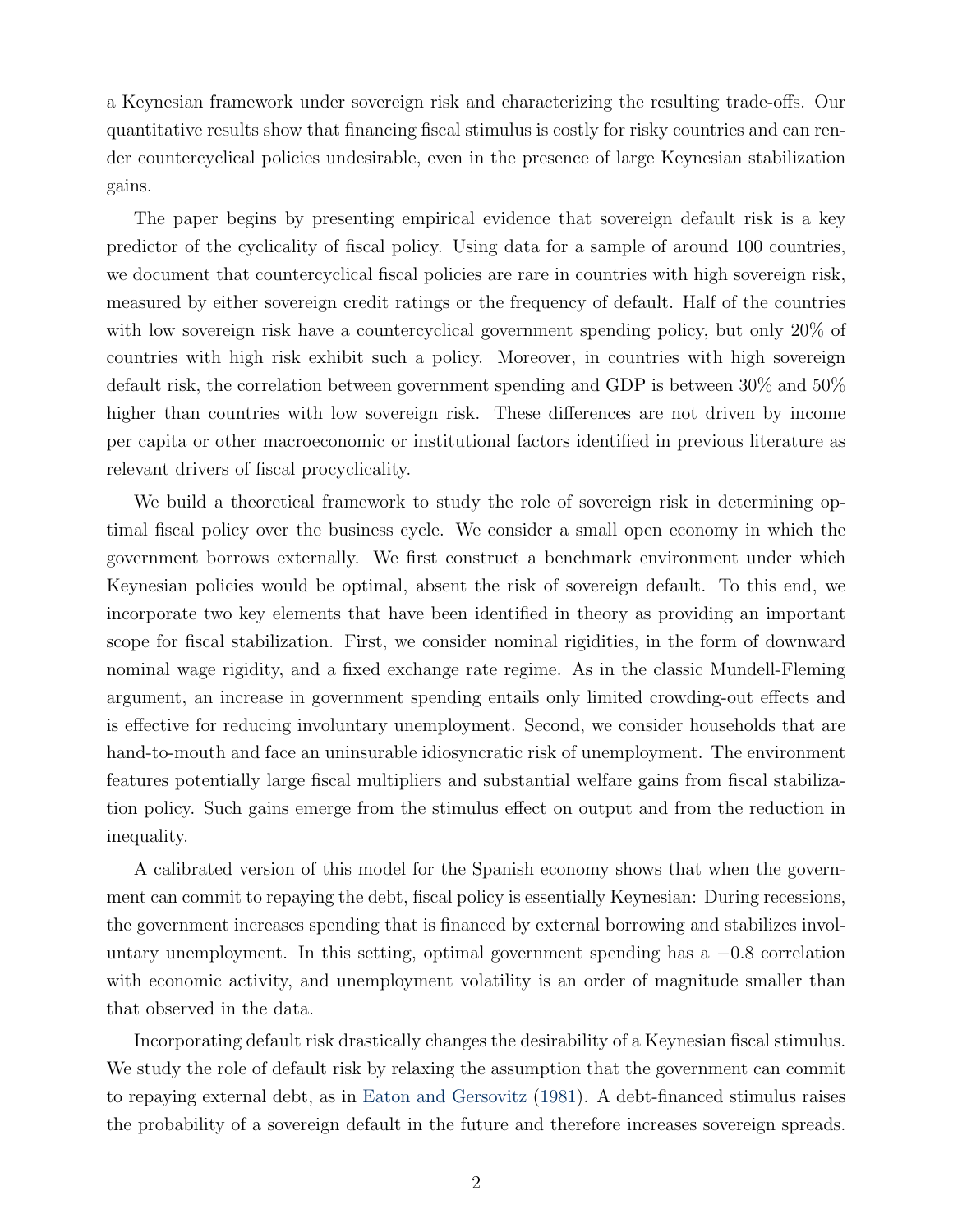a Keynesian framework under sovereign risk and characterizing the resulting trade-offs. Our quantitative results show that financing fiscal stimulus is costly for risky countries and can render countercyclical policies undesirable, even in the presence of large Keynesian stabilization gains.

The paper begins by presenting empirical evidence that sovereign default risk is a key predictor of the cyclicality of fiscal policy. Using data for a sample of around 100 countries, we document that countercyclical fiscal policies are rare in countries with high sovereign risk, measured by either sovereign credit ratings or the frequency of default. Half of the countries with low sovereign risk have a countercyclical government spending policy, but only 20% of countries with high risk exhibit such a policy. Moreover, in countries with high sovereign default risk, the correlation between government spending and GDP is between 30% and 50% higher than countries with low sovereign risk. These differences are not driven by income per capita or other macroeconomic or institutional factors identified in previous literature as relevant drivers of fiscal procyclicality.

We build a theoretical framework to study the role of sovereign risk in determining optimal fiscal policy over the business cycle. We consider a small open economy in which the government borrows externally. We first construct a benchmark environment under which Keynesian policies would be optimal, absent the risk of sovereign default. To this end, we incorporate two key elements that have been identified in theory as providing an important scope for fiscal stabilization. First, we consider nominal rigidities, in the form of downward nominal wage rigidity, and a fixed exchange rate regime. As in the classic Mundell-Fleming argument, an increase in government spending entails only limited crowding-out effects and is effective for reducing involuntary unemployment. Second, we consider households that are hand-to-mouth and face an uninsurable idiosyncratic risk of unemployment. The environment features potentially large fiscal multipliers and substantial welfare gains from fiscal stabilization policy. Such gains emerge from the stimulus effect on output and from the reduction in inequality.

A calibrated version of this model for the Spanish economy shows that when the government can commit to repaying the debt, fiscal policy is essentially Keynesian: During recessions, the government increases spending that is financed by external borrowing and stabilizes involuntary unemployment. In this setting, optimal government spending has a $-0.8$ correlation with economic activity, and unemployment volatility is an order of magnitude smaller than that observed in the data.

Incorporating default risk drastically changes the desirability of a Keynesian fiscal stimulus. We study the role of default risk by relaxing the assumption that the government can commit to repaying external debt, as in Eaton and Gersovitz (1981). A debt-financed stimulus raises the probability of a sovereign default in the future and therefore increases sovereign spreads.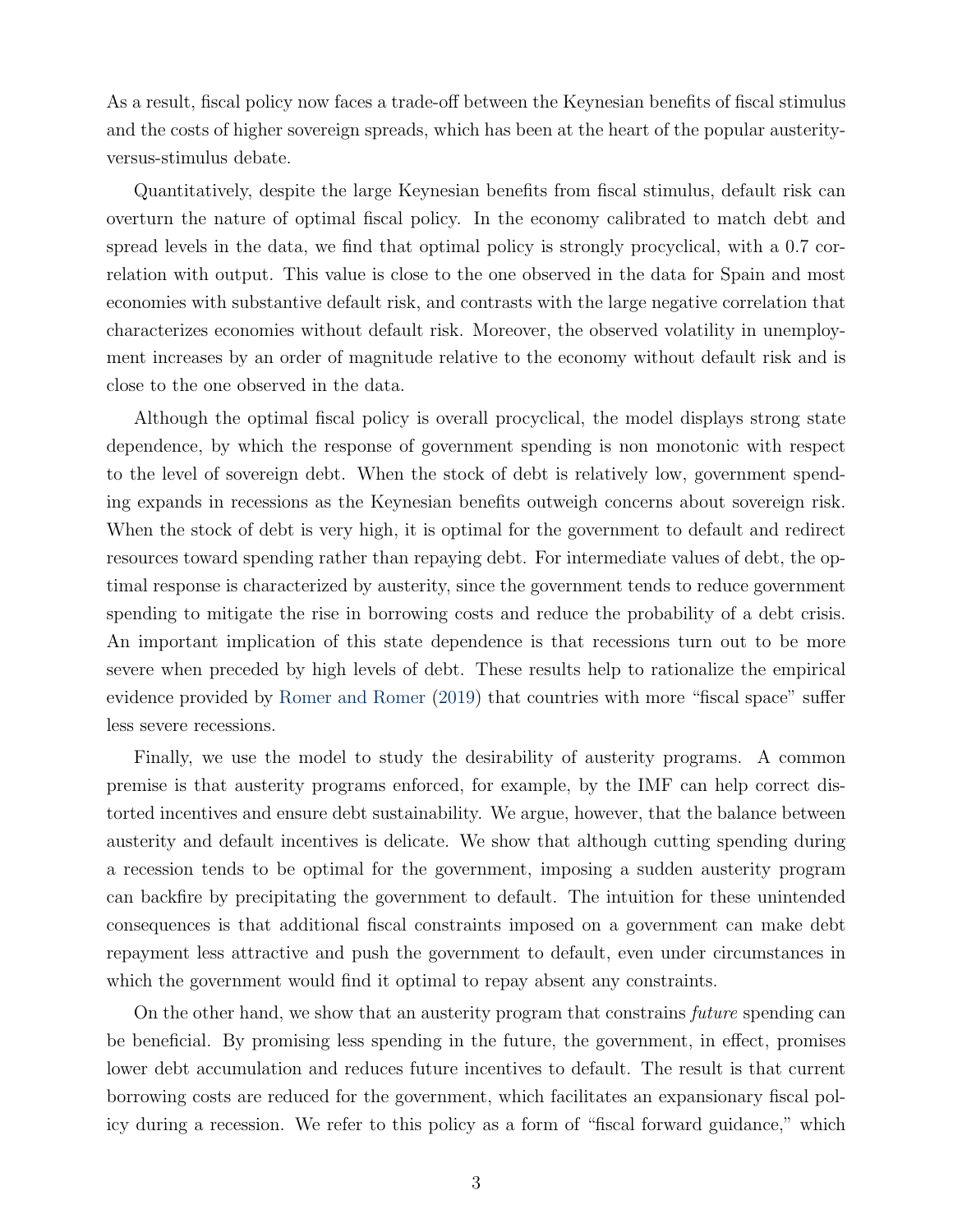As a result, fiscal policy now faces a trade-off between the Keynesian benefits of fiscal stimulus and the costs of higher sovereign spreads, which has been at the heart of the popular austerity-versus-stimulus debate.

Quantitatively, despite the large Keynesian benefits from fiscal stimulus, default risk can overturn the nature of optimal fiscal policy. In the economy calibrated to match debt and spread levels in the data, we find that optimal policy is strongly procyclical, with a 0.7 correlation with output. This value is close to the one observed in the data for Spain and most economies with substantive default risk, and contrasts with the large negative correlation that characterizes economies without default risk. Moreover, the observed volatility in unemployment increases by an order of magnitude relative to the economy without default risk and is close to the one observed in the data.

Although the optimal fiscal policy is overall procyclical, the model displays strong state dependence, by which the response of government spending is non monotonic with respect to the level of sovereign debt. When the stock of debt is relatively low, government spending expands in recessions as the Keynesian benefits outweigh concerns about sovereign risk. When the stock of debt is very high, it is optimal for the government to default and redirect resources toward spending rather than repaying debt. For intermediate values of debt, the optimal response is characterized by austerity, since the government tends to reduce government spending to mitigate the rise in borrowing costs and reduce the probability of a debt crisis. An important implication of this state dependence is that recessions turn out to be more severe when preceded by high levels of debt. These results help to rationalize the empirical evidence provided by Romer and Romer (2019) that countries with more "fiscal space" suffer less severe recessions.

Finally, we use the model to study the desirability of austerity programs. A common premise is that austerity programs enforced, for example, by the IMF can help correct distorted incentives and ensure debt sustainability. We argue, however, that the balance between austerity and default incentives is delicate. We show that although cutting spending during a recession tends to be optimal for the government, imposing a sudden austerity program can backfire by precipitating the government to default. The intuition for these unintended consequences is that additional fiscal constraints imposed on a government can make debt repayment less attractive and push the government to default, even under circumstances in which the government would find it optimal to repay absent any constraints.

On the other hand, we show that an austerity program that constrains *future* spending can be beneficial. By promising less spending in the future, the government, in effect, promises lower debt accumulation and reduces future incentives to default. The result is that current borrowing costs are reduced for the government, which facilitates an expansionary fiscal policy during a recession. We refer to this policy as a form of "fiscal forward guidance," which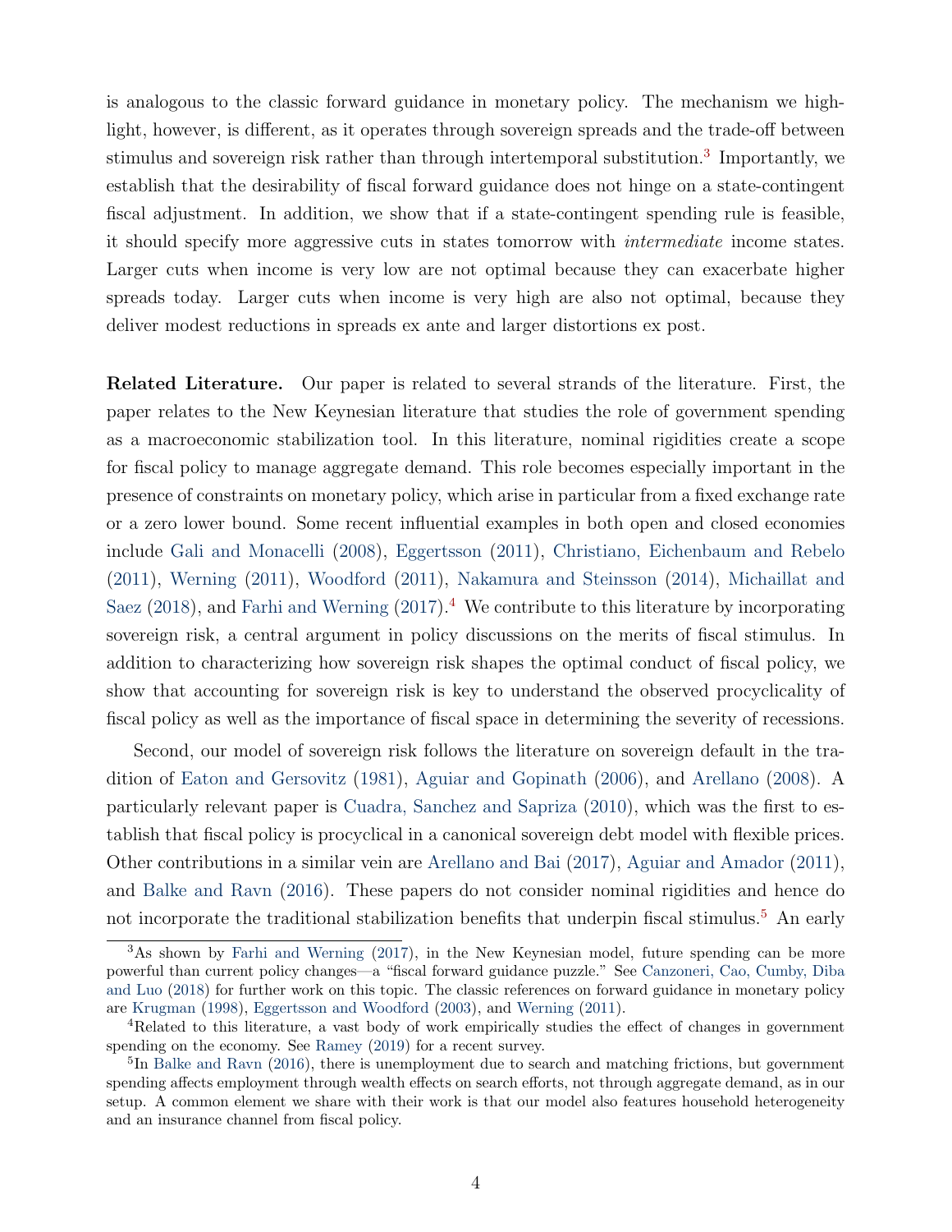is analogous to the classic forward guidance in monetary policy. The mechanism we highlight, however, is different, as it operates through sovereign spreads and the trade-off between stimulus and sovereign risk rather than through intertemporal substitution.[3] Importantly, we establish that the desirability of fiscal forward guidance does not hinge on a state-contingent fiscal adjustment. In addition, we show that if a state-contingent spending rule is feasible, it should specify more aggressive cuts in states tomorrow with *intermediate* income states. Larger cuts when income is very low are not optimal because they can exacerbate higher spreads today. Larger cuts when income is very high are also not optimal, because they deliver modest reductions in spreads ex ante and larger distortions ex post.

**Related Literature.** Our paper is related to several strands of the literature. First, the paper relates to the New Keynesian literature that studies the role of government spending as a macroeconomic stabilization tool. In this literature, nominal rigidities create a scope for fiscal policy to manage aggregate demand. This role becomes especially important in the presence of constraints on monetary policy, which arise in particular from a fixed exchange rate or a zero lower bound. Some recent influential examples in both open and closed economies include Gali and Monacelli (2008), Eggertsson (2011), Christiano, Eichenbaum and Rebelo (2011), Werning (2011), Woodford (2011), Nakamura and Steinsson (2014), Michaillat and Saez (2018), and Farhi and Werning (2017).[4] We contribute to this literature by incorporating sovereign risk, a central argument in policy discussions on the merits of fiscal stimulus. In addition to characterizing how sovereign risk shapes the optimal conduct of fiscal policy, we show that accounting for sovereign risk is key to understand the observed procyclicality of fiscal policy as well as the importance of fiscal space in determining the severity of recessions.

Second, our model of sovereign risk follows the literature on sovereign default in the tradition of Eaton and Gersovitz (1981), Aguiar and Gopinath (2006), and Arellano (2008). A particularly relevant paper is Cuadra, Sanchez and Sapriza (2010), which was the first to establish that fiscal policy is procyclical in a canonical sovereign debt model with flexible prices. Other contributions in a similar vein are Arellano and Bai (2017), Aguiar and Amador (2011), and Balke and Ravn (2016). These papers do not consider nominal rigidities and hence do not incorporate the traditional stabilization benefits that underpin fiscal stimulus.[5] An early

[3] As shown by Farhi and Werning (2017), in the New Keynesian model, future spending can be more powerful than current policy changes—a "fiscal forward guidance puzzle." See Canzoneri, Cao, Cumby, Diba and Luo (2018) for further work on this topic. The classic references on forward guidance in monetary policy are Krugman (1998), Eggertsson and Woodford (2003), and Werning (2011).

[4] Related to this literature, a vast body of work empirically studies the effect of changes in government spending on the economy. See Ramey (2019) for a recent survey.

[5] In Balke and Ravn (2016), there is unemployment due to search and matching frictions, but government spending affects employment through wealth effects on search efforts, not through aggregate demand, as in our setup. A common element we share with their work is that our model also features household heterogeneity and an insurance channel from fiscal policy.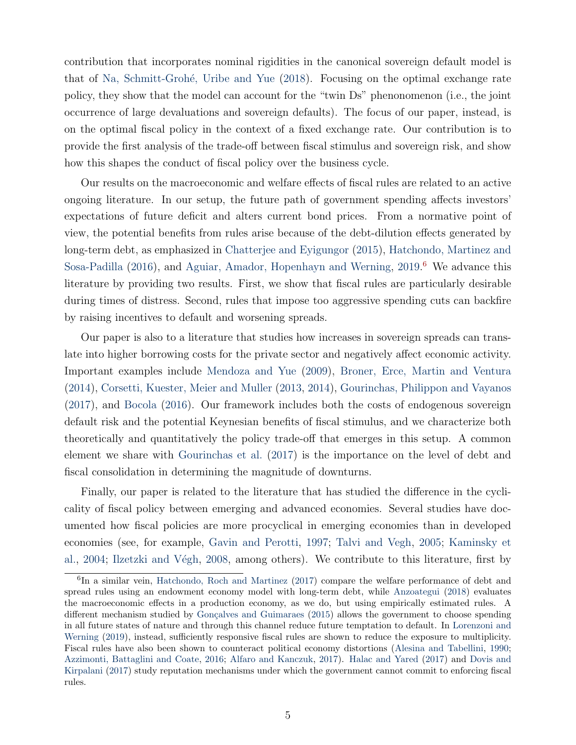contribution that incorporates nominal rigidities in the canonical sovereign default model is that of Na, Schmitt-Grohé, Uribe and Yue (2018). Focusing on the optimal exchange rate policy, they show that the model can account for the "twin Ds" phenonomenon (i.e., the joint occurrence of large devaluations and sovereign defaults). The focus of our paper, instead, is on the optimal fiscal policy in the context of a fixed exchange rate. Our contribution is to provide the first analysis of the trade-off between fiscal stimulus and sovereign risk, and show how this shapes the conduct of fiscal policy over the business cycle.

Our results on the macroeconomic and welfare effects of fiscal rules are related to an active ongoing literature. In our setup, the future path of government spending affects investors' expectations of future deficit and alters current bond prices. From a normative point of view, the potential benefits from rules arise because of the debt-dilution effects generated by long-term debt, as emphasized in Chatterjee and Eyigungor (2015), Hatchondo, Martinez and Sosa-Padilla (2016), and Aguiar, Amador, Hopenhayn and Werning, 2019.[6] We advance this literature by providing two results. First, we show that fiscal rules are particularly desirable during times of distress. Second, rules that impose too aggressive spending cuts can backfire by raising incentives to default and worsening spreads.

Our paper is also to a literature that studies how increases in sovereign spreads can translate into higher borrowing costs for the private sector and negatively affect economic activity. Important examples include Mendoza and Yue (2009), Broner, Erce, Martin and Ventura (2014), Corsetti, Kuester, Meier and Muller (2013, 2014), Gourinchas, Philippon and Vayanos (2017), and Bocola (2016). Our framework includes both the costs of endogenous sovereign default risk and the potential Keynesian benefits of fiscal stimulus, and we characterize both theoretically and quantitatively the policy trade-off that emerges in this setup. A common element we share with Gourinchas et al. (2017) is the importance on the level of debt and fiscal consolidation in determining the magnitude of downturns.

Finally, our paper is related to the literature that has studied the difference in the cyclicality of fiscal policy between emerging and advanced economies. Several studies have documented how fiscal policies are more procyclical in emerging economies than in developed economies (see, for example, Gavin and Perotti, 1997; Talvi and Vegh, 2005; Kaminsky et al., 2004; Ilzetzki and Végh, 2008, among others). We contribute to this literature, first by

[6] In a similar vein, Hatchondo, Roch and Martinez (2017) compare the welfare performance of debt and spread rules using an endowment economy model with long-term debt, while Anzoategui (2018) evaluates the macroeconomic effects in a production economy, as we do, but using empirically estimated rules. A different mechanism studied by Gonçalves and Guimaraes (2015) allows the government to choose spending in all future states of nature and through this channel reduce future temptation to default. In Lorenzoni and Werning (2019), instead, sufficiently responsive fiscal rules are shown to reduce the exposure to multiplicity. Fiscal rules have also been shown to counteract political economy distortions (Alesina and Tabellini, 1990; Azzimonti, Battaglini and Coate, 2016; Alfaro and Kanczuk, 2017). Halac and Yared (2017) and Dovis and Kirpalani (2017) study reputation mechanisms under which the government cannot commit to enforcing fiscal rules.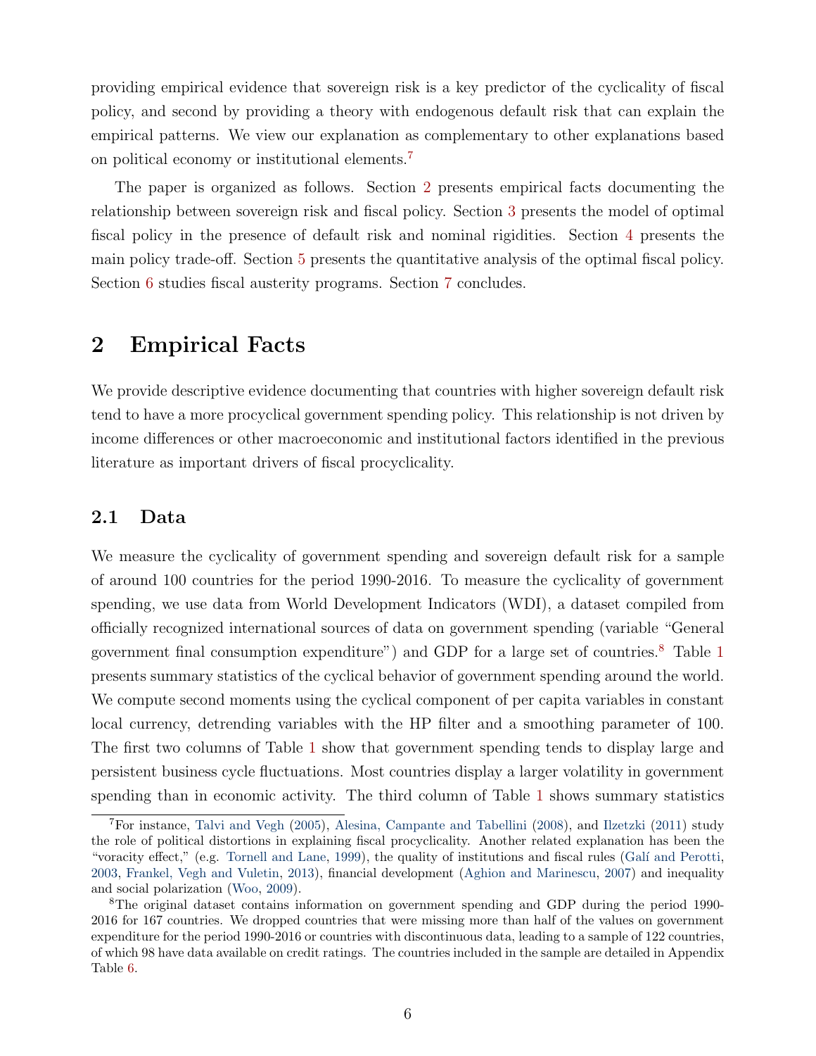providing empirical evidence that sovereign risk is a key predictor of the cyclicality of fiscal policy, and second by providing a theory with endogenous default risk that can explain the empirical patterns. We view our explanation as complementary to other explanations based on political economy or institutional elements.[7]

The paper is organized as follows. Section 2 presents empirical facts documenting the relationship between sovereign risk and fiscal policy. Section 3 presents the model of optimal fiscal policy in the presence of default risk and nominal rigidities. Section 4 presents the main policy trade-off. Section 5 presents the quantitative analysis of the optimal fiscal policy. Section 6 studies fiscal austerity programs. Section 7 concludes.

# 2 Empirical Facts

We provide descriptive evidence documenting that countries with higher sovereign default risk tend to have a more procyclical government spending policy. This relationship is not driven by income differences or other macroeconomic and institutional factors identified in the previous literature as important drivers of fiscal procyclicality.

## 2.1 Data

We measure the cyclicality of government spending and sovereign default risk for a sample of around 100 countries for the period 1990-2016. To measure the cyclicality of government spending, we use data from World Development Indicators (WDI), a dataset compiled from officially recognized international sources of data on government spending (variable "General government final consumption expenditure") and GDP for a large set of countries.[8] Table 1 presents summary statistics of the cyclical behavior of government spending around the world. We compute second moments using the cyclical component of per capita variables in constant local currency, detrending variables with the HP filter and a smoothing parameter of 100. The first two columns of Table 1 show that government spending tends to display large and persistent business cycle fluctuations. Most countries display a larger volatility in government spending than in economic activity. The third column of Table 1 shows summary statistics

---

[7] For instance, Talvi and Vegh (2005), Alesina, Campante and Tabellini (2008), and Ilzetzki (2011) study the role of political distortions in explaining fiscal procyclicality. Another related explanation has been the "voracity effect," (e.g. Tornell and Lane, 1999), the quality of institutions and fiscal rules (Galí and Perotti, 2003, Frankel, Vegh and Vuletin, 2013), financial development (Aghion and Marinescu, 2007) and inequality and social polarization (Woo, 2009).

[8] The original dataset contains information on government spending and GDP during the period 1990-2016 for 167 countries. We dropped countries that were missing more than half of the values on government expenditure for the period 1990-2016 or countries with discontinuous data, leading to a sample of 122 countries, of which 98 have data available on credit ratings. The countries included in the sample are detailed in Appendix Table 6.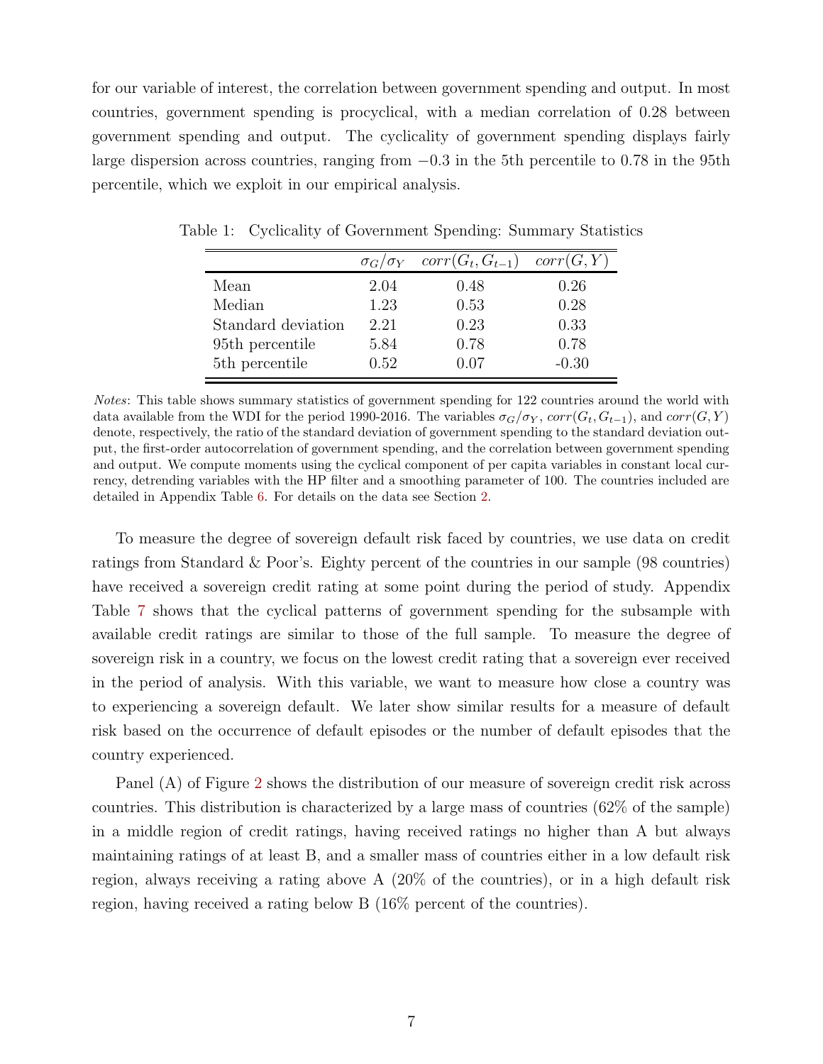for our variable of interest, the correlation between government spending and output. In most countries, government spending is procyclical, with a median correlation of 0.28 between government spending and output. The cyclicality of government spending displays fairly large dispersion across countries, ranging from $-0.3$ in the 5th percentile to 0.78 in the 95th percentile, which we exploit in our empirical analysis.

Table 1: Cyclicality of Government Spending: Summary Statistics

| | $\sigma_G/\sigma_Y$ | $corr(G_t, G_{t-1})$ | $corr(G, Y)$ |
|---|---|---|---|
| Mean | 2.04 | 0.48 | 0.26 |
| Median | 1.23 | 0.53 | 0.28 |
| Standard deviation | 2.21 | 0.23 | 0.33 |
| 95th percentile | 5.84 | 0.78 | 0.78 |
| 5th percentile | 0.52 | 0.07 | -0.30 |

*Notes*: This table shows summary statistics of government spending for 122 countries around the world with data available from the WDI for the period 1990-2016. The variables $\sigma_G/\sigma_Y$, $corr(G_t, G_{t-1})$, and $corr(G, Y)$ denote, respectively, the ratio of the standard deviation of government spending to the standard deviation output, the first-order autocorrelation of government spending, and the correlation between government spending and output. We compute moments using the cyclical component of per capita variables in constant local currency, detrending variables with the HP filter and a smoothing parameter of 100. The countries included are detailed in Appendix Table 6. For details on the data see Section 2.

To measure the degree of sovereign default risk faced by countries, we use data on credit ratings from Standard & Poor's. Eighty percent of the countries in our sample (98 countries) have received a sovereign credit rating at some point during the period of study. Appendix Table 7 shows that the cyclical patterns of government spending for the subsample with available credit ratings are similar to those of the full sample. To measure the degree of sovereign risk in a country, we focus on the lowest credit rating that a sovereign ever received in the period of analysis. With this variable, we want to measure how close a country was to experiencing a sovereign default. We later show similar results for a measure of default risk based on the occurrence of default episodes or the number of default episodes that the country experienced.

Panel (A) of Figure 2 shows the distribution of our measure of sovereign credit risk across countries. This distribution is characterized by a large mass of countries (62% of the sample) in a middle region of credit ratings, having received ratings no higher than A but always maintaining ratings of at least B, and a smaller mass of countries either in a low default risk region, always receiving a rating above A (20% of the countries), or in a high default risk region, having received a rating below B (16% percent of the countries).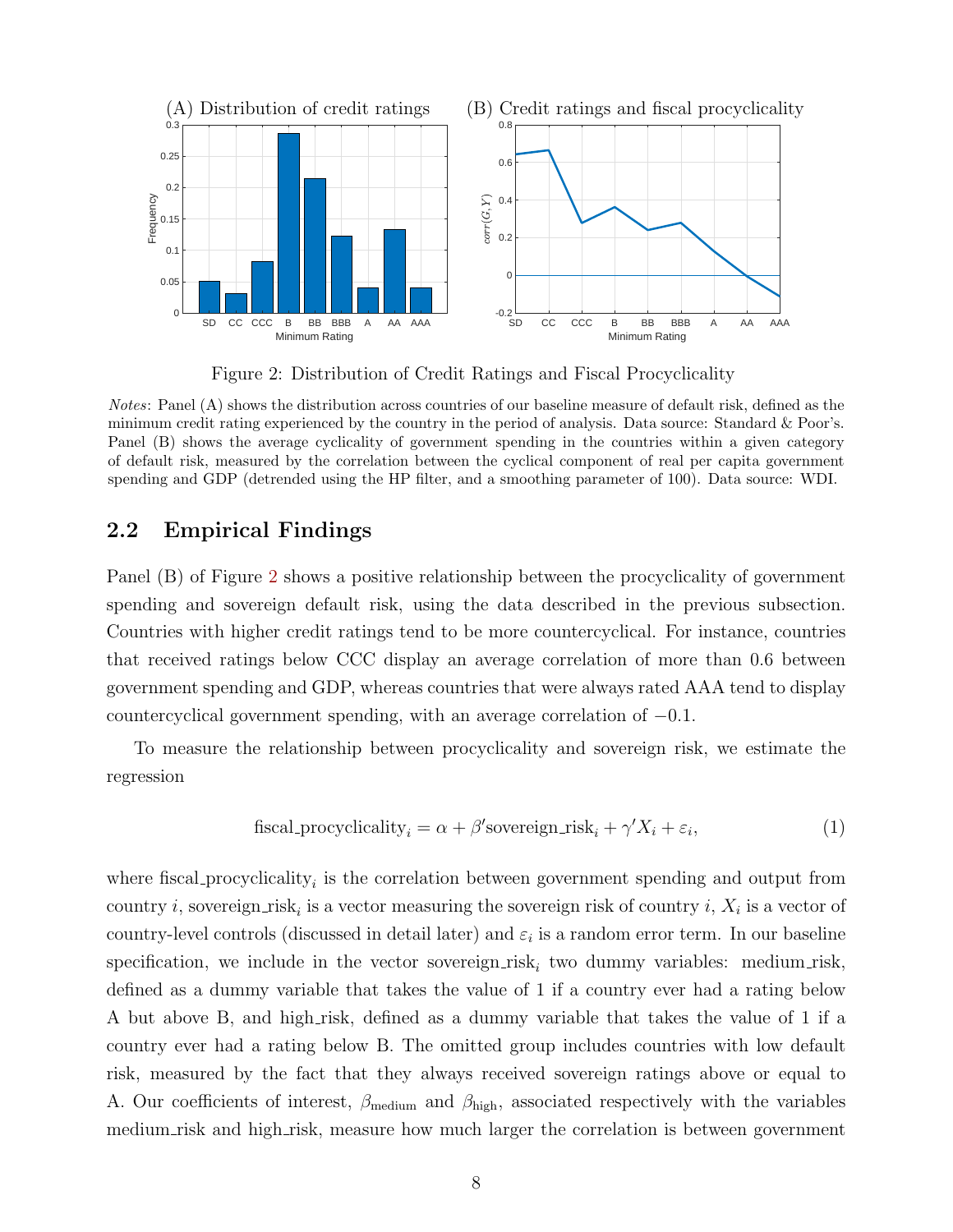Figure 2: Distribution of Credit Ratings and Fiscal Procyclicality

*Notes*: Panel (A) shows the distribution across countries of our baseline measure of default risk, defined as the minimum credit rating experienced by the country in the period of analysis. Data source: Standard & Poor's. Panel (B) shows the average cyclicality of government spending in the countries within a given category of default risk, measured by the correlation between the cyclical component of real per capita government spending and GDP (detrended using the HP filter, and a smoothing parameter of 100). Data source: WDI.

## 2.2 Empirical Findings

Panel (B) of Figure 2 shows a positive relationship between the procyclicality of government spending and sovereign default risk, using the data described in the previous subsection. Countries with higher credit ratings tend to be more countercyclical. For instance, countries that received ratings below CCC display an average correlation of more than 0.6 between government spending and GDP, whereas countries that were always rated AAA tend to display countercyclical government spending, with an average correlation of $-0.1$.

To measure the relationship between procyclicality and sovereign risk, we estimate the regression

$$\text{fiscal\_procyclicality}_i = \alpha + \beta' \text{sovereign\_risk}_i + \gamma' X_i + \varepsilon_i, \tag{1}$$

where $\text{fiscal\_procyclicality}_i$ is the correlation between government spending and output from country $i$, $\text{sovereign\_risk}_i$ is a vector measuring the sovereign risk of country $i$, $X_i$ is a vector of country-level controls (discussed in detail later) and $\varepsilon_i$ is a random error term. In our baseline specification, we include in the vector $\text{sovereign\_risk}_i$ two dummy variables: medium_risk, defined as a dummy variable that takes the value of 1 if a country ever had a rating below A but above B, and high_risk, defined as a dummy variable that takes the value of 1 if a country ever had a rating below B. The omitted group includes countries with low default risk, measured by the fact that they always received sovereign ratings above or equal to A. Our coefficients of interest, $\beta_{\text{medium}}$ and $\beta_{\text{high}}$, associated respectively with the variables medium_risk and high_risk, measure how much larger the correlation is between government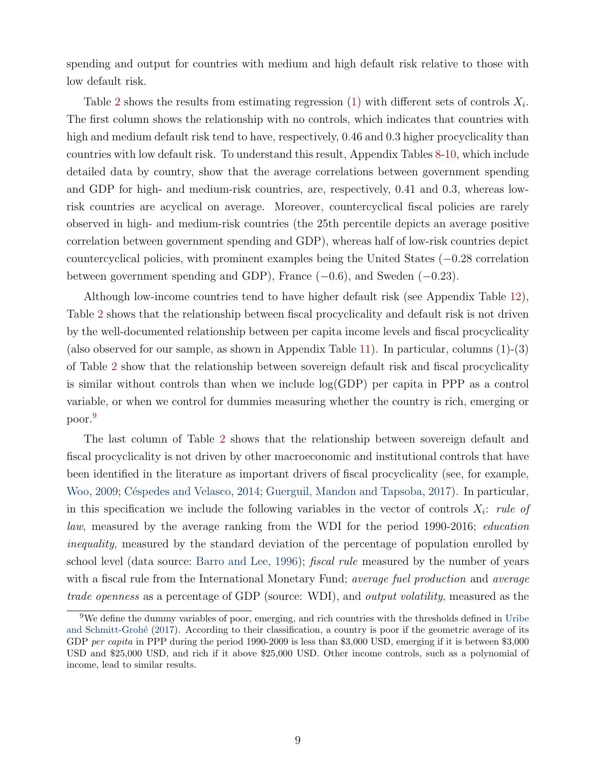spending and output for countries with medium and high default risk relative to those with low default risk.

Table 2 shows the results from estimating regression (1) with different sets of controls $X_i$. The first column shows the relationship with no controls, which indicates that countries with high and medium default risk tend to have, respectively, 0.46 and 0.3 higher procyclicality than countries with low default risk. To understand this result, Appendix Tables 8-10, which include detailed data by country, show that the average correlations between government spending and GDP for high- and medium-risk countries, are, respectively, 0.41 and 0.3, whereas low-risk countries are acyclical on average. Moreover, countercyclical fiscal policies are rarely observed in high- and medium-risk countries (the 25th percentile depicts an average positive correlation between government spending and GDP), whereas half of low-risk countries depict countercyclical policies, with prominent examples being the United States ($-0.28$ correlation between government spending and GDP), France ($-0.6$), and Sweden ($-0.23$).

Although low-income countries tend to have higher default risk (see Appendix Table 12), Table 2 shows that the relationship between fiscal procyclicality and default risk is not driven by the well-documented relationship between per capita income levels and fiscal procyclicality (also observed for our sample, as shown in Appendix Table 11). In particular, columns (1)-(3) of Table 2 show that the relationship between sovereign default risk and fiscal procyclicality is similar without controls than when we include log(GDP) per capita in PPP as a control variable, or when we control for dummies measuring whether the country is rich, emerging or poor.[9]

The last column of Table 2 shows that the relationship between sovereign default and fiscal procyclicality is not driven by other macroeconomic and institutional controls that have been identified in the literature as important drivers of fiscal procyclicality (see, for example, Woo, 2009; Céspedes and Velasco, 2014; Guerguil, Mandon and Tapsoba, 2017). In particular, in this specification we include the following variables in the vector of controls $X_i$: *rule of law*, measured by the average ranking from the WDI for the period 1990-2016; *education inequality*, measured by the standard deviation of the percentage of population enrolled by school level (data source: Barro and Lee, 1996); *fiscal rule* measured by the number of years with a fiscal rule from the International Monetary Fund; *average fuel production* and *average trade openness* as a percentage of GDP (source: WDI), and *output volatility*, measured as the

[9] We define the dummy variables of poor, emerging, and rich countries with the thresholds defined in Uribe and Schmitt-Grohé (2017). According to their classification, a country is poor if the geometric average of its GDP *per capita* in PPP during the period 1990-2009 is less than $3,000 USD, emerging if it is between $3,000 USD and $25,000 USD, and rich if it above $25,000 USD. Other income controls, such as a polynomial of income, lead to similar results.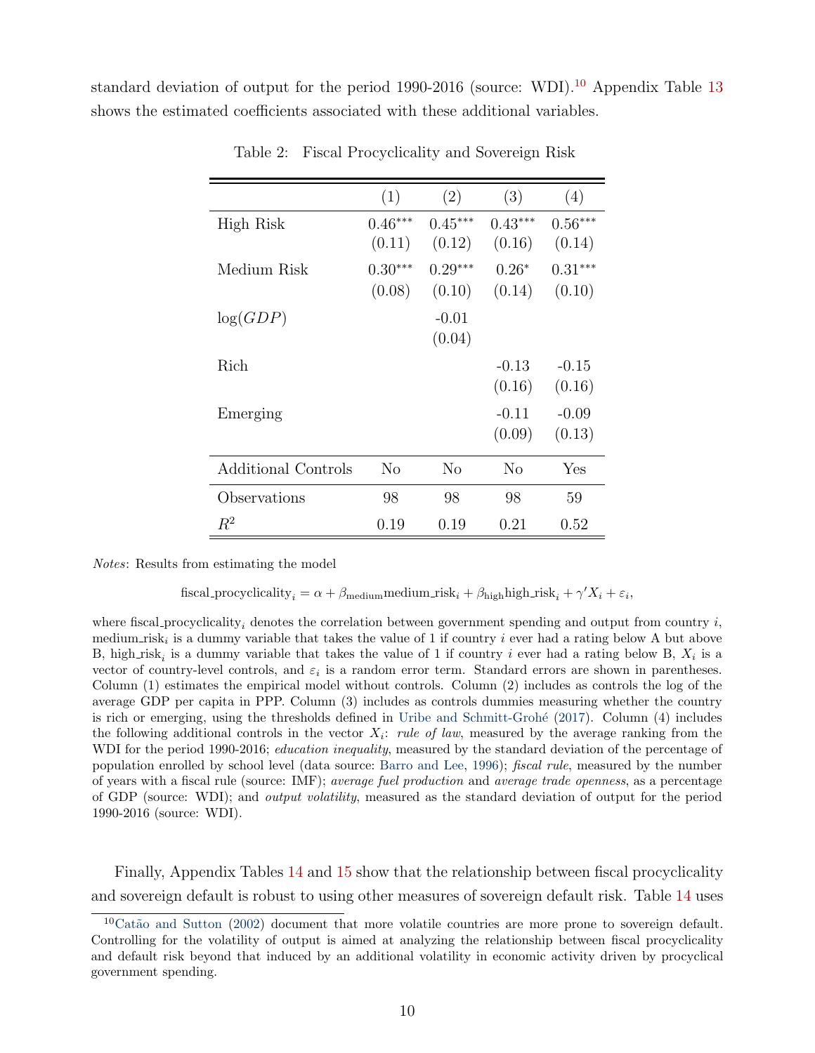standard deviation of output for the period 1990-2016 (source: WDI).[10] Appendix Table 13 shows the estimated coefficients associated with these additional variables.

Table 2: Fiscal Procyclicality and Sovereign Risk

| | (1) | (2) | (3) | (4) |
|---|---|---|---|---|
| High Risk | $0.46^{***}$ | $0.45^{***}$ | $0.43^{***}$ | $0.56^{***}$ |
| | (0.11) | (0.12) | (0.16) | (0.14) |
| Medium Risk | $0.30^{***}$ | $0.29^{***}$ | $0.26^{*}$ | $0.31^{***}$ |
| | (0.08) | (0.10) | (0.14) | (0.10) |
| $\log(GDP)$ | | -0.01 | | |
| | | (0.04) | | |
| Rich | | | -0.13 | -0.15 |
| | | | (0.16) | (0.16) |
| Emerging | | | -0.11 | -0.09 |
| | | | (0.09) | (0.13) |
| Additional Controls | No | No | No | Yes |
| Observations | 98 | 98 | 98 | 59 |
| $R^2$ | 0.19 | 0.19 | 0.21 | 0.52 |

*Notes*: Results from estimating the model

$$\text{fiscal\_procyclicality}_i = \alpha + \beta_{\text{medium}}\text{medium\_risk}_i + \beta_{\text{high}}\text{high\_risk}_i + \gamma' X_i + \varepsilon_i,$$

where fiscal_procyclicality$_i$ denotes the correlation between government spending and output from country $i$, medium_risk$_i$ is a dummy variable that takes the value of 1 if country $i$ ever had a rating below A but above B, high_risk$_i$ is a dummy variable that takes the value of 1 if country $i$ ever had a rating below B, $X_i$ is a vector of country-level controls, and $\varepsilon_i$ is a random error term. Standard errors are shown in parentheses. Column (1) estimates the empirical model without controls. Column (2) includes as controls the log of the average GDP per capita in PPP. Column (3) includes as controls dummies measuring whether the country is rich or emerging, using the thresholds defined in Uribe and Schmitt-Grohé (2017). Column (4) includes the following additional controls in the vector $X_i$: *rule of law*, measured by the average ranking from the WDI for the period 1990-2016; *education inequality*, measured by the standard deviation of the percentage of population enrolled by school level (data source: Barro and Lee, 1996); *fiscal rule*, measured by the number of years with a fiscal rule (source: IMF); *average fuel production* and *average trade openness*, as a percentage of GDP (source: WDI); and *output volatility*, measured as the standard deviation of output for the period 1990-2016 (source: WDI).

Finally, Appendix Tables 14 and 15 show that the relationship between fiscal procyclicality and sovereign default is robust to using other measures of sovereign default risk. Table 14 uses

[10] Catão and Sutton (2002) document that more volatile countries are more prone to sovereign default. Controlling for the volatility of output is aimed at analyzing the relationship between fiscal procyclicality and default risk beyond that induced by an additional volatility in economic activity driven by procyclical government spending.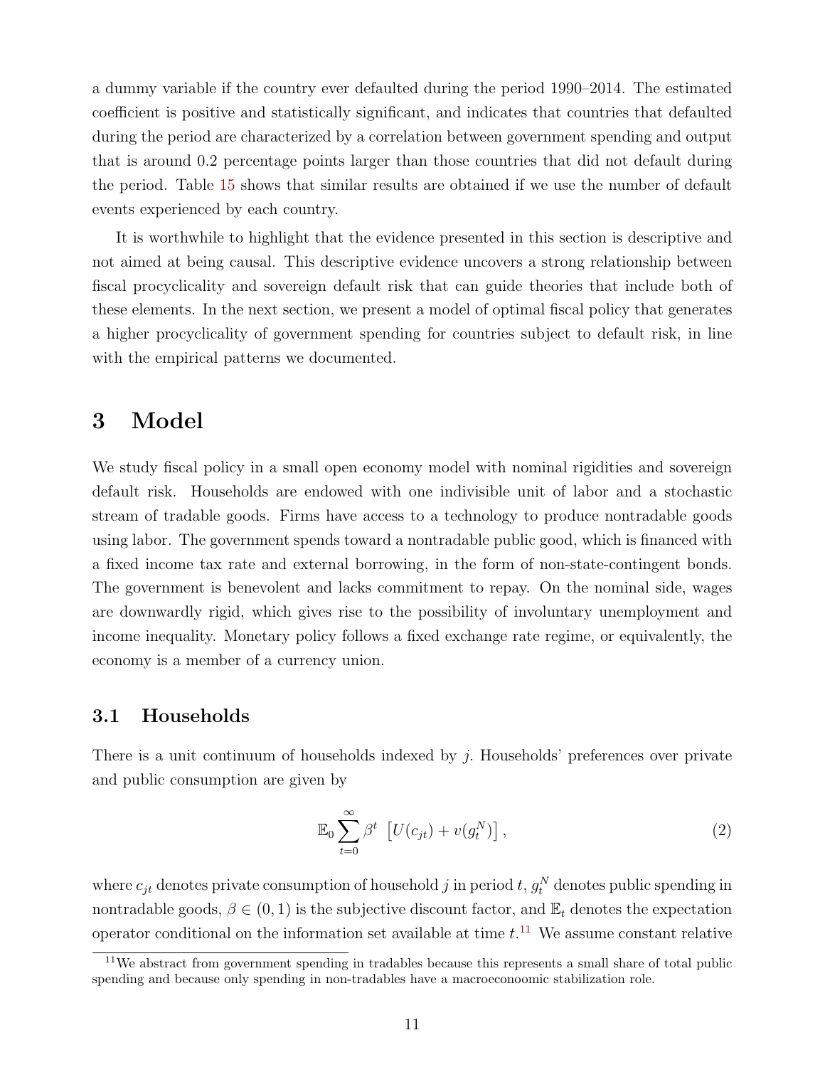a dummy variable if the country ever defaulted during the period 1990–2014. The estimated coefficient is positive and statistically significant, and indicates that countries that defaulted during the period are characterized by a correlation between government spending and output that is around 0.2 percentage points larger than those countries that did not default during the period. Table 15 shows that similar results are obtained if we use the number of default events experienced by each country.

It is worthwhile to highlight that the evidence presented in this section is descriptive and not aimed at being causal. This descriptive evidence uncovers a strong relationship between fiscal procyclicality and sovereign default risk that can guide theories that include both of these elements. In the next section, we present a model of optimal fiscal policy that generates a higher procyclicality of government spending for countries subject to default risk, in line with the empirical patterns we documented.

# 3 Model

We study fiscal policy in a small open economy model with nominal rigidities and sovereign default risk. Households are endowed with one indivisible unit of labor and a stochastic stream of tradable goods. Firms have access to a technology to produce nontradable goods using labor. The government spends toward a nontradable public good, which is financed with a fixed income tax rate and external borrowing, in the form of non-state-contingent bonds. The government is benevolent and lacks commitment to repay. On the nominal side, wages are downwardly rigid, which gives rise to the possibility of involuntary unemployment and income inequality. Monetary policy follows a fixed exchange rate regime, or equivalently, the economy is a member of a currency union.

## 3.1 Households

There is a unit continuum of households indexed by $j$. Households' preferences over private and public consumption are given by

$$\mathbb{E}_0 \sum_{t=0}^{\infty} \beta^t \left[ U(c_{jt}) + v(g_t^N) \right], \tag{2}$$

where $c_{jt}$ denotes private consumption of household $j$ in period $t$, $g_t^N$ denotes public spending in nontradable goods, $\beta \in (0, 1)$ is the subjective discount factor, and $\mathbb{E}_t$ denotes the expectation operator conditional on the information set available at time $t$.[11] We assume constant relative

[11] We abstract from government spending in tradables because this represents a small share of total public spending and because only spending in non-tradables have a macroeconoomic stabilization role.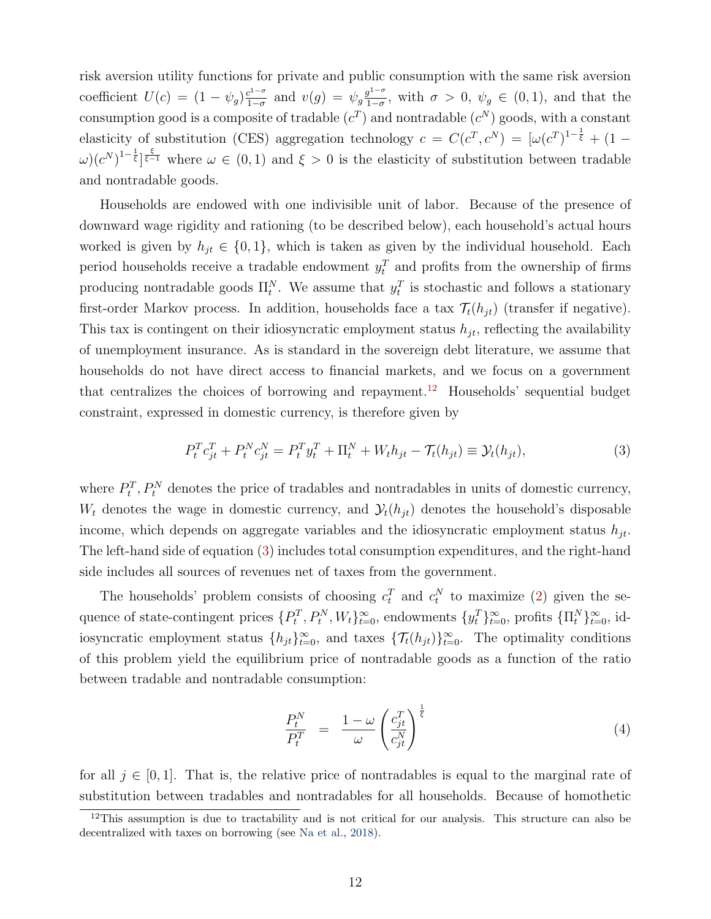risk aversion utility functions for private and public consumption with the same risk aversion coefficient $U(c) = (1-\psi_g)\frac{c^{1-\sigma}}{1-\sigma}$ and $v(g) = \psi_g \frac{g^{1-\sigma}}{1-\sigma}$, with $\sigma > 0$, $\psi_g \in (0,1)$, and that the consumption good is a composite of tradable ($c^T$) and nontradable ($c^N$) goods, with a constant elasticity of substitution (CES) aggregation technology $c = C(c^T, c^N) = [\omega(c^T)^{1-\frac{1}{\xi}} + (1-\omega)(c^N)^{1-\frac{1}{\xi}}]^{\frac{\xi}{\xi-1}}$ where $\omega \in (0,1)$ and $\xi > 0$ is the elasticity of substitution between tradable and nontradable goods.

Households are endowed with one indivisible unit of labor. Because of the presence of downward wage rigidity and rationing (to be described below), each household's actual hours worked is given by $h_{jt} \in \{0,1\}$, which is taken as given by the individual household. Each period households receive a tradable endowment $y_t^T$ and profits from the ownership of firms producing nontradable goods $\Pi_t^N$. We assume that $y_t^T$ is stochastic and follows a stationary first-order Markov process. In addition, households face a tax $\mathcal{T}_t(h_{jt})$ (transfer if negative). This tax is contingent on their idiosyncratic employment status $h_{jt}$, reflecting the availability of unemployment insurance. As is standard in the sovereign debt literature, we assume that households do not have direct access to financial markets, and we focus on a government that centralizes the choices of borrowing and repayment.[12] Households' sequential budget constraint, expressed in domestic currency, is therefore given by

$$P_t^T c_{jt}^T + P_t^N c_{jt}^N = P_t^T y_t^T + \Pi_t^N + W_t h_{jt} - \mathcal{T}_t(h_{jt}) \equiv \mathcal{Y}_t(h_{jt}), \tag{3}$$

where $P_t^T, P_t^N$ denotes the price of tradables and nontradables in units of domestic currency, $W_t$ denotes the wage in domestic currency, and $\mathcal{Y}_t(h_{jt})$ denotes the household's disposable income, which depends on aggregate variables and the idiosyncratic employment status $h_{jt}$. The left-hand side of equation (3) includes total consumption expenditures, and the right-hand side includes all sources of revenues net of taxes from the government.

The households' problem consists of choosing $c_t^T$ and $c_t^N$ to maximize (2) given the sequence of state-contingent prices $\{P_t^T, P_t^N, W_t\}_{t=0}^\infty$, endowments $\{y_t^T\}_{t=0}^\infty$, profits $\{\Pi_t^N\}_{t=0}^\infty$, idiosyncratic employment status $\{h_{jt}\}_{t=0}^\infty$, and taxes $\{\mathcal{T}_t(h_{jt})\}_{t=0}^\infty$. The optimality conditions of this problem yield the equilibrium price of nontradable goods as a function of the ratio between tradable and nontradable consumption:

$$\frac{P_t^N}{P_t^T} = \frac{1-\omega}{\omega}\left(\frac{c_{jt}^T}{c_{jt}^N}\right)^{\frac{1}{\xi}} \tag{4}$$

for all $j \in [0,1]$. That is, the relative price of nontradables is equal to the marginal rate of substitution between tradables and nontradables for all households. Because of homothetic

[12] This assumption is due to tractability and is not critical for our analysis. This structure can also be decentralized with taxes on borrowing (see Na et al., 2018).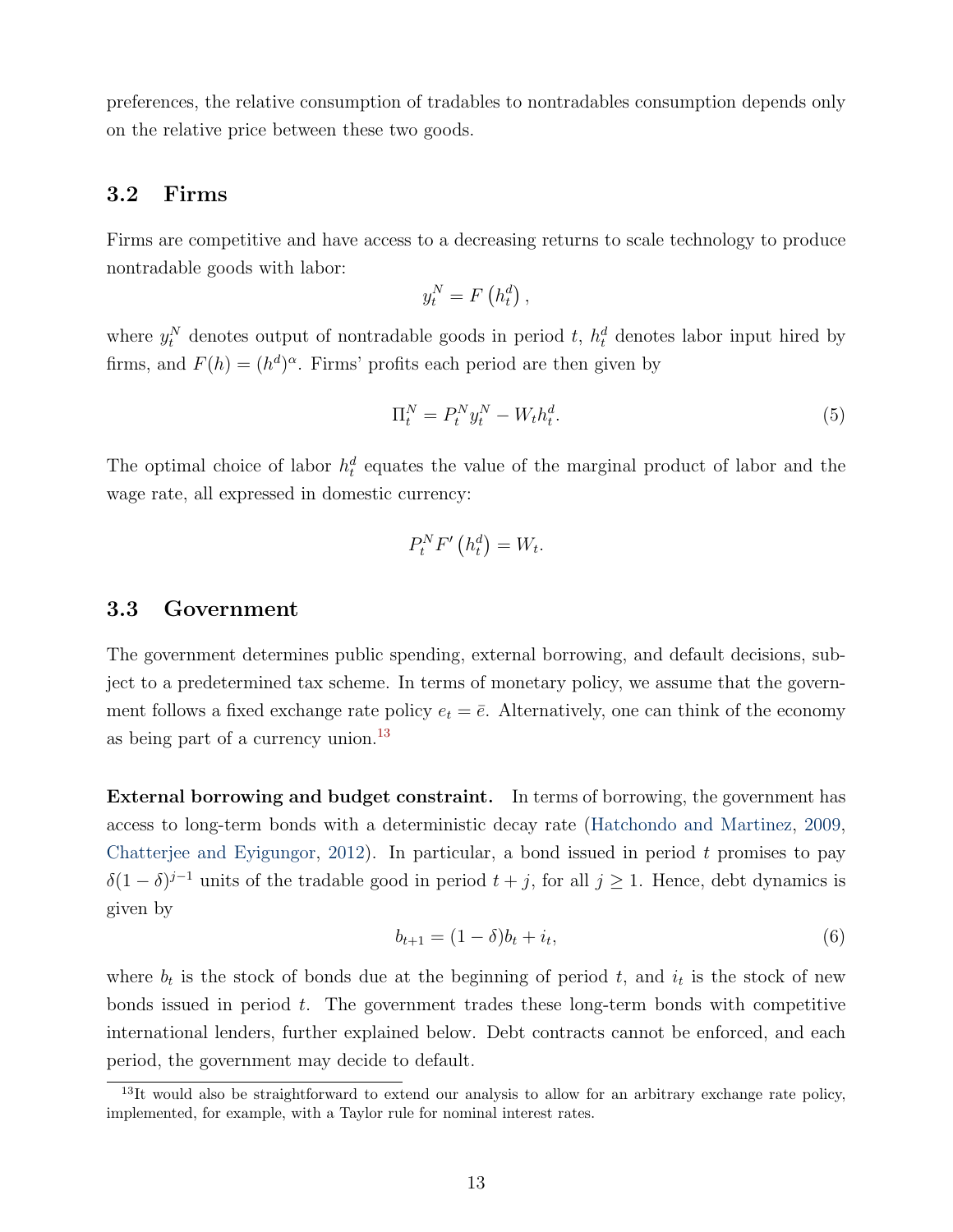preferences, the relative consumption of tradables to nontradables consumption depends only on the relative price between these two goods.

## 3.2 Firms

Firms are competitive and have access to a decreasing returns to scale technology to produce nontradable goods with labor:

$$y_t^N = F\left(h_t^d\right),$$

where $y_t^N$ denotes output of nontradable goods in period $t$, $h_t^d$ denotes labor input hired by firms, and $F(h) = (h^d)^\alpha$. Firms' profits each period are then given by

$$\Pi_t^N = P_t^N y_t^N - W_t h_t^d. \tag{5}$$

The optimal choice of labor $h_t^d$ equates the value of the marginal product of labor and the wage rate, all expressed in domestic currency:

$$P_t^N F'\left(h_t^d\right) = W_t.$$

## 3.3 Government

The government determines public spending, external borrowing, and default decisions, subject to a predetermined tax scheme. In terms of monetary policy, we assume that the government follows a fixed exchange rate policy $e_t = \bar{e}$. Alternatively, one can think of the economy as being part of a currency union.[13]

**External borrowing and budget constraint.** In terms of borrowing, the government has access to long-term bonds with a deterministic decay rate (Hatchondo and Martinez, 2009, Chatterjee and Eyigungor, 2012). In particular, a bond issued in period $t$ promises to pay $\delta(1-\delta)^{j-1}$ units of the tradable good in period $t+j$, for all $j \geq 1$. Hence, debt dynamics is given by

$$b_{t+1} = (1-\delta)b_t + i_t, \tag{6}$$

where $b_t$ is the stock of bonds due at the beginning of period $t$, and $i_t$ is the stock of new bonds issued in period $t$. The government trades these long-term bonds with competitive international lenders, further explained below. Debt contracts cannot be enforced, and each period, the government may decide to default.

[13] It would also be straightforward to extend our analysis to allow for an arbitrary exchange rate policy, implemented, for example, with a Taylor rule for nominal interest rates.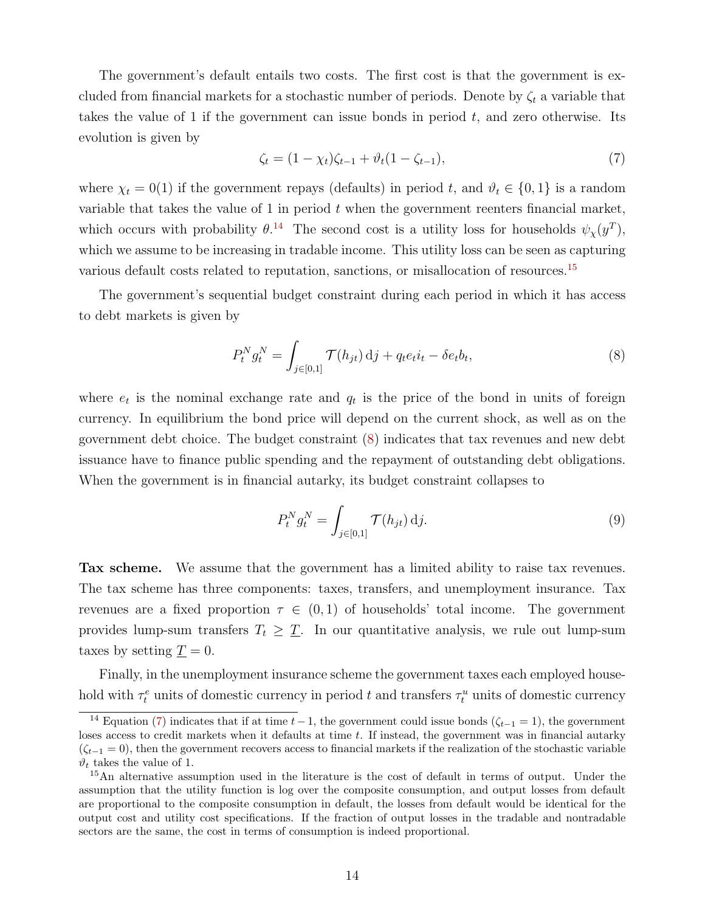The government's default entails two costs. The first cost is that the government is excluded from financial markets for a stochastic number of periods. Denote by $\zeta_t$ a variable that takes the value of 1 if the government can issue bonds in period $t$, and zero otherwise. Its evolution is given by

$$\zeta_t = (1 - \chi_t)\zeta_{t-1} + \vartheta_t(1 - \zeta_{t-1}), \tag{7}$$

where $\chi_t = 0(1)$ if the government repays (defaults) in period $t$, and $\vartheta_t \in \{0, 1\}$ is a random variable that takes the value of 1 in period $t$ when the government reenters financial market, which occurs with probability $\theta$.[14] The second cost is a utility loss for households $\psi_\chi(y^T)$, which we assume to be increasing in tradable income. This utility loss can be seen as capturing various default costs related to reputation, sanctions, or misallocation of resources.[15]

The government's sequential budget constraint during each period in which it has access to debt markets is given by

$$P_t^N g_t^N = \int_{j\in[0,1]} \mathcal{T}(h_{jt})\,\mathrm{d}j + q_t e_t i_t - \delta e_t b_t, \tag{8}$$

where $e_t$ is the nominal exchange rate and $q_t$ is the price of the bond in units of foreign currency. In equilibrium the bond price will depend on the current shock, as well as on the government debt choice. The budget constraint (8) indicates that tax revenues and new debt issuance have to finance public spending and the repayment of outstanding debt obligations. When the government is in financial autarky, its budget constraint collapses to

$$P_t^N g_t^N = \int_{j\in[0,1]} \mathcal{T}(h_{jt})\,\mathrm{d}j. \tag{9}$$

**Tax scheme.** We assume that the government has a limited ability to raise tax revenues. The tax scheme has three components: taxes, transfers, and unemployment insurance. Tax revenues are a fixed proportion $\tau \in (0, 1)$ of households' total income. The government provides lump-sum transfers $T_t \geq \underline{T}$. In our quantitative analysis, we rule out lump-sum taxes by setting $\underline{T} = 0$.

Finally, in the unemployment insurance scheme the government taxes each employed household with $\tau_t^e$ units of domestic currency in period $t$ and transfers $\tau_t^u$ units of domestic currency

[14] Equation (7) indicates that if at time $t-1$, the government could issue bonds ($\zeta_{t-1} = 1$), the government loses access to credit markets when it defaults at time $t$. If instead, the government was in financial autarky ($\zeta_{t-1} = 0$), then the government recovers access to financial markets if the realization of the stochastic variable $\vartheta_t$ takes the value of 1.

[15] An alternative assumption used in the literature is the cost of default in terms of output. Under the assumption that the utility function is log over the composite consumption, and output losses from default are proportional to the composite consumption in default, the losses from default would be identical for the output cost and utility cost specifications. If the fraction of output losses in the tradable and nontradable sectors are the same, the cost in terms of consumption is indeed proportional.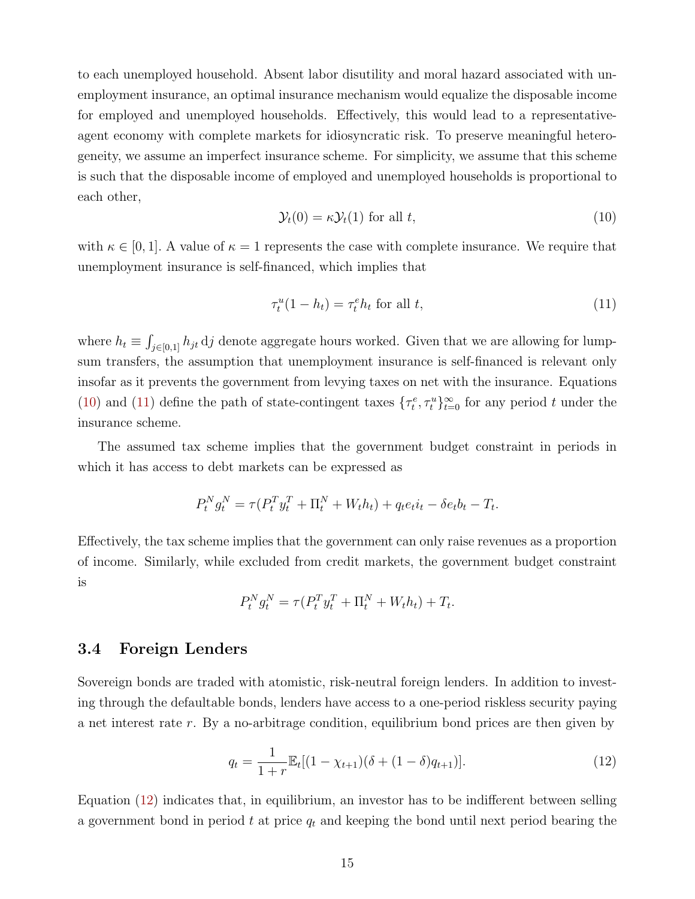to each unemployed household. Absent labor disutility and moral hazard associated with unemployment insurance, an optimal insurance mechanism would equalize the disposable income for employed and unemployed households. Effectively, this would lead to a representative-agent economy with complete markets for idiosyncratic risk. To preserve meaningful heterogeneity, we assume an imperfect insurance scheme. For simplicity, we assume that this scheme is such that the disposable income of employed and unemployed households is proportional to each other,

$$\mathcal{Y}_t(0) = \kappa \mathcal{Y}_t(1) \text{ for all } t, \tag{10}$$

with $\kappa \in [0, 1]$. A value of $\kappa = 1$ represents the case with complete insurance. We require that unemployment insurance is self-financed, which implies that

$$\tau_t^u (1 - h_t) = \tau_t^e h_t \text{ for all } t, \tag{11}$$

where $h_t \equiv \int_{j \in [0,1]} h_{jt} \, \mathrm{d}j$ denote aggregate hours worked. Given that we are allowing for lump-sum transfers, the assumption that unemployment insurance is self-financed is relevant only insofar as it prevents the government from levying taxes on net with the insurance. Equations (10) and (11) define the path of state-contingent taxes $\{\tau_t^e, \tau_t^u\}_{t=0}^{\infty}$ for any period $t$ under the insurance scheme.

The assumed tax scheme implies that the government budget constraint in periods in which it has access to debt markets can be expressed as

$$P_t^N g_t^N = \tau (P_t^T y_t^T + \Pi_t^N + W_t h_t) + q_t e_t i_t - \delta e_t b_t - T_t.$$

Effectively, the tax scheme implies that the government can only raise revenues as a proportion of income. Similarly, while excluded from credit markets, the government budget constraint is

$$P_t^N g_t^N = \tau (P_t^T y_t^T + \Pi_t^N + W_t h_t) + T_t.$$

### 3.4 Foreign Lenders

Sovereign bonds are traded with atomistic, risk-neutral foreign lenders. In addition to investing through the defaultable bonds, lenders have access to a one-period riskless security paying a net interest rate $r$. By a no-arbitrage condition, equilibrium bond prices are then given by

$$q_t = \frac{1}{1 + r} \mathbb{E}_t [(1 - \chi_{t+1})(\delta + (1 - \delta) q_{t+1})]. \tag{12}$$

Equation (12) indicates that, in equilibrium, an investor has to be indifferent between selling a government bond in period $t$ at price $q_t$ and keeping the bond until next period bearing the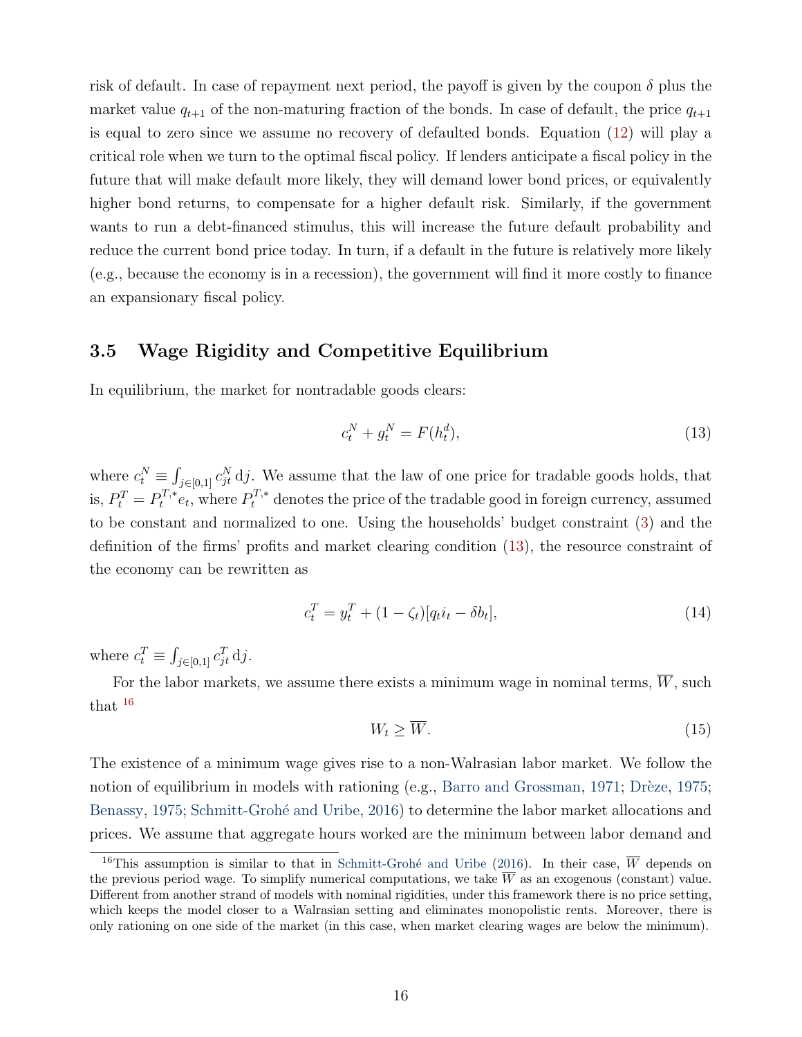risk of default. In case of repayment next period, the payoff is given by the coupon $\delta$ plus the market value $q_{t+1}$ of the non-maturing fraction of the bonds. In case of default, the price $q_{t+1}$ is equal to zero since we assume no recovery of defaulted bonds. Equation (12) will play a critical role when we turn to the optimal fiscal policy. If lenders anticipate a fiscal policy in the future that will make default more likely, they will demand lower bond prices, or equivalently higher bond returns, to compensate for a higher default risk. Similarly, if the government wants to run a debt-financed stimulus, this will increase the future default probability and reduce the current bond price today. In turn, if a default in the future is relatively more likely (e.g., because the economy is in a recession), the government will find it more costly to finance an expansionary fiscal policy.

### 3.5 Wage Rigidity and Competitive Equilibrium

In equilibrium, the market for nontradable goods clears:

$$c_t^N + g_t^N = F(h_t^d), \tag{13}$$

where $c_t^N \equiv \int_{j\in[0,1]} c_{jt}^N \,\mathrm{d}j$. We assume that the law of one price for tradable goods holds, that is, $P_t^T = P_t^{T,*} e_t$, where $P_t^{T,*}$ denotes the price of the tradable good in foreign currency, assumed to be constant and normalized to one. Using the households' budget constraint (3) and the definition of the firms' profits and market clearing condition (13), the resource constraint of the economy can be rewritten as

$$c_t^T = y_t^T + (1-\zeta_t)[q_t i_t - \delta b_t], \tag{14}$$

where $c_t^T \equiv \int_{j\in[0,1]} c_{jt}^T \,\mathrm{d}j$.

For the labor markets, we assume there exists a minimum wage in nominal terms, $\overline{W}$, such that [16]

$$W_t \geq \overline{W}. \tag{15}$$

The existence of a minimum wage gives rise to a non-Walrasian labor market. We follow the notion of equilibrium in models with rationing (e.g., Barro and Grossman, 1971; Drèze, 1975; Benassy, 1975; Schmitt-Grohé and Uribe, 2016) to determine the labor market allocations and prices. We assume that aggregate hours worked are the minimum between labor demand and

[16] This assumption is similar to that in Schmitt-Grohé and Uribe (2016). In their case, $\overline{W}$ depends on the previous period wage. To simplify numerical computations, we take $\overline{W}$ as an exogenous (constant) value. Different from another strand of models with nominal rigidities, under this framework there is no price setting, which keeps the model closer to a Walrasian setting and eliminates monopolistic rents. Moreover, there is only rationing on one side of the market (in this case, when market clearing wages are below the minimum).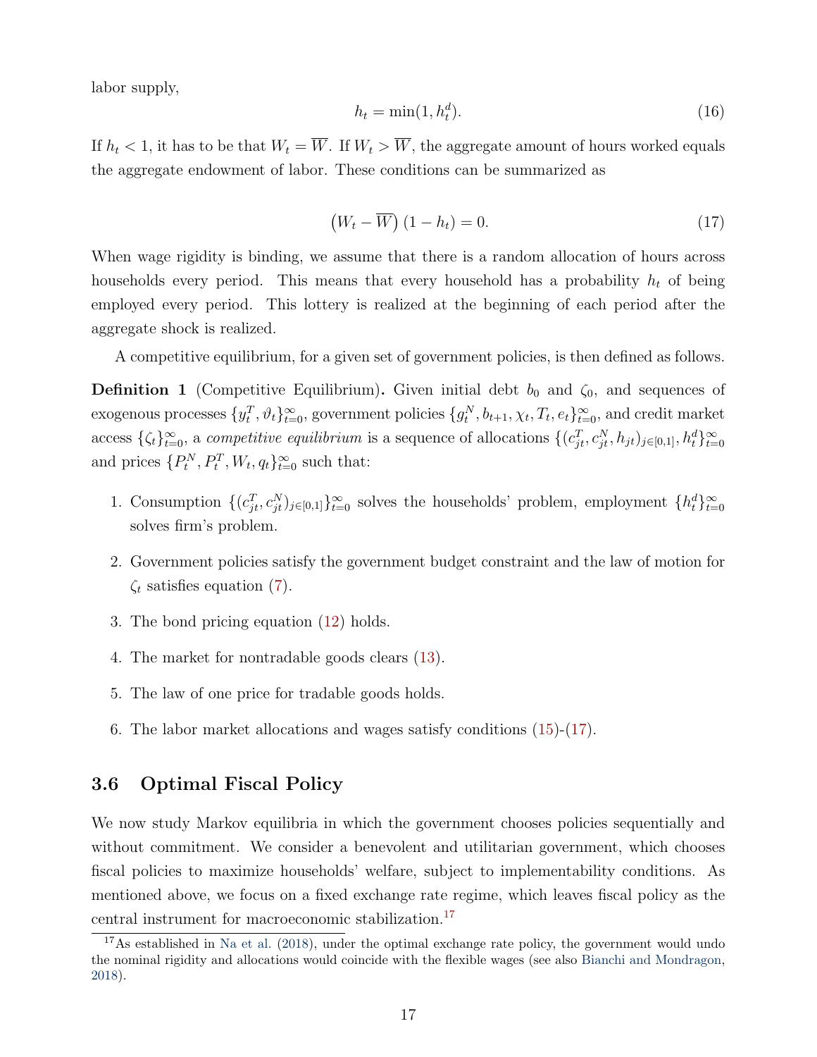labor supply,

$$h_t = \min(1, h_t^d). \tag{16}$$

If $h_t < 1$, it has to be that $W_t = \overline{W}$. If $W_t > \overline{W}$, the aggregate amount of hours worked equals the aggregate endowment of labor. These conditions can be summarized as

$$\left(W_t - \overline{W}\right)(1 - h_t) = 0. \tag{17}$$

When wage rigidity is binding, we assume that there is a random allocation of hours across households every period. This means that every household has a probability $h_t$ of being employed every period. This lottery is realized at the beginning of each period after the aggregate shock is realized.

A competitive equilibrium, for a given set of government policies, is then defined as follows.

**Definition 1** (Competitive Equilibrium)**.** Given initial debt $b_0$ and $\zeta_0$, and sequences of exogenous processes $\{y_t^T, \vartheta_t\}_{t=0}^{\infty}$, government policies $\{g_t^N, b_{t+1}, \chi_t, T_t, e_t\}_{t=0}^{\infty}$, and credit market access $\{\zeta_t\}_{t=0}^{\infty}$, a *competitive equilibrium* is a sequence of allocations $\{(c_{jt}^T, c_{jt}^N, h_{jt})_{j\in[0,1]}, h_t^d\}_{t=0}^{\infty}$ and prices $\{P_t^N, P_t^T, W_t, q_t\}_{t=0}^{\infty}$ such that:

1. Consumption $\{(c_{jt}^T, c_{jt}^N)_{j\in[0,1]}\}_{t=0}^{\infty}$ solves the households' problem, employment $\{h_t^d\}_{t=0}^{\infty}$ solves firm's problem.
2. Government policies satisfy the government budget constraint and the law of motion for $\zeta_t$ satisfies equation (7).
3. The bond pricing equation (12) holds.
4. The market for nontradable goods clears (13).
5. The law of one price for tradable goods holds.
6. The labor market allocations and wages satisfy conditions (15)-(17).

### 3.6 Optimal Fiscal Policy

We now study Markov equilibria in which the government chooses policies sequentially and without commitment. We consider a benevolent and utilitarian government, which chooses fiscal policies to maximize households' welfare, subject to implementability conditions. As mentioned above, we focus on a fixed exchange rate regime, which leaves fiscal policy as the central instrument for macroeconomic stabilization.[17]

[17]As established in Na et al. (2018), under the optimal exchange rate policy, the government would undo the nominal rigidity and allocations would coincide with the flexible wages (see also Bianchi and Mondragon, 2018).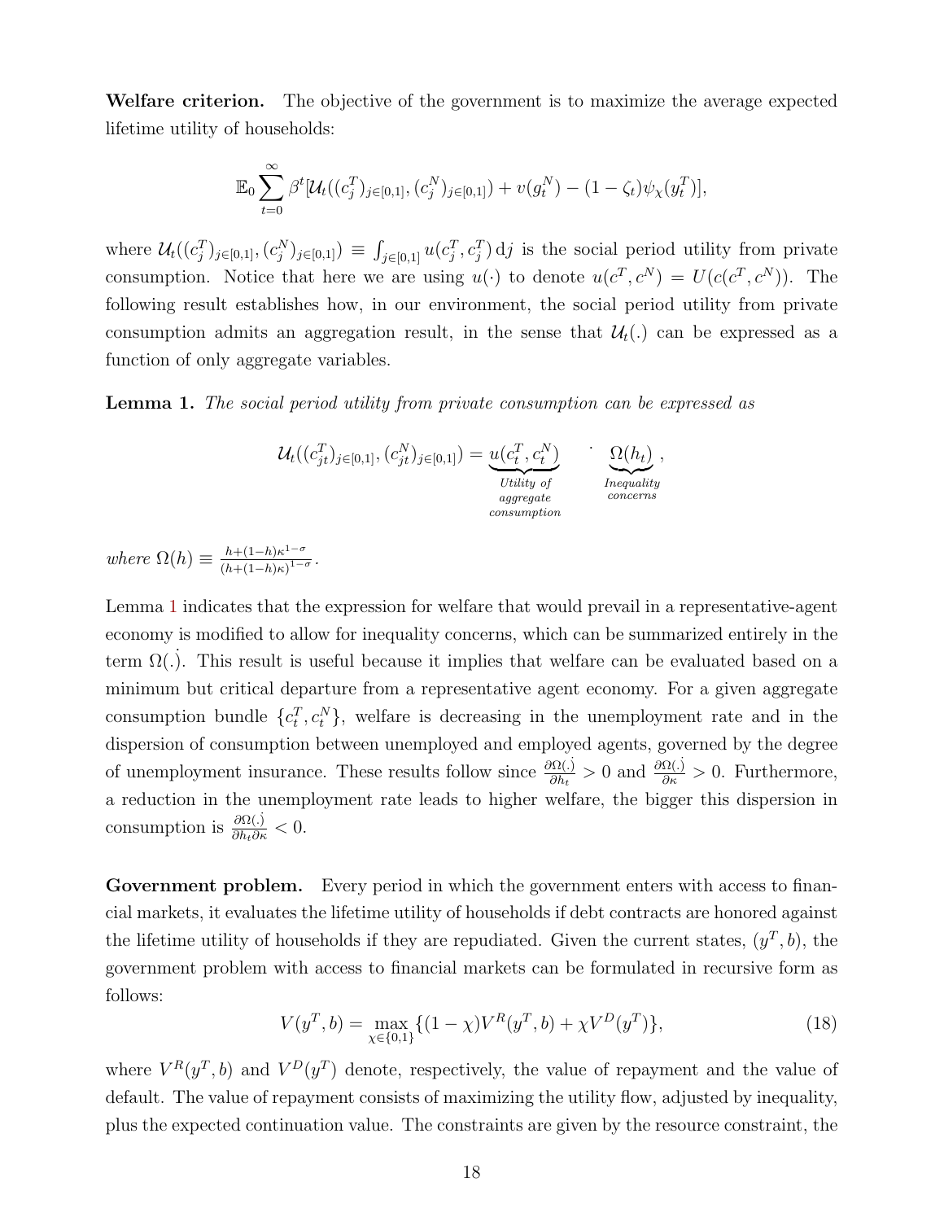**Welfare criterion.** The objective of the government is to maximize the average expected lifetime utility of households:

$$\mathbb{E}_0 \sum_{t=0}^{\infty} \beta^t [\mathcal{U}_t((c_j^T)_{j\in[0,1]}, (c_j^N)_{j\in[0,1]}) + v(g_t^N) - (1-\zeta_t)\psi_\chi(y_t^T)],$$

where $\mathcal{U}_t((c_j^T)_{j\in[0,1]}, (c_j^N)_{j\in[0,1]}) \equiv \int_{j\in[0,1]} u(c_j^T, c_j^T)\,\mathrm{d}j$ is the social period utility from private consumption. Notice that here we are using $u(\cdot)$ to denote $u(c^T, c^N) = U(c(c^T, c^N))$. The following result establishes how, in our environment, the social period utility from private consumption admits an aggregation result, in the sense that $\mathcal{U}_t(.)$ can be expressed as a function of only aggregate variables.

**Lemma 1.** *The social period utility from private consumption can be expressed as*

$$\mathcal{U}_t((c_{jt}^T)_{j\in[0,1]}, (c_{jt}^N)_{j\in[0,1]}) = \underbrace{u(c_t^T, c_t^N)}_{\substack{\text{Utility of} \\ \text{aggregate} \\ \text{consumption}}} \cdot \underbrace{\Omega(h_t)}_{\substack{\text{Inequality} \\ \text{concerns}}},$$

*where* $\Omega(h) \equiv \frac{h+(1-h)\kappa^{1-\sigma}}{(h+(1-h)\kappa)^{1-\sigma}}$.

Lemma 1 indicates that the expression for welfare that would prevail in a representative-agent economy is modified to allow for inequality concerns, which can be summarized entirely in the term $\Omega(.)$. This result is useful because it implies that welfare can be evaluated based on a minimum but critical departure from a representative agent economy. For a given aggregate consumption bundle $\{c_t^T, c_t^N\}$, welfare is decreasing in the unemployment rate and in the dispersion of consumption between unemployed and employed agents, governed by the degree of unemployment insurance. These results follow since $\frac{\partial \Omega(.)}{\partial h_t} > 0$ and $\frac{\partial \Omega(.)}{\partial \kappa} > 0$. Furthermore, a reduction in the unemployment rate leads to higher welfare, the bigger this dispersion in consumption is $\frac{\partial \Omega(.)}{\partial h_t \partial \kappa} < 0$.

**Government problem.** Every period in which the government enters with access to financial markets, it evaluates the lifetime utility of households if debt contracts are honored against the lifetime utility of households if they are repudiated. Given the current states, $(y^T, b)$, the government problem with access to financial markets can be formulated in recursive form as follows:

$$V(y^T, b) = \max_{\chi\in\{0,1\}} \{(1-\chi)V^R(y^T, b) + \chi V^D(y^T)\}, \tag{18}$$

where $V^R(y^T, b)$ and $V^D(y^T)$ denote, respectively, the value of repayment and the value of default. The value of repayment consists of maximizing the utility flow, adjusted by inequality, plus the expected continuation value. The constraints are given by the resource constraint, the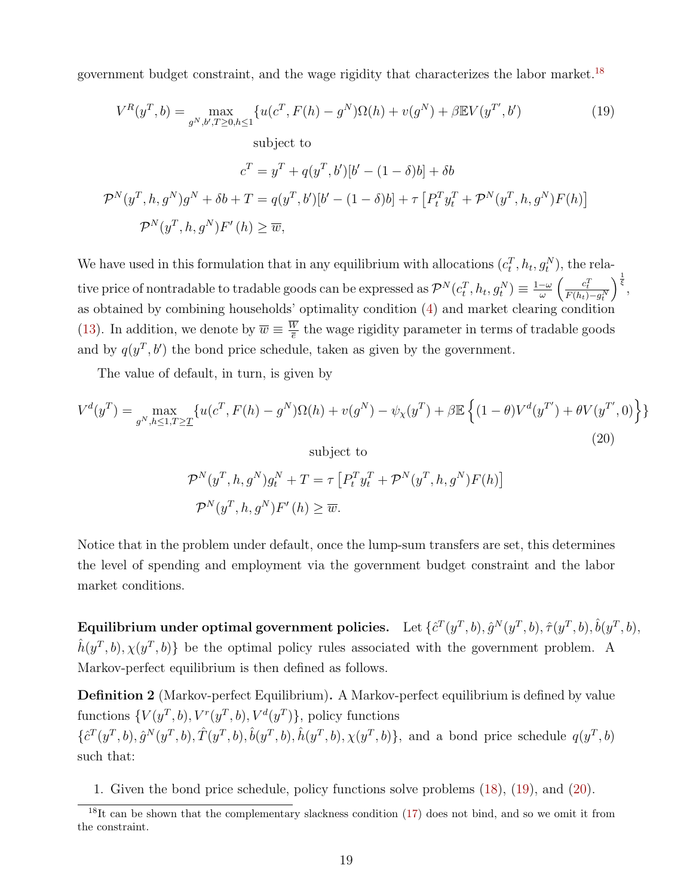government budget constraint, and the wage rigidity that characterizes the labor market.[18]

$$V^R(y^T,b) = \max_{g^N,b',T\geq 0,h\leq 1} \{u(c^T, F(h)-g^N)\Omega(h) + v(g^N) + \beta \mathbb{E}V(y^{T'},b') \tag{19}$$

subject to

$$c^T = y^T + q(y^T,b')[b' - (1-\delta)b] + \delta b$$

$$\mathcal{P}^N(y^T,h,g^N)g^N + \delta b + T = q(y^T,b')[b'-(1-\delta)b] + \tau\left[P_t^T y_t^T + \mathcal{P}^N(y^T,h,g^N)F(h)\right]$$

$$\mathcal{P}^N(y^T,h,g^N)F'(h) \geq \overline{w},$$

We have used in this formulation that in any equilibrium with allocations $(c_t^T, h_t, g_t^N)$, the relative price of nontradable to tradable goods can be expressed as $\mathcal{P}^N(c_t^T,h_t,g_t^N) \equiv \frac{1-\omega}{\omega}\left(\frac{c_t^T}{F(h_t)-g_t^N}\right)^{\frac{1}{\xi}}$, as obtained by combining households' optimality condition (4) and market clearing condition (13). In addition, we denote by $\overline{w} \equiv \frac{\overline{W}}{e}$ the wage rigidity parameter in terms of tradable goods and by $q(y^T,b')$ the bond price schedule, taken as given by the government.

The value of default, in turn, is given by

$$V^d(y^T) = \max_{g^N,h\leq 1,T\geq \underline{T}} \{u(c^T, F(h)-g^N)\Omega(h) + v(g^N) - \psi_\chi(y^T) + \beta\mathbb{E}\left\{(1-\theta)V^d(y^{T'}) + \theta V(y^{T'},0)\right\}\} \tag{20}$$

subject to

$$\mathcal{P}^N(y^T,h,g^N)g_t^N + T = \tau\left[P_t^T y_t^T + \mathcal{P}^N(y^T,h,g^N)F(h)\right]$$

$$\mathcal{P}^N(y^T,h,g^N)F'(h) \geq \overline{w}.$$

Notice that in the problem under default, once the lump-sum transfers are set, this determines the level of spending and employment via the government budget constraint and the labor market conditions.

**Equilibrium under optimal government policies.** Let $\{\hat{c}^T(y^T,b), \hat{g}^N(y^T,b), \hat{\tau}(y^T,b), \hat{b}(y^T,b), \hat{h}(y^T,b), \chi(y^T,b)\}$ be the optimal policy rules associated with the government problem. A Markov-perfect equilibrium is then defined as follows.

**Definition 2** (Markov-perfect Equilibrium)**.** A Markov-perfect equilibrium is defined by value functions $\{V(y^T,b), V^r(y^T,b), V^d(y^T)\}$, policy functions $\{\hat{c}^T(y^T,b), \hat{g}^N(y^T,b), \hat{T}(y^T,b), \hat{b}(y^T,b), \hat{h}(y^T,b), \chi(y^T,b)\}$, and a bond price schedule $q(y^T,b)$ such that:

1. Given the bond price schedule, policy functions solve problems (18), (19), and (20).

[18] It can be shown that the complementary slackness condition (17) does not bind, and so we omit it from the constraint.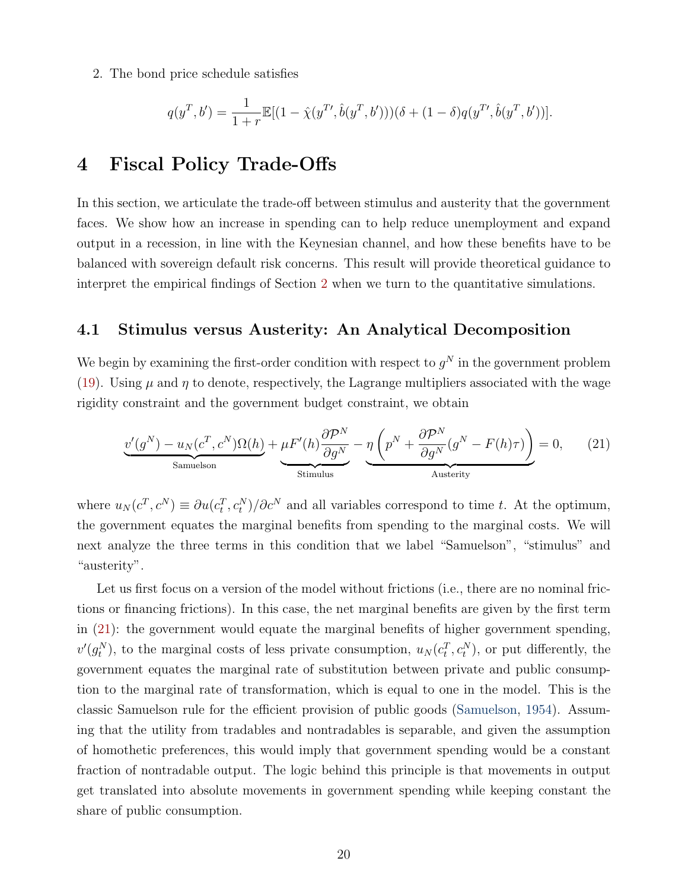2. The bond price schedule satisfies

$$q(y^T, b') = \frac{1}{1+r}\mathbb{E}[(1 - \hat{\chi}(y^{T\prime}, \hat{b}(y^T, b')))(\delta + (1-\delta)q(y^{T\prime}, \hat{b}(y^T, b'))].$$

# 4 Fiscal Policy Trade-Offs

In this section, we articulate the trade-off between stimulus and austerity that the government faces. We show how an increase in spending can to help reduce unemployment and expand output in a recession, in line with the Keynesian channel, and how these benefits have to be balanced with sovereign default risk concerns. This result will provide theoretical guidance to interpret the empirical findings of Section 2 when we turn to the quantitative simulations.

## 4.1 Stimulus versus Austerity: An Analytical Decomposition

We begin by examining the first-order condition with respect to $g^N$ in the government problem (19). Using $\mu$ and $\eta$ to denote, respectively, the Lagrange multipliers associated with the wage rigidity constraint and the government budget constraint, we obtain

$$\underbrace{v'(g^N) - u_N(c^T, c^N)\Omega(h)}_{\text{Samuelson}} + \underbrace{\mu F'(h)\frac{\partial \mathcal{P}^N}{\partial g^N}}_{\text{Stimulus}} - \underbrace{\eta\left(p^N + \frac{\partial \mathcal{P}^N}{\partial g^N}(g^N - F(h)\tau)\right)}_{\text{Austerity}} = 0, \tag{21}$$

where $u_N(c^T, c^N) \equiv \partial u(c_t^T, c_t^N)/\partial c^N$ and all variables correspond to time $t$. At the optimum, the government equates the marginal benefits from spending to the marginal costs. We will next analyze the three terms in this condition that we label "Samuelson", "stimulus" and "austerity".

Let us first focus on a version of the model without frictions (i.e., there are no nominal frictions or financing frictions). In this case, the net marginal benefits are given by the first term in (21): the government would equate the marginal benefits of higher government spending, $v'(g_t^N)$, to the marginal costs of less private consumption, $u_N(c_t^T, c_t^N)$, or put differently, the government equates the marginal rate of substitution between private and public consumption to the marginal rate of transformation, which is equal to one in the model. This is the classic Samuelson rule for the efficient provision of public goods (Samuelson, 1954). Assuming that the utility from tradables and nontradables is separable, and given the assumption of homothetic preferences, this would imply that government spending would be a constant fraction of nontradable output. The logic behind this principle is that movements in output get translated into absolute movements in government spending while keeping constant the share of public consumption.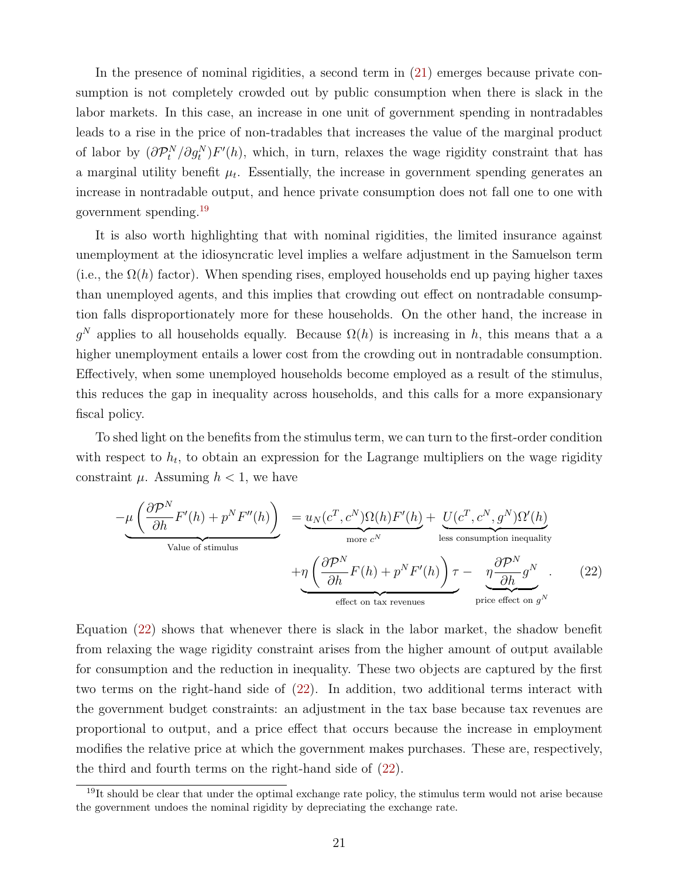In the presence of nominal rigidities, a second term in (21) emerges because private consumption is not completely crowded out by public consumption when there is slack in the labor markets. In this case, an increase in one unit of government spending in nontradables leads to a rise in the price of non-tradables that increases the value of the marginal product of labor by $(\partial \mathcal{P}^N_t / \partial g^N_t) F'(h)$, which, in turn, relaxes the wage rigidity constraint that has a marginal utility benefit $\mu_t$. Essentially, the increase in government spending generates an increase in nontradable output, and hence private consumption does not fall one to one with government spending.[19]

It is also worth highlighting that with nominal rigidities, the limited insurance against unemployment at the idiosyncratic level implies a welfare adjustment in the Samuelson term (i.e., the $\Omega(h)$ factor). When spending rises, employed households end up paying higher taxes than unemployed agents, and this implies that crowding out effect on nontradable consumption falls disproportionately more for these households. On the other hand, the increase in $g^N$ applies to all households equally. Because $\Omega(h)$ is increasing in $h$, this means that a a higher unemployment entails a lower cost from the crowding out in nontradable consumption. Effectively, when some unemployed households become employed as a result of the stimulus, this reduces the gap in inequality across households, and this calls for a more expansionary fiscal policy.

To shed light on the benefits from the stimulus term, we can turn to the first-order condition with respect to $h_t$, to obtain an expression for the Lagrange multipliers on the wage rigidity constraint $\mu$. Assuming $h < 1$, we have

$$\underbrace{-\mu\left(\frac{\partial \mathcal{P}^N}{\partial h} F'(h) + p^N F''(h)\right)}_{\text{Value of stimulus}} = \underbrace{u_N(c^T, c^N)\Omega(h)F'(h)}_{\text{more } c^N} + \underbrace{U(c^T, c^N, g^N)\Omega'(h)}_{\text{less consumption inequality}} + \underbrace{\eta\left(\frac{\partial \mathcal{P}^N}{\partial h} F(h) + p^N F'(h)\right)\tau}_{\text{effect on tax revenues}} - \underbrace{\eta \frac{\partial \mathcal{P}^N}{\partial h} g^N}_{\text{price effect on } g^N}. \tag{22}$$

Equation (22) shows that whenever there is slack in the labor market, the shadow benefit from relaxing the wage rigidity constraint arises from the higher amount of output available for consumption and the reduction in inequality. These two objects are captured by the first two terms on the right-hand side of (22). In addition, two additional terms interact with the government budget constraints: an adjustment in the tax base because tax revenues are proportional to output, and a price effect that occurs because the increase in employment modifies the relative price at which the government makes purchases. These are, respectively, the third and fourth terms on the right-hand side of (22).

[19] It should be clear that under the optimal exchange rate policy, the stimulus term would not arise because the government undoes the nominal rigidity by depreciating the exchange rate.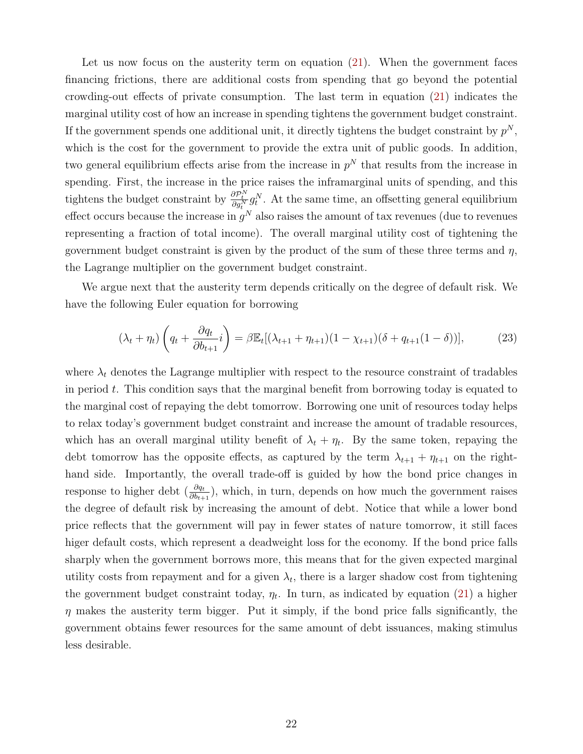Let us now focus on the austerity term on equation (21). When the government faces financing frictions, there are additional costs from spending that go beyond the potential crowding-out effects of private consumption. The last term in equation (21) indicates the marginal utility cost of how an increase in spending tightens the government budget constraint. If the government spends one additional unit, it directly tightens the budget constraint by $p^N$, which is the cost for the government to provide the extra unit of public goods. In addition, two general equilibrium effects arise from the increase in $p^N$ that results from the increase in spending. First, the increase in the price raises the inframarginal units of spending, and this tightens the budget constraint by $\frac{\partial \mathcal{P}_t^N}{\partial g_t^N} g_t^N$. At the same time, an offsetting general equilibrium effect occurs because the increase in $g^N$ also raises the amount of tax revenues (due to revenues representing a fraction of total income). The overall marginal utility cost of tightening the government budget constraint is given by the product of the sum of these three terms and $\eta$, the Lagrange multiplier on the government budget constraint.

We argue next that the austerity term depends critically on the degree of default risk. We have the following Euler equation for borrowing

$$(\lambda_t + \eta_t)\left(q_t + \frac{\partial q_t}{\partial b_{t+1}} i\right) = \beta \mathbb{E}_t[(\lambda_{t+1} + \eta_{t+1})(1 - \chi_{t+1})(\delta + q_{t+1}(1 - \delta))], \tag{23}$$

where $\lambda_t$ denotes the Lagrange multiplier with respect to the resource constraint of tradables in period $t$. This condition says that the marginal benefit from borrowing today is equated to the marginal cost of repaying the debt tomorrow. Borrowing one unit of resources today helps to relax today's government budget constraint and increase the amount of tradable resources, which has an overall marginal utility benefit of $\lambda_t + \eta_t$. By the same token, repaying the debt tomorrow has the opposite effects, as captured by the term $\lambda_{t+1} + \eta_{t+1}$ on the right-hand side. Importantly, the overall trade-off is guided by how the bond price changes in response to higher debt ($\frac{\partial q_t}{\partial b_{t+1}}$), which, in turn, depends on how much the government raises the degree of default risk by increasing the amount of debt. Notice that while a lower bond price reflects that the government will pay in fewer states of nature tomorrow, it still faces higer default costs, which represent a deadweight loss for the economy. If the bond price falls sharply when the government borrows more, this means that for the given expected marginal utility costs from repayment and for a given $\lambda_t$, there is a larger shadow cost from tightening the government budget constraint today, $\eta_t$. In turn, as indicated by equation (21) a higher $\eta$ makes the austerity term bigger. Put it simply, if the bond price falls significantly, the government obtains fewer resources for the same amount of debt issuances, making stimulus less desirable.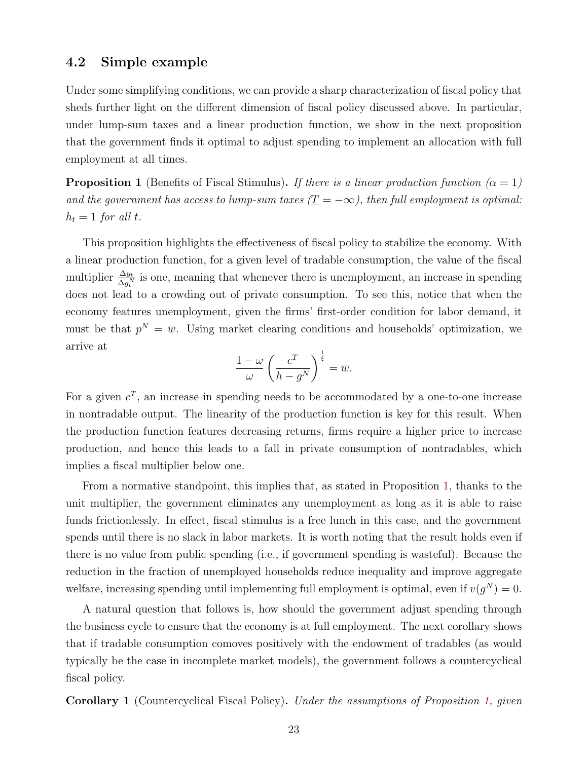## 4.2 Simple example

Under some simplifying conditions, we can provide a sharp characterization of fiscal policy that sheds further light on the different dimension of fiscal policy discussed above. In particular, under lump-sum taxes and a linear production function, we show in the next proposition that the government finds it optimal to adjust spending to implement an allocation with full employment at all times.

**Proposition 1** (Benefits of Fiscal Stimulus)**.** *If there is a linear production function ($\alpha = 1$) and the government has access to lump-sum taxes ($\underline{T} = -\infty$), then full employment is optimal: $h_t = 1$ for all $t$.*

This proposition highlights the effectiveness of fiscal policy to stabilize the economy. With a linear production function, for a given level of tradable consumption, the value of the fiscal multiplier $\frac{\Delta y_t}{\Delta g_t^N}$ is one, meaning that whenever there is unemployment, an increase in spending does not lead to a crowding out of private consumption. To see this, notice that when the economy features unemployment, given the firms' first-order condition for labor demand, it must be that $p^N = \overline{w}$. Using market clearing conditions and households' optimization, we arrive at

$$\frac{1-\omega}{\omega}\left(\frac{c^T}{h - g^N}\right)^{\frac{1}{\xi}} = \overline{w}.$$

For a given $c^T$, an increase in spending needs to be accommodated by a one-to-one increase in nontradable output. The linearity of the production function is key for this result. When the production function features decreasing returns, firms require a higher price to increase production, and hence this leads to a fall in private consumption of nontradables, which implies a fiscal multiplier below one.

From a normative standpoint, this implies that, as stated in Proposition 1, thanks to the unit multiplier, the government eliminates any unemployment as long as it is able to raise funds frictionlessly. In effect, fiscal stimulus is a free lunch in this case, and the government spends until there is no slack in labor markets. It is worth noting that the result holds even if there is no value from public spending (i.e., if government spending is wasteful). Because the reduction in the fraction of unemployed households reduce inequality and improve aggregate welfare, increasing spending until implementing full employment is optimal, even if $v(g^N) = 0$.

A natural question that follows is, how should the government adjust spending through the business cycle to ensure that the economy is at full employment. The next corollary shows that if tradable consumption comoves positively with the endowment of tradables (as would typically be the case in incomplete market models), the government follows a countercyclical fiscal policy.

**Corollary 1** (Countercyclical Fiscal Policy)**.** *Under the assumptions of Proposition 1, given*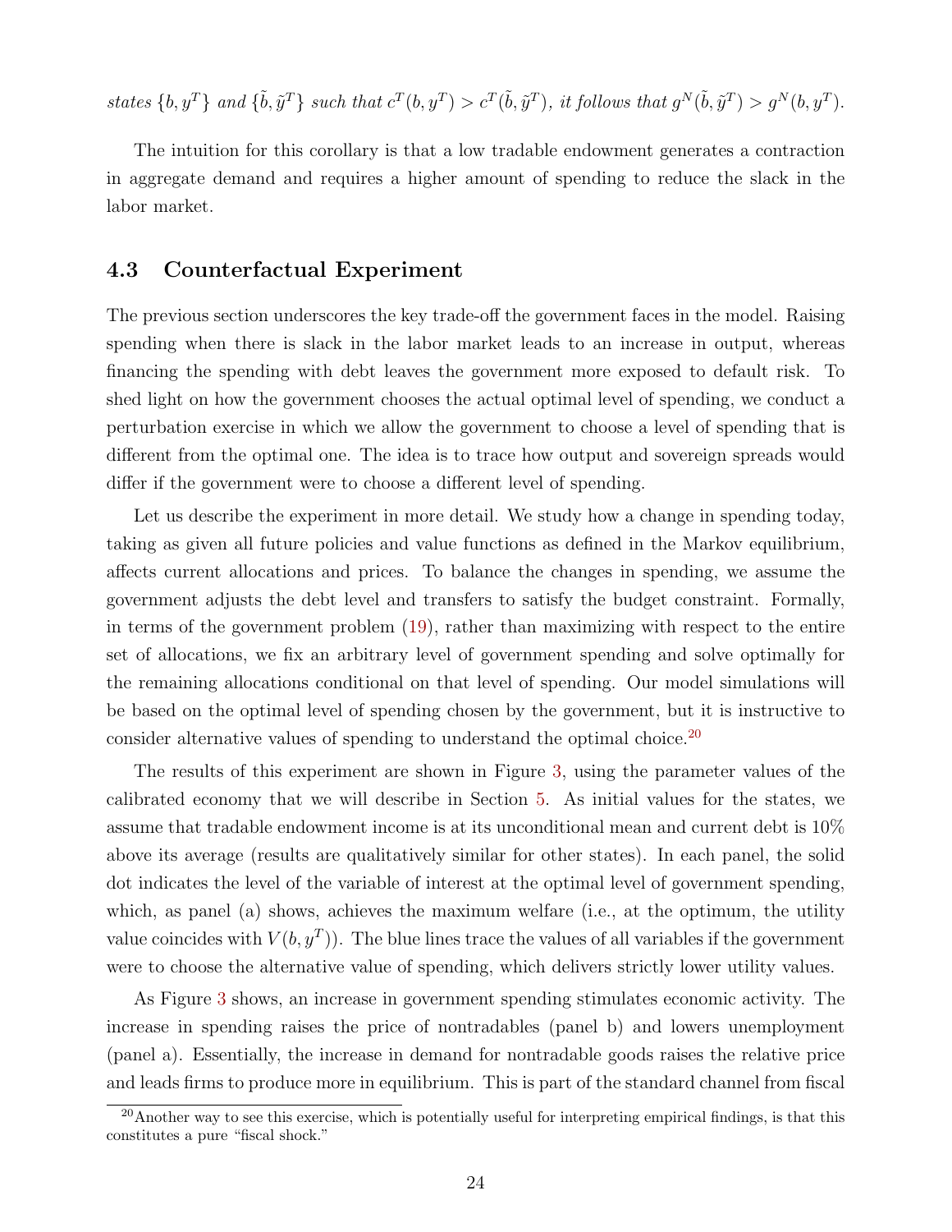*states* $\{b, y^T\}$ *and* $\{\tilde{b}, \tilde{y}^T\}$ *such that* $c^T(b, y^T) > c^T(\tilde{b}, \tilde{y}^T)$*, it follows that* $g^N(\tilde{b}, \tilde{y}^T) > g^N(b, y^T)$*.*

The intuition for this corollary is that a low tradable endowment generates a contraction in aggregate demand and requires a higher amount of spending to reduce the slack in the labor market.

### 4.3 Counterfactual Experiment

The previous section underscores the key trade-off the government faces in the model. Raising spending when there is slack in the labor market leads to an increase in output, whereas financing the spending with debt leaves the government more exposed to default risk. To shed light on how the government chooses the actual optimal level of spending, we conduct a perturbation exercise in which we allow the government to choose a level of spending that is different from the optimal one. The idea is to trace how output and sovereign spreads would differ if the government were to choose a different level of spending.

Let us describe the experiment in more detail. We study how a change in spending today, taking as given all future policies and value functions as defined in the Markov equilibrium, affects current allocations and prices. To balance the changes in spending, we assume the government adjusts the debt level and transfers to satisfy the budget constraint. Formally, in terms of the government problem (19), rather than maximizing with respect to the entire set of allocations, we fix an arbitrary level of government spending and solve optimally for the remaining allocations conditional on that level of spending. Our model simulations will be based on the optimal level of spending chosen by the government, but it is instructive to consider alternative values of spending to understand the optimal choice.[20]

The results of this experiment are shown in Figure 3, using the parameter values of the calibrated economy that we will describe in Section 5. As initial values for the states, we assume that tradable endowment income is at its unconditional mean and current debt is 10% above its average (results are qualitatively similar for other states). In each panel, the solid dot indicates the level of the variable of interest at the optimal level of government spending, which, as panel (a) shows, achieves the maximum welfare (i.e., at the optimum, the utility value coincides with $V(b, y^T)$). The blue lines trace the values of all variables if the government were to choose the alternative value of spending, which delivers strictly lower utility values.

As Figure 3 shows, an increase in government spending stimulates economic activity. The increase in spending raises the price of nontradables (panel b) and lowers unemployment (panel a). Essentially, the increase in demand for nontradable goods raises the relative price and leads firms to produce more in equilibrium. This is part of the standard channel from fiscal

[20] Another way to see this exercise, which is potentially useful for interpreting empirical findings, is that this constitutes a pure "fiscal shock."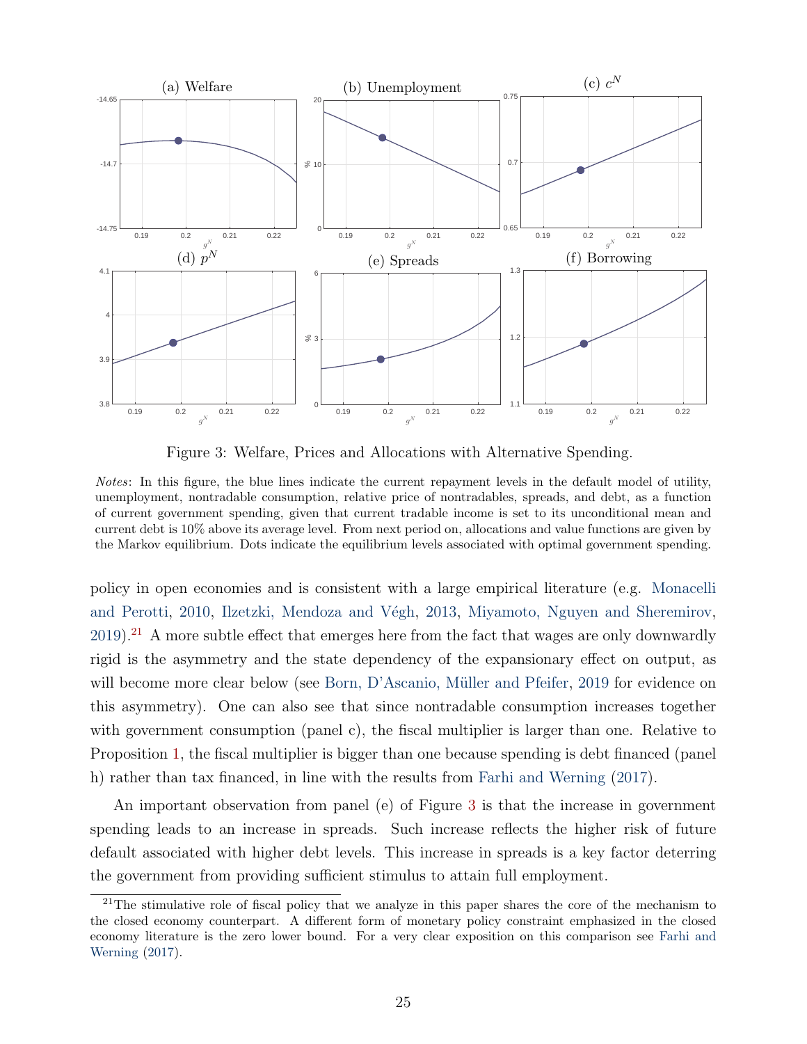Figure 3: Welfare, Prices and Allocations with Alternative Spending.

*Notes*: In this figure, the blue lines indicate the current repayment levels in the default model of utility, unemployment, nontradable consumption, relative price of nontradables, spreads, and debt, as a function of current government spending, given that current tradable income is set to its unconditional mean and current debt is 10% above its average level. From next period on, allocations and value functions are given by the Markov equilibrium. Dots indicate the equilibrium levels associated with optimal government spending.

policy in open economies and is consistent with a large empirical literature (e.g. Monacelli and Perotti, 2010, Ilzetzki, Mendoza and Végh, 2013, Miyamoto, Nguyen and Sheremirov, 2019).[21] A more subtle effect that emerges here from the fact that wages are only downwardly rigid is the asymmetry and the state dependency of the expansionary effect on output, as will become more clear below (see Born, D'Ascanio, Müller and Pfeifer, 2019 for evidence on this asymmetry). One can also see that since nontradable consumption increases together with government consumption (panel c), the fiscal multiplier is larger than one. Relative to Proposition 1, the fiscal multiplier is bigger than one because spending is debt financed (panel h) rather than tax financed, in line with the results from Farhi and Werning (2017).

An important observation from panel (e) of Figure 3 is that the increase in government spending leads to an increase in spreads. Such increase reflects the higher risk of future default associated with higher debt levels. This increase in spreads is a key factor deterring the government from providing sufficient stimulus to attain full employment.

[21] The stimulative role of fiscal policy that we analyze in this paper shares the core of the mechanism to the closed economy counterpart. A different form of monetary policy constraint emphasized in the closed economy literature is the zero lower bound. For a very clear exposition on this comparison see Farhi and Werning (2017).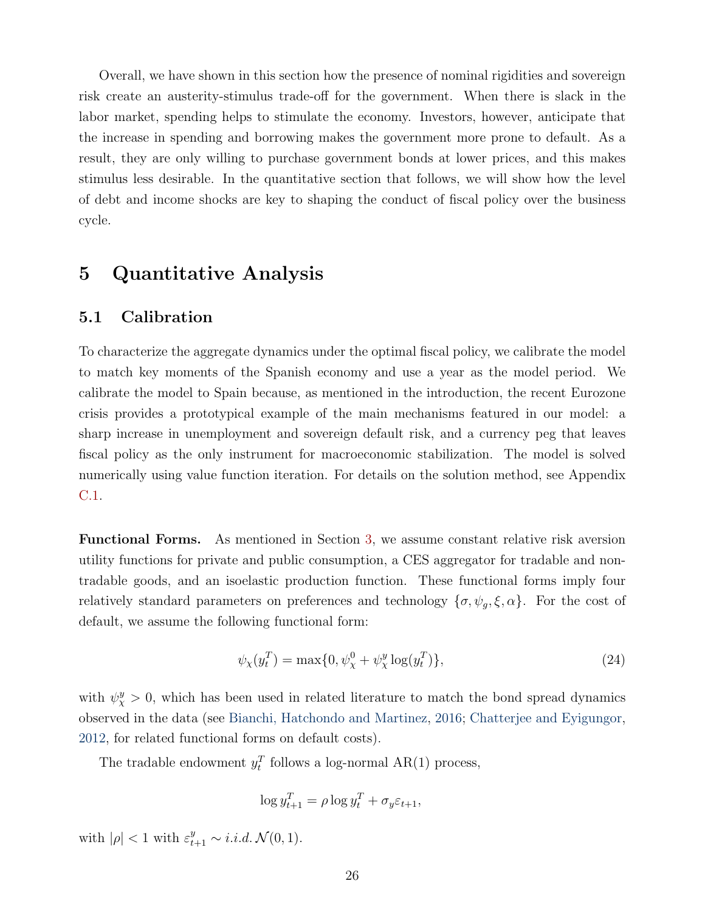Overall, we have shown in this section how the presence of nominal rigidities and sovereign risk create an austerity-stimulus trade-off for the government. When there is slack in the labor market, spending helps to stimulate the economy. Investors, however, anticipate that the increase in spending and borrowing makes the government more prone to default. As a result, they are only willing to purchase government bonds at lower prices, and this makes stimulus less desirable. In the quantitative section that follows, we will show how the level of debt and income shocks are key to shaping the conduct of fiscal policy over the business cycle.

# 5 Quantitative Analysis

## 5.1 Calibration

To characterize the aggregate dynamics under the optimal fiscal policy, we calibrate the model to match key moments of the Spanish economy and use a year as the model period. We calibrate the model to Spain because, as mentioned in the introduction, the recent Eurozone crisis provides a prototypical example of the main mechanisms featured in our model: a sharp increase in unemployment and sovereign default risk, and a currency peg that leaves fiscal policy as the only instrument for macroeconomic stabilization. The model is solved numerically using value function iteration. For details on the solution method, see Appendix C.1.

**Functional Forms.** As mentioned in Section 3, we assume constant relative risk aversion utility functions for private and public consumption, a CES aggregator for tradable and non-tradable goods, and an isoelastic production function. These functional forms imply four relatively standard parameters on preferences and technology $\{\sigma, \psi_g, \xi, \alpha\}$. For the cost of default, we assume the following functional form:

$$\psi_\chi(y_t^T) = \max\{0, \psi_\chi^0 + \psi_\chi^y \log(y_t^T)\}, \tag{24}$$

with $\psi_\chi^y > 0$, which has been used in related literature to match the bond spread dynamics observed in the data (see Bianchi, Hatchondo and Martinez, 2016; Chatterjee and Eyigungor, 2012, for related functional forms on default costs).

The tradable endowment $y_t^T$ follows a log-normal AR(1) process,

$$\log y_{t+1}^T = \rho \log y_t^T + \sigma_y \varepsilon_{t+1},$$

with $|\rho| < 1$ with $\varepsilon_{t+1}^y \sim i.i.d.\, \mathcal{N}(0, 1)$.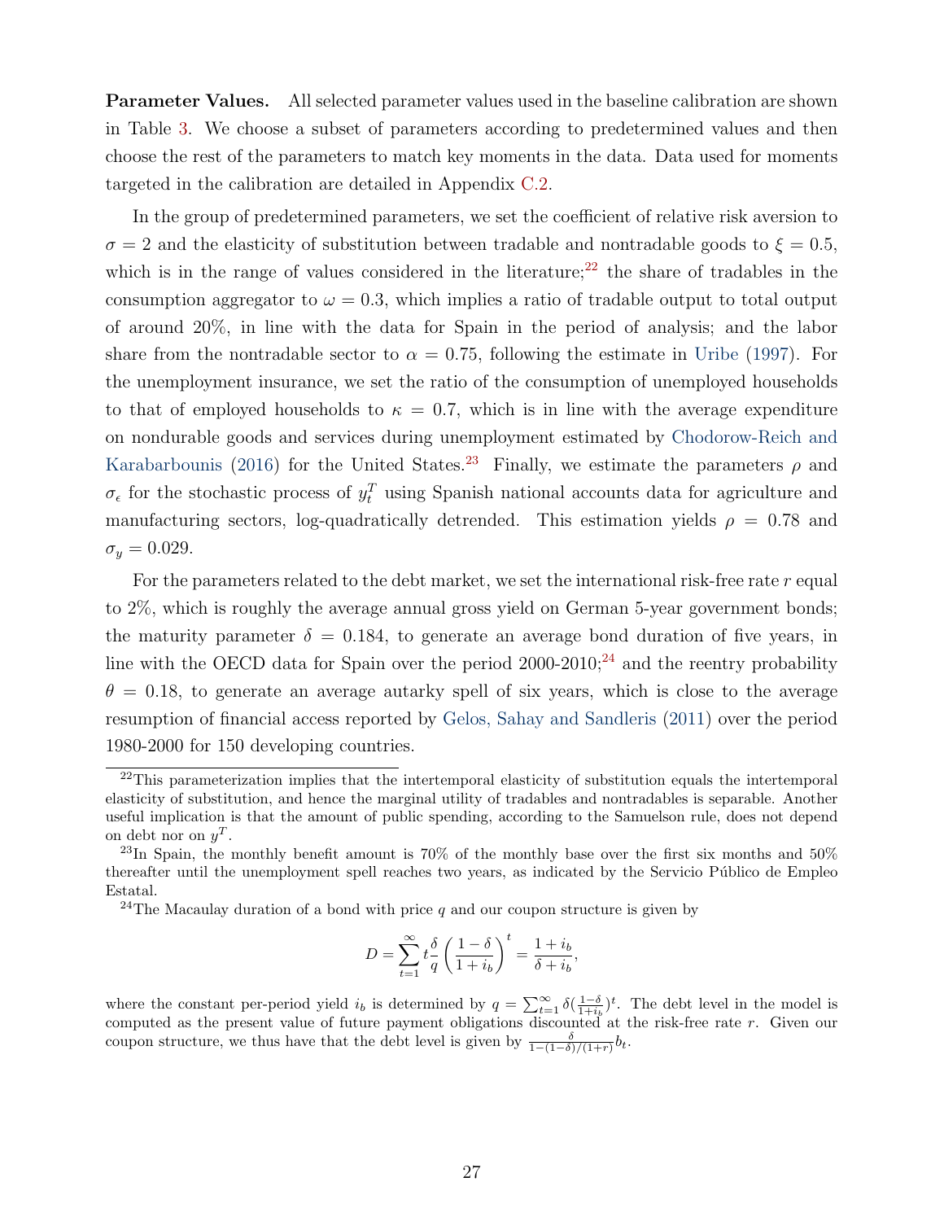**Parameter Values.** All selected parameter values used in the baseline calibration are shown in Table 3. We choose a subset of parameters according to predetermined values and then choose the rest of the parameters to match key moments in the data. Data used for moments targeted in the calibration are detailed in Appendix C.2.

In the group of predetermined parameters, we set the coefficient of relative risk aversion to $\sigma = 2$ and the elasticity of substitution between tradable and nontradable goods to $\xi = 0.5$, which is in the range of values considered in the literature;[22] the share of tradables in the consumption aggregator to $\omega = 0.3$, which implies a ratio of tradable output to total output of around 20%, in line with the data for Spain in the period of analysis; and the labor share from the nontradable sector to $\alpha = 0.75$, following the estimate in Uribe (1997). For the unemployment insurance, we set the ratio of the consumption of unemployed households to that of employed households to $\kappa = 0.7$, which is in line with the average expenditure on nondurable goods and services during unemployment estimated by Chodorow-Reich and Karabarbounis (2016) for the United States.[23] Finally, we estimate the parameters $\rho$ and $\sigma_\epsilon$ for the stochastic process of $y_t^T$ using Spanish national accounts data for agriculture and manufacturing sectors, log-quadratically detrended. This estimation yields $\rho = 0.78$ and $\sigma_y = 0.029$.

For the parameters related to the debt market, we set the international risk-free rate $r$ equal to 2%, which is roughly the average annual gross yield on German 5-year government bonds; the maturity parameter $\delta = 0.184$, to generate an average bond duration of five years, in line with the OECD data for Spain over the period 2000-2010;[24] and the reentry probability $\theta = 0.18$, to generate an average autarky spell of six years, which is close to the average resumption of financial access reported by Gelos, Sahay and Sandleris (2011) over the period 1980-2000 for 150 developing countries.

---

[22] This parameterization implies that the intertemporal elasticity of substitution equals the intertemporal elasticity of substitution, and hence the marginal utility of tradables and nontradables is separable. Another useful implication is that the amount of public spending, according to the Samuelson rule, does not depend on debt nor on $y^T$.

[23] In Spain, the monthly benefit amount is 70% of the monthly base over the first six months and 50% thereafter until the unemployment spell reaches two years, as indicated by the Servicio Público de Empleo Estatal.

[24] The Macaulay duration of a bond with price $q$ and our coupon structure is given by

$$D = \sum_{t=1}^{\infty} t \frac{\delta}{q} \left( \frac{1-\delta}{1+i_b} \right)^t = \frac{1+i_b}{\delta + i_b},$$

where the constant per-period yield $i_b$ is determined by $q = \sum_{t=1}^{\infty} \delta (\frac{1-\delta}{1+i_b})^t$. The debt level in the model is computed as the present value of future payment obligations discounted at the risk-free rate $r$. Given our coupon structure, we thus have that the debt level is given by $\frac{\delta}{1-(1-\delta)/(1+r)} b_t$.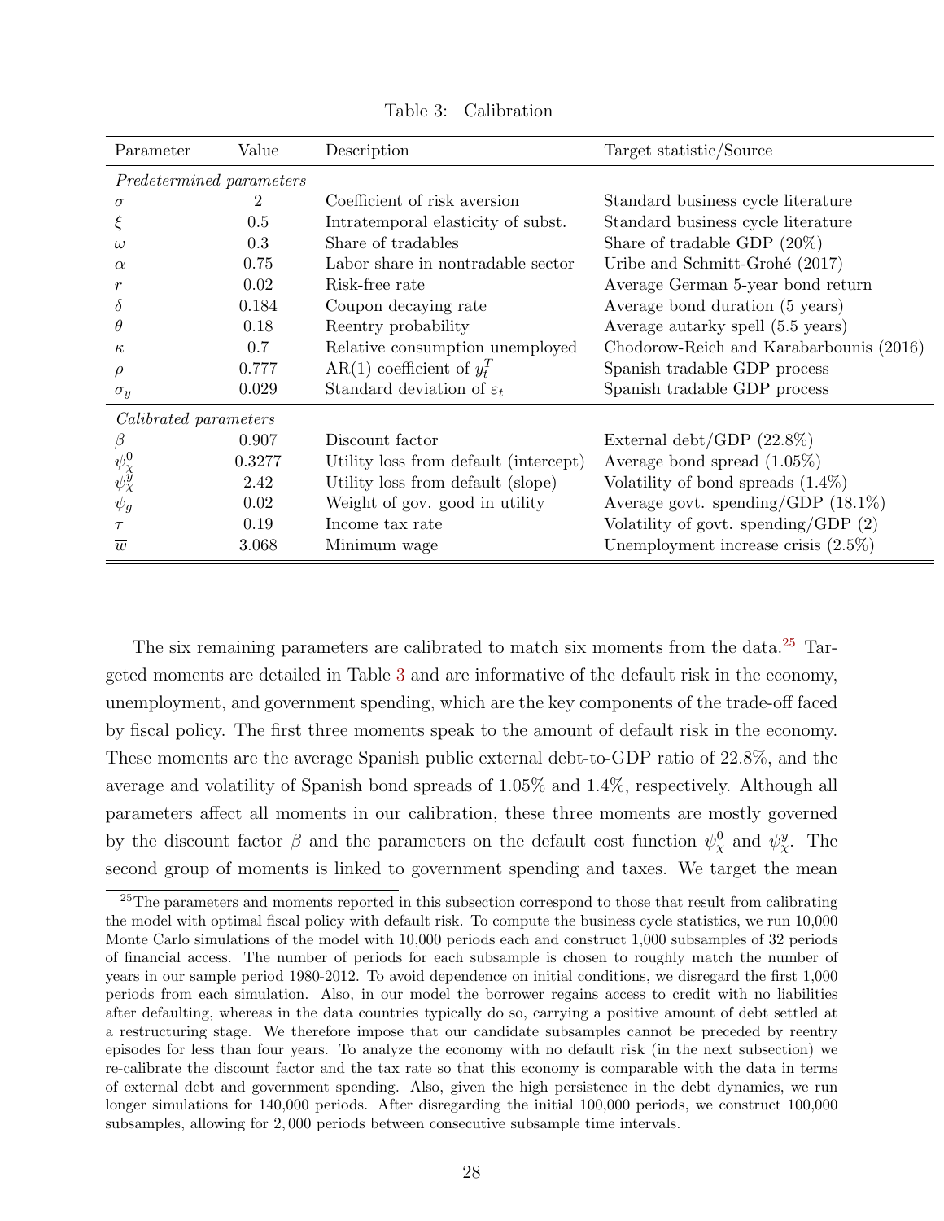Table 3: Calibration

| Parameter | Value | Description | Target statistic/Source |
|---|---|---|---|
| *Predetermined parameters* | | | |
| $\sigma$ | 2 | Coefficient of risk aversion | Standard business cycle literature |
| $\xi$ | 0.5 | Intratemporal elasticity of subst. | Standard business cycle literature |
| $\omega$ | 0.3 | Share of tradables | Share of tradable GDP (20%) |
| $\alpha$ | 0.75 | Labor share in nontradable sector | Uribe and Schmitt-Grohé (2017) |
| $r$ | 0.02 | Risk-free rate | Average German 5-year bond return |
| $\delta$ | 0.184 | Coupon decaying rate | Average bond duration (5 years) |
| $\theta$ | 0.18 | Reentry probability | Average autarky spell (5.5 years) |
| $\kappa$ | 0.7 | Relative consumption unemployed | Chodorow-Reich and Karabarbounis (2016) |
| $\rho$ | 0.777 | AR(1) coefficient of $y_t^T$ | Spanish tradable GDP process |
| $\sigma_y$ | 0.029 | Standard deviation of $\varepsilon_t$ | Spanish tradable GDP process |
| *Calibrated parameters* | | | |
| $\beta$ | 0.907 | Discount factor | External debt/GDP (22.8%) |
| $\psi_\chi^0$ | 0.3277 | Utility loss from default (intercept) | Average bond spread (1.05%) |
| $\psi_\chi^y$ | 2.42 | Utility loss from default (slope) | Volatility of bond spreads (1.4%) |
| $\psi_g$ | 0.02 | Weight of gov. good in utility | Average govt. spending/GDP (18.1%) |
| $\tau$ | 0.19 | Income tax rate | Volatility of govt. spending/GDP (2) |
| $\overline{w}$ | 3.068 | Minimum wage | Unemployment increase crisis (2.5%) |

The six remaining parameters are calibrated to match six moments from the data.[25] Targeted moments are detailed in Table 3 and are informative of the default risk in the economy, unemployment, and government spending, which are the key components of the trade-off faced by fiscal policy. The first three moments speak to the amount of default risk in the economy. These moments are the average Spanish public external debt-to-GDP ratio of 22.8%, and the average and volatility of Spanish bond spreads of 1.05% and 1.4%, respectively. Although all parameters affect all moments in our calibration, these three moments are mostly governed by the discount factor $\beta$ and the parameters on the default cost function $\psi_\chi^0$ and $\psi_\chi^y$. The second group of moments is linked to government spending and taxes. We target the mean

[25] The parameters and moments reported in this subsection correspond to those that result from calibrating the model with optimal fiscal policy with default risk. To compute the business cycle statistics, we run 10,000 Monte Carlo simulations of the model with 10,000 periods each and construct 1,000 subsamples of 32 periods of financial access. The number of periods for each subsample is chosen to roughly match the number of years in our sample period 1980-2012. To avoid dependence on initial conditions, we disregard the first 1,000 periods from each simulation. Also, in our model the borrower regains access to credit with no liabilities after defaulting, whereas in the data countries typically do so, carrying a positive amount of debt settled at a restructuring stage. We therefore impose that our candidate subsamples cannot be preceded by reentry episodes for less than four years. To analyze the economy with no default risk (in the next subsection) we re-calibrate the discount factor and the tax rate so that this economy is comparable with the data in terms of external debt and government spending. Also, given the high persistence in the debt dynamics, we run longer simulations for 140,000 periods. After disregarding the initial 100,000 periods, we construct 100,000 subsamples, allowing for 2,000 periods between consecutive subsample time intervals.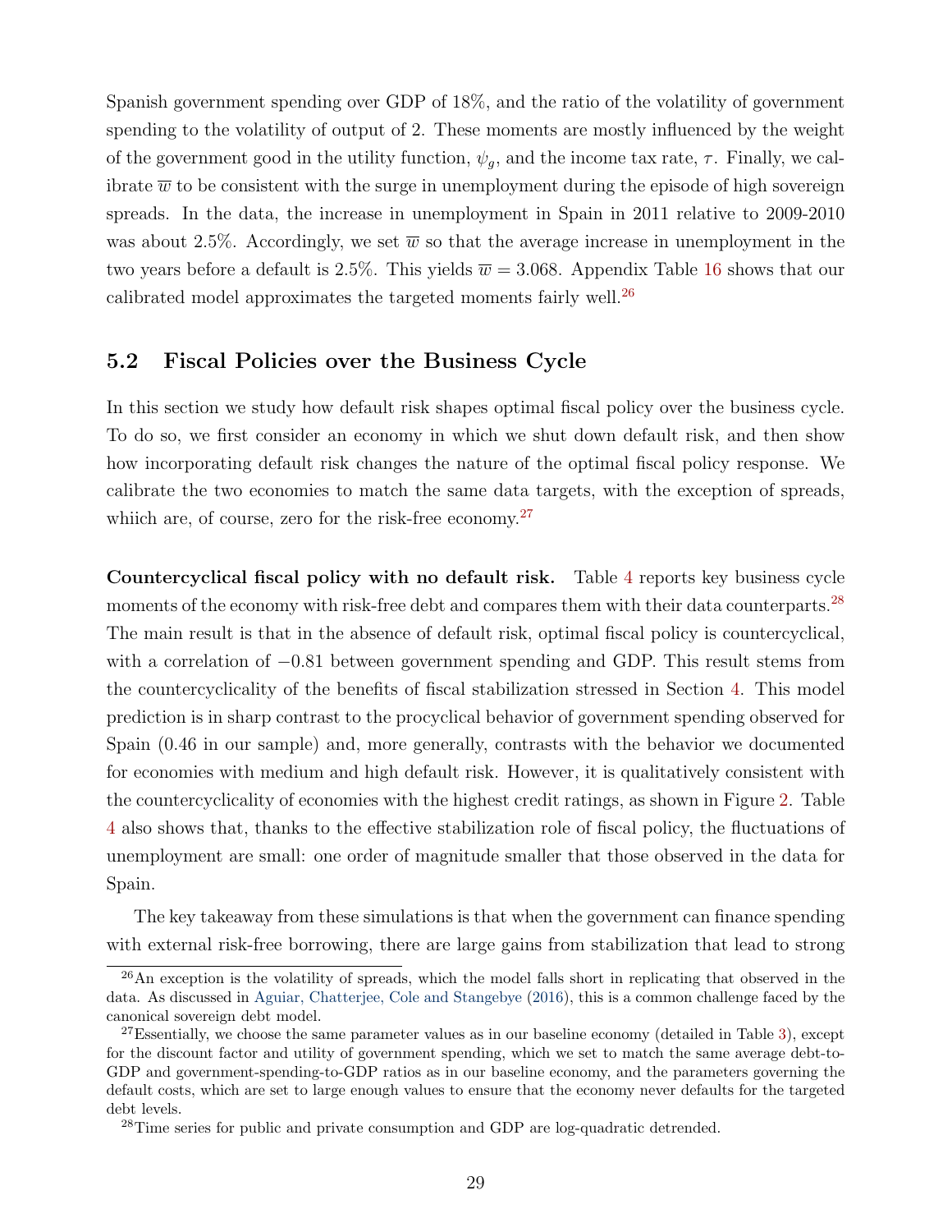Spanish government spending over GDP of 18%, and the ratio of the volatility of government spending to the volatility of output of 2. These moments are mostly influenced by the weight of the government good in the utility function, $\psi_g$, and the income tax rate, $\tau$. Finally, we calibrate $\overline{w}$ to be consistent with the surge in unemployment during the episode of high sovereign spreads. In the data, the increase in unemployment in Spain in 2011 relative to 2009-2010 was about 2.5%. Accordingly, we set $\overline{w}$ so that the average increase in unemployment in the two years before a default is 2.5%. This yields $\overline{w} = 3.068$. Appendix Table 16 shows that our calibrated model approximates the targeted moments fairly well.[26]

## 5.2 Fiscal Policies over the Business Cycle

In this section we study how default risk shapes optimal fiscal policy over the business cycle. To do so, we first consider an economy in which we shut down default risk, and then show how incorporating default risk changes the nature of the optimal fiscal policy response. We calibrate the two economies to match the same data targets, with the exception of spreads, whiich are, of course, zero for the risk-free economy.[27]

**Countercyclical fiscal policy with no default risk.** Table 4 reports key business cycle moments of the economy with risk-free debt and compares them with their data counterparts.[28] The main result is that in the absence of default risk, optimal fiscal policy is countercyclical, with a correlation of $-0.81$ between government spending and GDP. This result stems from the countercyclicality of the benefits of fiscal stabilization stressed in Section 4. This model prediction is in sharp contrast to the procyclical behavior of government spending observed for Spain (0.46 in our sample) and, more generally, contrasts with the behavior we documented for economies with medium and high default risk. However, it is qualitatively consistent with the countercyclicality of economies with the highest credit ratings, as shown in Figure 2. Table 4 also shows that, thanks to the effective stabilization role of fiscal policy, the fluctuations of unemployment are small: one order of magnitude smaller that those observed in the data for Spain.

The key takeaway from these simulations is that when the government can finance spending with external risk-free borrowing, there are large gains from stabilization that lead to strong

[26] An exception is the volatility of spreads, which the model falls short in replicating that observed in the data. As discussed in Aguiar, Chatterjee, Cole and Stangebye (2016), this is a common challenge faced by the canonical sovereign debt model.

[27] Essentially, we choose the same parameter values as in our baseline economy (detailed in Table 3), except for the discount factor and utility of government spending, which we set to match the same average debt-to-GDP and government-spending-to-GDP ratios as in our baseline economy, and the parameters governing the default costs, which are set to large enough values to ensure that the economy never defaults for the targeted debt levels.

[28] Time series for public and private consumption and GDP are log-quadratic detrended.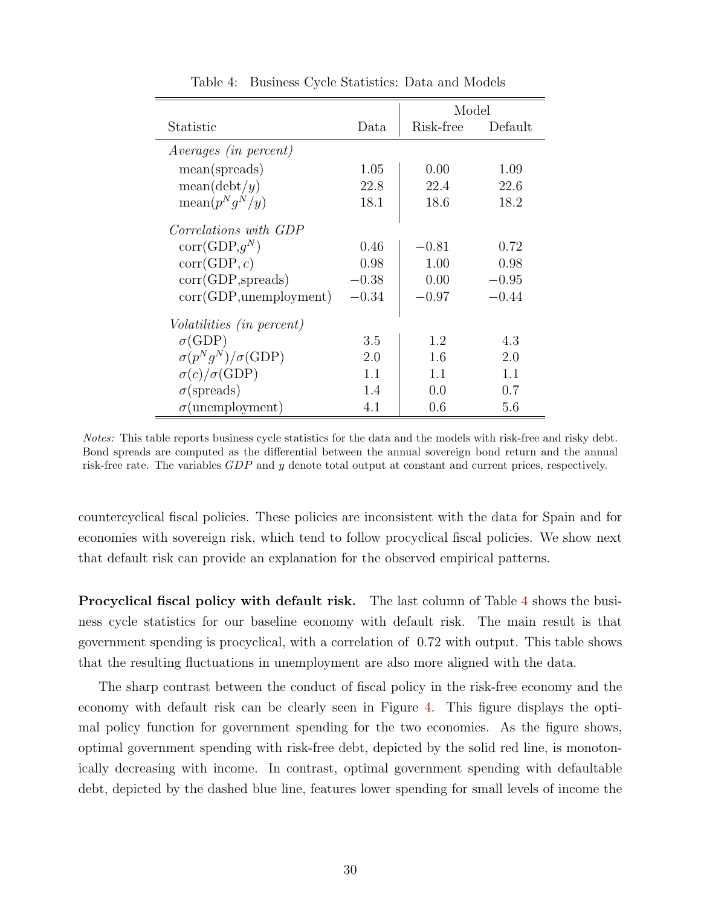Table 4: Business Cycle Statistics: Data and Models

| Statistic | Data | Model | |
|---|---|---|---|
| | | Risk-free | Default |
| *Averages (in percent)* | | | |
| mean(spreads) | 1.05 | 0.00 | 1.09 |
| mean(debt/$y$) | 22.8 | 22.4 | 22.6 |
| mean($p^N g^N/y$) | 18.1 | 18.6 | 18.2 |
| *Correlations with GDP* | | | |
| corr(GDP,$g^N$) | 0.46 | $-0.81$ | 0.72 |
| corr(GDP, $c$) | 0.98 | 1.00 | 0.98 |
| corr(GDP,spreads) | $-0.38$ | 0.00 | $-0.95$ |
| corr(GDP,unemployment) | $-0.34$ | $-0.97$ | $-0.44$ |
| *Volatilities (in percent)* | | | |
| $\sigma$(GDP) | 3.5 | 1.2 | 4.3 |
| $\sigma(p^N g^N)/\sigma$(GDP) | 2.0 | 1.6 | 2.0 |
| $\sigma(c)/\sigma$(GDP) | 1.1 | 1.1 | 1.1 |
| $\sigma$(spreads) | 1.4 | 0.0 | 0.7 |
| $\sigma$(unemployment) | 4.1 | 0.6 | 5.6 |

*Notes:* This table reports business cycle statistics for the data and the models with risk-free and risky debt. Bond spreads are computed as the differential between the annual sovereign bond return and the annual risk-free rate. The variables $GDP$ and $y$ denote total output at constant and current prices, respectively.

countercyclical fiscal policies. These policies are inconsistent with the data for Spain and for economies with sovereign risk, which tend to follow procyclical fiscal policies. We show next that default risk can provide an explanation for the observed empirical patterns.

**Procyclical fiscal policy with default risk.** The last column of Table 4 shows the business cycle statistics for our baseline economy with default risk. The main result is that government spending is procyclical, with a correlation of 0.72 with output. This table shows that the resulting fluctuations in unemployment are also more aligned with the data.

The sharp contrast between the conduct of fiscal policy in the risk-free economy and the economy with default risk can be clearly seen in Figure 4. This figure displays the optimal policy function for government spending for the two economies. As the figure shows, optimal government spending with risk-free debt, depicted by the solid red line, is monotonically decreasing with income. In contrast, optimal government spending with defaultable debt, depicted by the dashed blue line, features lower spending for small levels of income the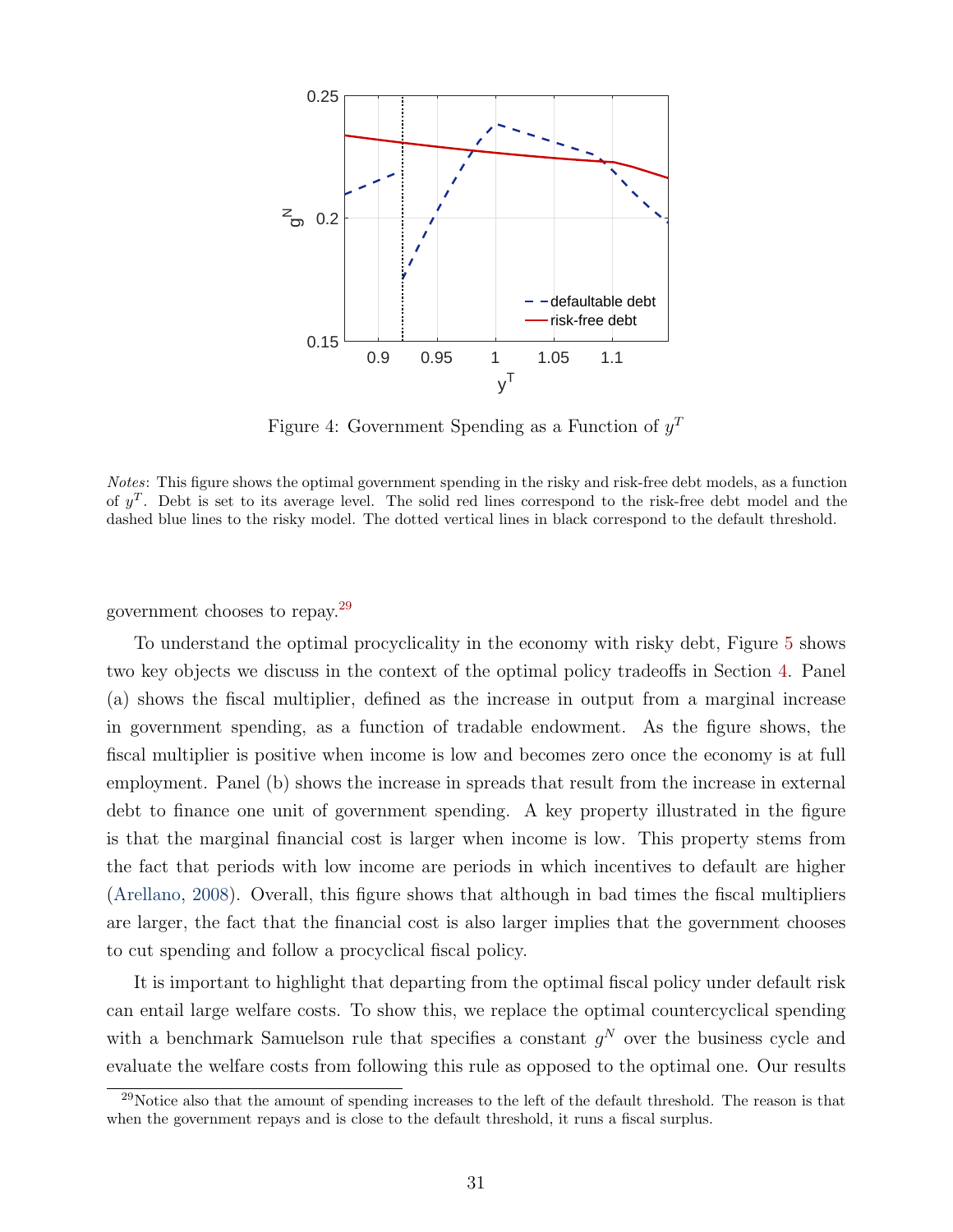Figure 4: Government Spending as a Function of $y^T$

*Notes*: This figure shows the optimal government spending in the risky and risk-free debt models, as a function of $y^T$. Debt is set to its average level. The solid red lines correspond to the risk-free debt model and the dashed blue lines to the risky model. The dotted vertical lines in black correspond to the default threshold.

government chooses to repay.[29]

To understand the optimal procyclicality in the economy with risky debt, Figure 5 shows two key objects we discuss in the context of the optimal policy tradeoffs in Section 4. Panel (a) shows the fiscal multiplier, defined as the increase in output from a marginal increase in government spending, as a function of tradable endowment. As the figure shows, the fiscal multiplier is positive when income is low and becomes zero once the economy is at full employment. Panel (b) shows the increase in spreads that result from the increase in external debt to finance one unit of government spending. A key property illustrated in the figure is that the marginal financial cost is larger when income is low. This property stems from the fact that periods with low income are periods in which incentives to default are higher (Arellano, 2008). Overall, this figure shows that although in bad times the fiscal multipliers are larger, the fact that the financial cost is also larger implies that the government chooses to cut spending and follow a procyclical fiscal policy.

It is important to highlight that departing from the optimal fiscal policy under default risk can entail large welfare costs. To show this, we replace the optimal countercyclical spending with a benchmark Samuelson rule that specifies a constant $g^N$ over the business cycle and evaluate the welfare costs from following this rule as opposed to the optimal one. Our results

[29]Notice also that the amount of spending increases to the left of the default threshold. The reason is that when the government repays and is close to the default threshold, it runs a fiscal surplus.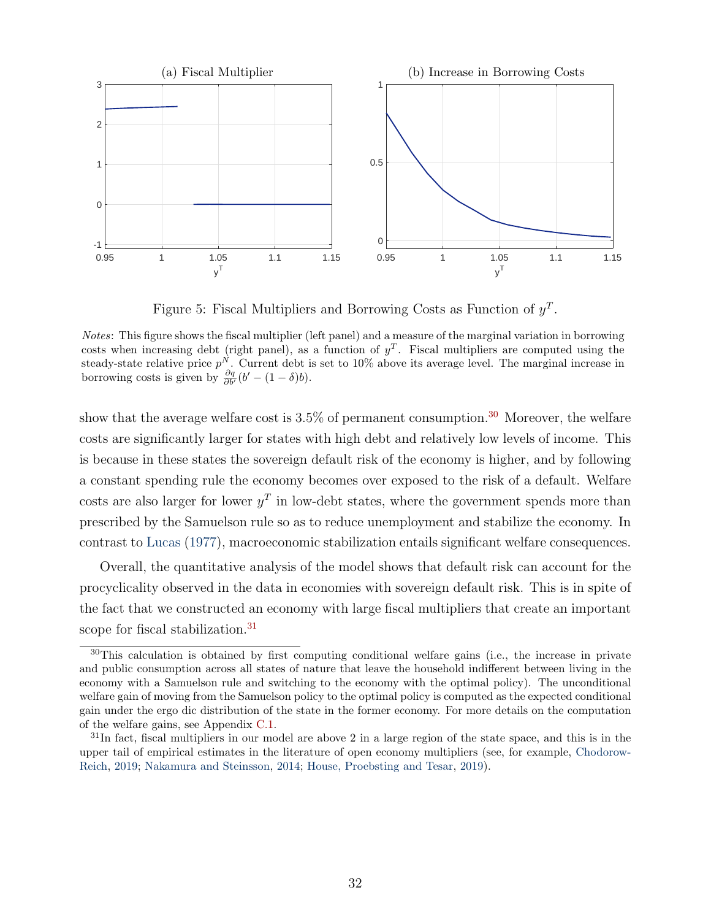Figure 5: Fiscal Multipliers and Borrowing Costs as Function of $y^T$.

*Notes*: This figure shows the fiscal multiplier (left panel) and a measure of the marginal variation in borrowing costs when increasing debt (right panel), as a function of $y^T$. Fiscal multipliers are computed using the steady-state relative price $p^N$. Current debt is set to 10% above its average level. The marginal increase in borrowing costs is given by $\frac{\partial q}{\partial b'}(b' - (1-\delta)b)$.

show that the average welfare cost is 3.5% of permanent consumption.[30] Moreover, the welfare costs are significantly larger for states with high debt and relatively low levels of income. This is because in these states the sovereign default risk of the economy is higher, and by following a constant spending rule the economy becomes over exposed to the risk of a default. Welfare costs are also larger for lower $y^T$ in low-debt states, where the government spends more than prescribed by the Samuelson rule so as to reduce unemployment and stabilize the economy. In contrast to Lucas (1977), macroeconomic stabilization entails significant welfare consequences.

Overall, the quantitative analysis of the model shows that default risk can account for the procyclicality observed in the data in economies with sovereign default risk. This is in spite of the fact that we constructed an economy with large fiscal multipliers that create an important scope for fiscal stabilization.[31]

[30] This calculation is obtained by first computing conditional welfare gains (i.e., the increase in private and public consumption across all states of nature that leave the household indifferent between living in the economy with a Samuelson rule and switching to the economy with the optimal policy). The unconditional welfare gain of moving from the Samuelson policy to the optimal policy is computed as the expected conditional gain under the ergo dic distribution of the state in the former economy. For more details on the computation of the welfare gains, see Appendix C.1.

[31] In fact, fiscal multipliers in our model are above 2 in a large region of the state space, and this is in the upper tail of empirical estimates in the literature of open economy multipliers (see, for example, Chodorow-Reich, 2019; Nakamura and Steinsson, 2014; House, Proebsting and Tesar, 2019).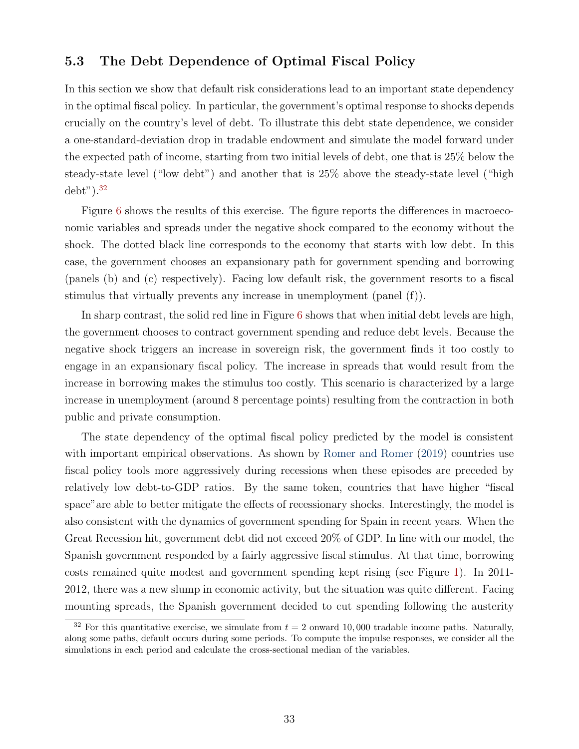## 5.3 The Debt Dependence of Optimal Fiscal Policy

In this section we show that default risk considerations lead to an important state dependency in the optimal fiscal policy. In particular, the government's optimal response to shocks depends crucially on the country's level of debt. To illustrate this debt state dependence, we consider a one-standard-deviation drop in tradable endowment and simulate the model forward under the expected path of income, starting from two initial levels of debt, one that is 25% below the steady-state level ("low debt") and another that is 25% above the steady-state level ("high debt").[32]

Figure 6 shows the results of this exercise. The figure reports the differences in macroeconomic variables and spreads under the negative shock compared to the economy without the shock. The dotted black line corresponds to the economy that starts with low debt. In this case, the government chooses an expansionary path for government spending and borrowing (panels (b) and (c) respectively). Facing low default risk, the government resorts to a fiscal stimulus that virtually prevents any increase in unemployment (panel (f)).

In sharp contrast, the solid red line in Figure 6 shows that when initial debt levels are high, the government chooses to contract government spending and reduce debt levels. Because the negative shock triggers an increase in sovereign risk, the government finds it too costly to engage in an expansionary fiscal policy. The increase in spreads that would result from the increase in borrowing makes the stimulus too costly. This scenario is characterized by a large increase in unemployment (around 8 percentage points) resulting from the contraction in both public and private consumption.

The state dependency of the optimal fiscal policy predicted by the model is consistent with important empirical observations. As shown by Romer and Romer (2019) countries use fiscal policy tools more aggressively during recessions when these episodes are preceded by relatively low debt-to-GDP ratios. By the same token, countries that have higher "fiscal space"are able to better mitigate the effects of recessionary shocks. Interestingly, the model is also consistent with the dynamics of government spending for Spain in recent years. When the Great Recession hit, government debt did not exceed 20% of GDP. In line with our model, the Spanish government responded by a fairly aggressive fiscal stimulus. At that time, borrowing costs remained quite modest and government spending kept rising (see Figure 1). In 2011-2012, there was a new slump in economic activity, but the situation was quite different. Facing mounting spreads, the Spanish government decided to cut spending following the austerity

[32] For this quantitative exercise, we simulate from $t = 2$ onward 10,000 tradable income paths. Naturally, along some paths, default occurs during some periods. To compute the impulse responses, we consider all the simulations in each period and calculate the cross-sectional median of the variables.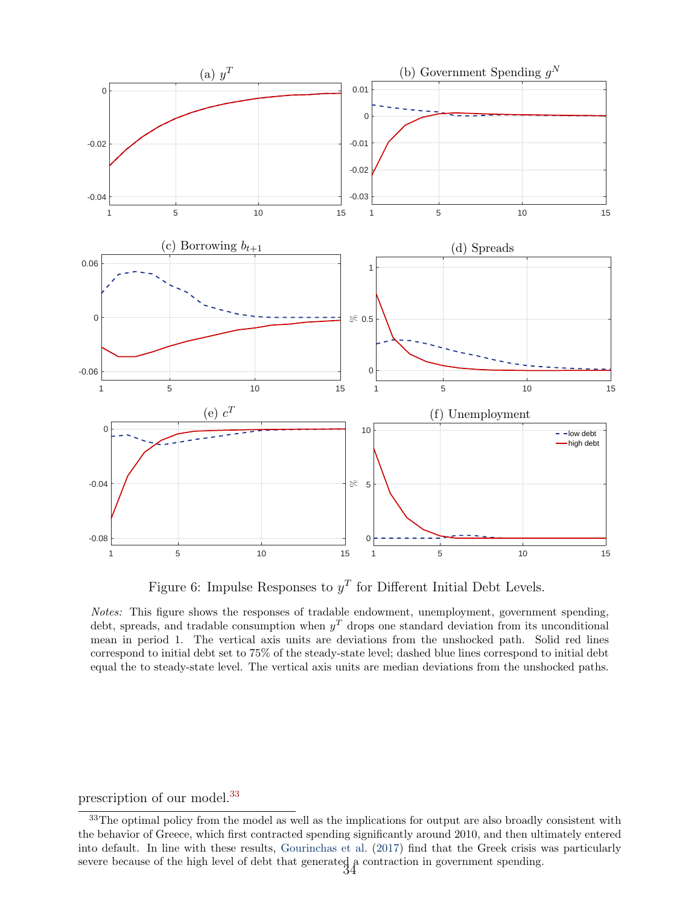(a) $y^T$

(b) Government Spending $g^N$

(c) Borrowing $b_{t+1}$

(d) Spreads

(e) $c^T$

(f) Unemployment

Figure 6: Impulse Responses to $y^T$ for Different Initial Debt Levels.

*Notes:* This figure shows the responses of tradable endowment, unemployment, government spending, debt, spreads, and tradable consumption when $y^T$ drops one standard deviation from its unconditional mean in period 1. The vertical axis units are deviations from the unshocked path. Solid red lines correspond to initial debt set to 75% of the steady-state level; dashed blue lines correspond to initial debt equal the to steady-state level. The vertical axis units are median deviations from the unshocked paths.

prescription of our model.[33]

[33] The optimal policy from the model as well as the implications for output are also broadly consistent with the behavior of Greece, which first contracted spending significantly around 2010, and then ultimately entered into default. In line with these results, Gourinchas et al. (2017) find that the Greek crisis was particularly severe because of the high level of debt that generated a contraction in government spending.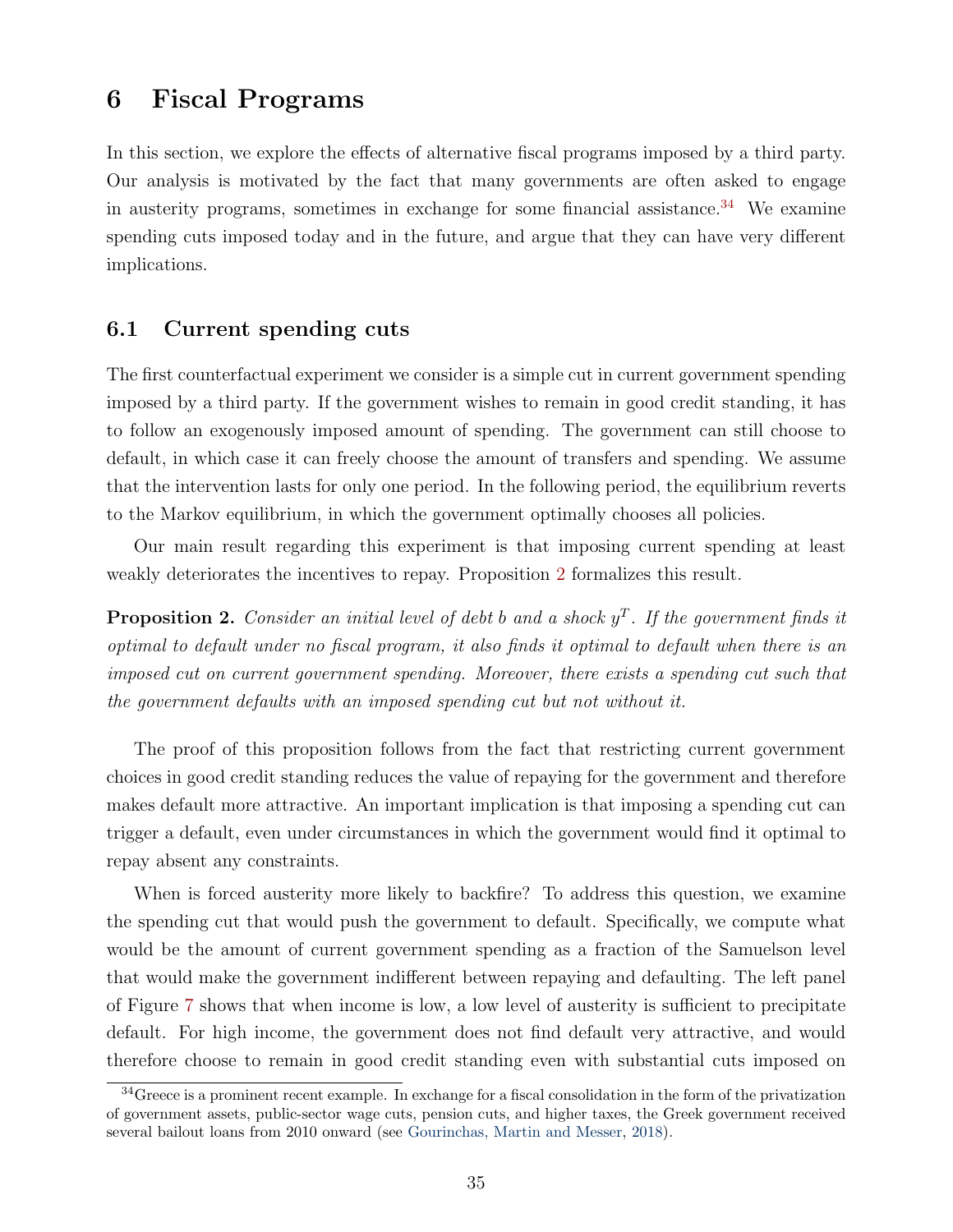# 6 Fiscal Programs

In this section, we explore the effects of alternative fiscal programs imposed by a third party. Our analysis is motivated by the fact that many governments are often asked to engage in austerity programs, sometimes in exchange for some financial assistance.[34] We examine spending cuts imposed today and in the future, and argue that they can have very different implications.

## 6.1 Current spending cuts

The first counterfactual experiment we consider is a simple cut in current government spending imposed by a third party. If the government wishes to remain in good credit standing, it has to follow an exogenously imposed amount of spending. The government can still choose to default, in which case it can freely choose the amount of transfers and spending. We assume that the intervention lasts for only one period. In the following period, the equilibrium reverts to the Markov equilibrium, in which the government optimally chooses all policies.

Our main result regarding this experiment is that imposing current spending at least weakly deteriorates the incentives to repay. Proposition 2 formalizes this result.

**Proposition 2.** *Consider an initial level of debt $b$ and a shock $y^T$. If the government finds it optimal to default under no fiscal program, it also finds it optimal to default when there is an imposed cut on current government spending. Moreover, there exists a spending cut such that the government defaults with an imposed spending cut but not without it.*

The proof of this proposition follows from the fact that restricting current government choices in good credit standing reduces the value of repaying for the government and therefore makes default more attractive. An important implication is that imposing a spending cut can trigger a default, even under circumstances in which the government would find it optimal to repay absent any constraints.

When is forced austerity more likely to backfire? To address this question, we examine the spending cut that would push the government to default. Specifically, we compute what would be the amount of current government spending as a fraction of the Samuelson level that would make the government indifferent between repaying and defaulting. The left panel of Figure 7 shows that when income is low, a low level of austerity is sufficient to precipitate default. For high income, the government does not find default very attractive, and would therefore choose to remain in good credit standing even with substantial cuts imposed on

[34] Greece is a prominent recent example. In exchange for a fiscal consolidation in the form of the privatization of government assets, public-sector wage cuts, pension cuts, and higher taxes, the Greek government received several bailout loans from 2010 onward (see Gourinchas, Martin and Messer, 2018).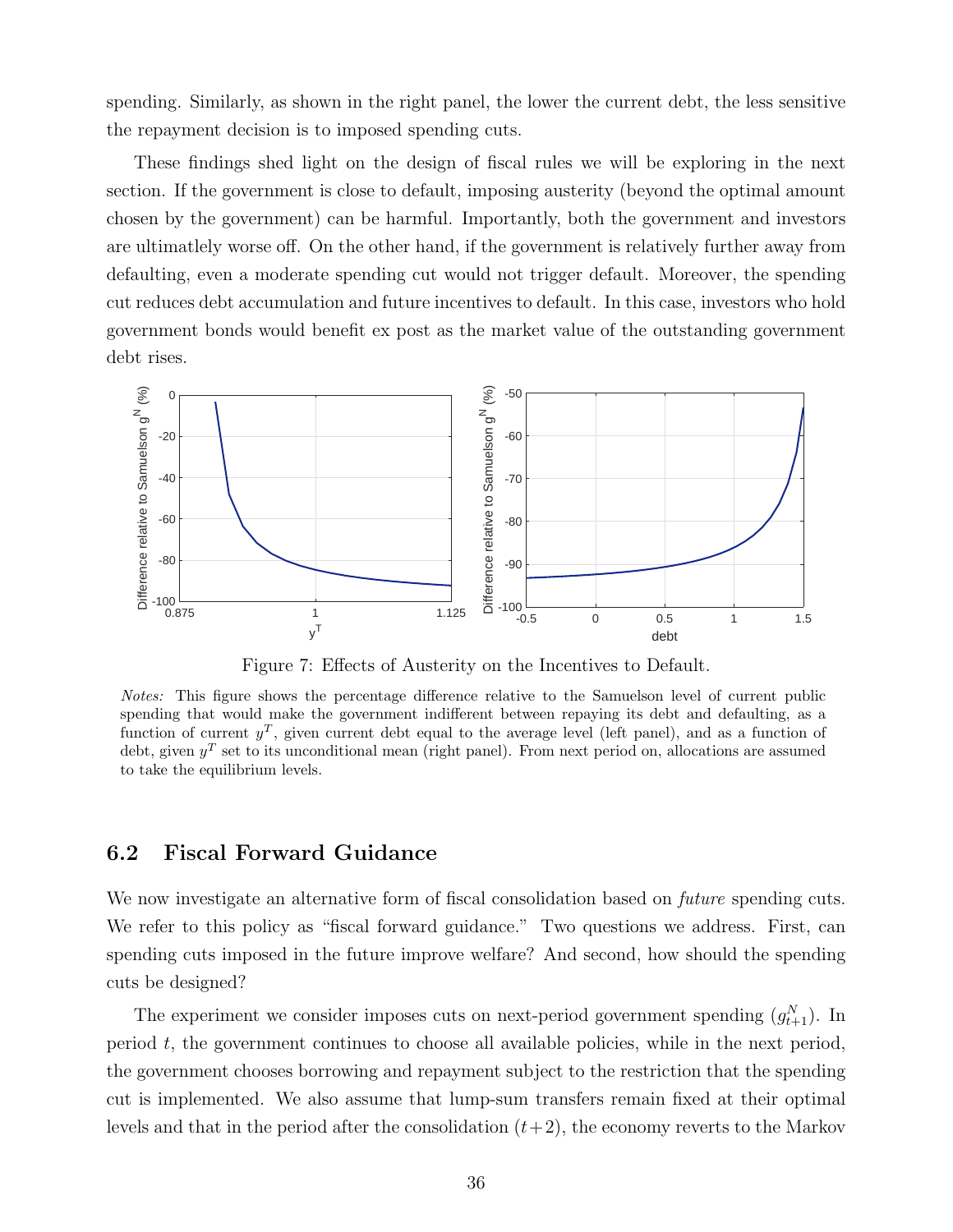spending. Similarly, as shown in the right panel, the lower the current debt, the less sensitive the repayment decision is to imposed spending cuts.

These findings shed light on the design of fiscal rules we will be exploring in the next section. If the government is close to default, imposing austerity (beyond the optimal amount chosen by the government) can be harmful. Importantly, both the government and investors are ultimatlely worse off. On the other hand, if the government is relatively further away from defaulting, even a moderate spending cut would not trigger default. Moreover, the spending cut reduces debt accumulation and future incentives to default. In this case, investors who hold government bonds would benefit ex post as the market value of the outstanding government debt rises.

Figure 7: Effects of Austerity on the Incentives to Default.

*Notes:* This figure shows the percentage difference relative to the Samuelson level of current public spending that would make the government indifferent between repaying its debt and defaulting, as a function of current $y^T$, given current debt equal to the average level (left panel), and as a function of debt, given $y^T$ set to its unconditional mean (right panel). From next period on, allocations are assumed to take the equilibrium levels.

## 6.2 Fiscal Forward Guidance

We now investigate an alternative form of fiscal consolidation based on *future* spending cuts. We refer to this policy as "fiscal forward guidance." Two questions we address. First, can spending cuts imposed in the future improve welfare? And second, how should the spending cuts be designed?

The experiment we consider imposes cuts on next-period government spending ($g^N_{t+1}$). In period $t$, the government continues to choose all available policies, while in the next period, the government chooses borrowing and repayment subject to the restriction that the spending cut is implemented. We also assume that lump-sum transfers remain fixed at their optimal levels and that in the period after the consolidation ($t+2$), the economy reverts to the Markov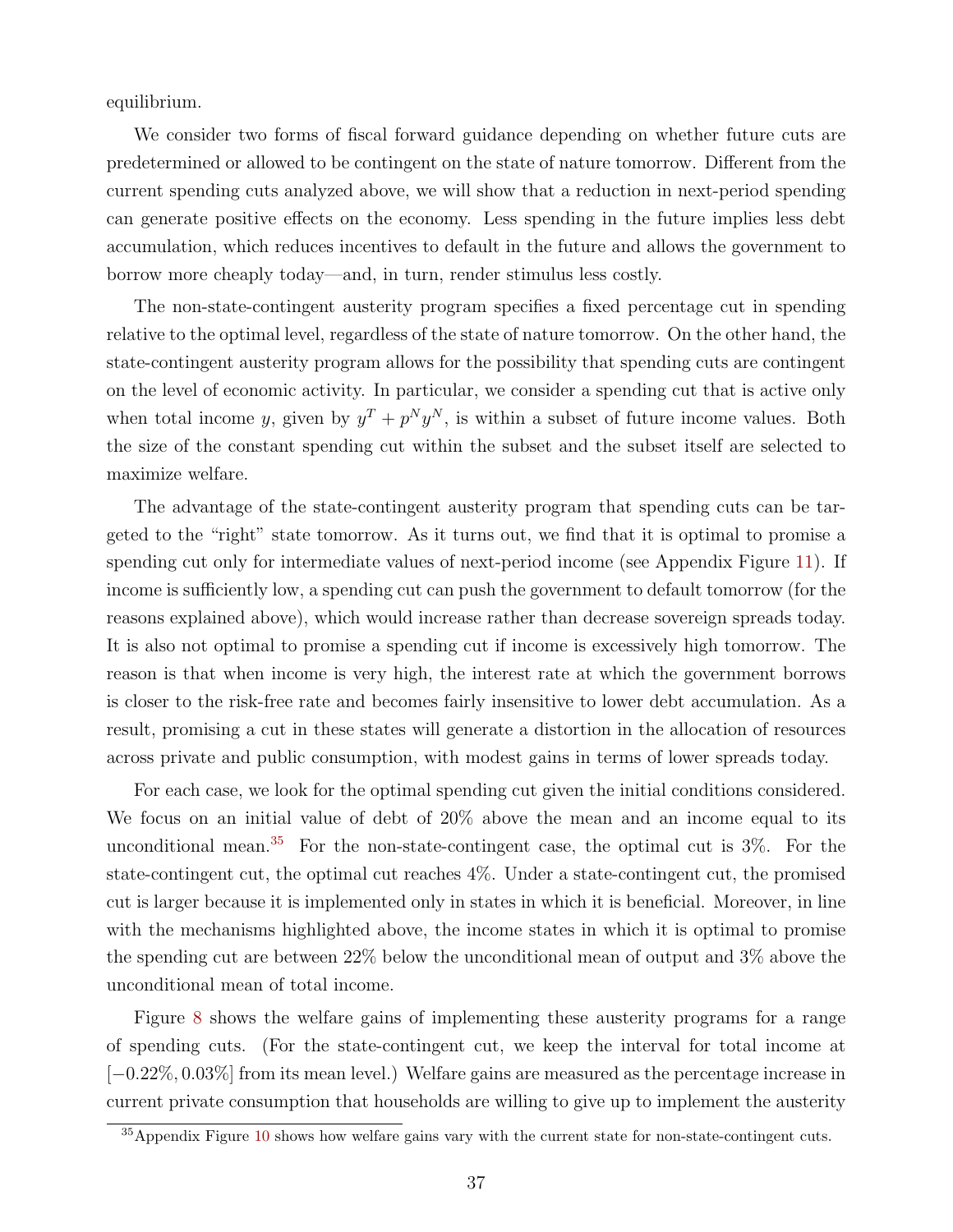equilibrium.

We consider two forms of fiscal forward guidance depending on whether future cuts are predetermined or allowed to be contingent on the state of nature tomorrow. Different from the current spending cuts analyzed above, we will show that a reduction in next-period spending can generate positive effects on the economy. Less spending in the future implies less debt accumulation, which reduces incentives to default in the future and allows the government to borrow more cheaply today—and, in turn, render stimulus less costly.

The non-state-contingent austerity program specifies a fixed percentage cut in spending relative to the optimal level, regardless of the state of nature tomorrow. On the other hand, the state-contingent austerity program allows for the possibility that spending cuts are contingent on the level of economic activity. In particular, we consider a spending cut that is active only when total income $y$, given by $y^T + p^N y^N$, is within a subset of future income values. Both the size of the constant spending cut within the subset and the subset itself are selected to maximize welfare.

The advantage of the state-contingent austerity program that spending cuts can be targeted to the "right" state tomorrow. As it turns out, we find that it is optimal to promise a spending cut only for intermediate values of next-period income (see Appendix Figure 11). If income is sufficiently low, a spending cut can push the government to default tomorrow (for the reasons explained above), which would increase rather than decrease sovereign spreads today. It is also not optimal to promise a spending cut if income is excessively high tomorrow. The reason is that when income is very high, the interest rate at which the government borrows is closer to the risk-free rate and becomes fairly insensitive to lower debt accumulation. As a result, promising a cut in these states will generate a distortion in the allocation of resources across private and public consumption, with modest gains in terms of lower spreads today.

For each case, we look for the optimal spending cut given the initial conditions considered. We focus on an initial value of debt of 20% above the mean and an income equal to its unconditional mean.[35] For the non-state-contingent case, the optimal cut is 3%. For the state-contingent cut, the optimal cut reaches 4%. Under a state-contingent cut, the promised cut is larger because it is implemented only in states in which it is beneficial. Moreover, in line with the mechanisms highlighted above, the income states in which it is optimal to promise the spending cut are between 22% below the unconditional mean of output and 3% above the unconditional mean of total income.

Figure 8 shows the welfare gains of implementing these austerity programs for a range of spending cuts. (For the state-contingent cut, we keep the interval for total income at $[-0.22\%, 0.03\%]$ from its mean level.) Welfare gains are measured as the percentage increase in current private consumption that households are willing to give up to implement the austerity

[35] Appendix Figure 10 shows how welfare gains vary with the current state for non-state-contingent cuts.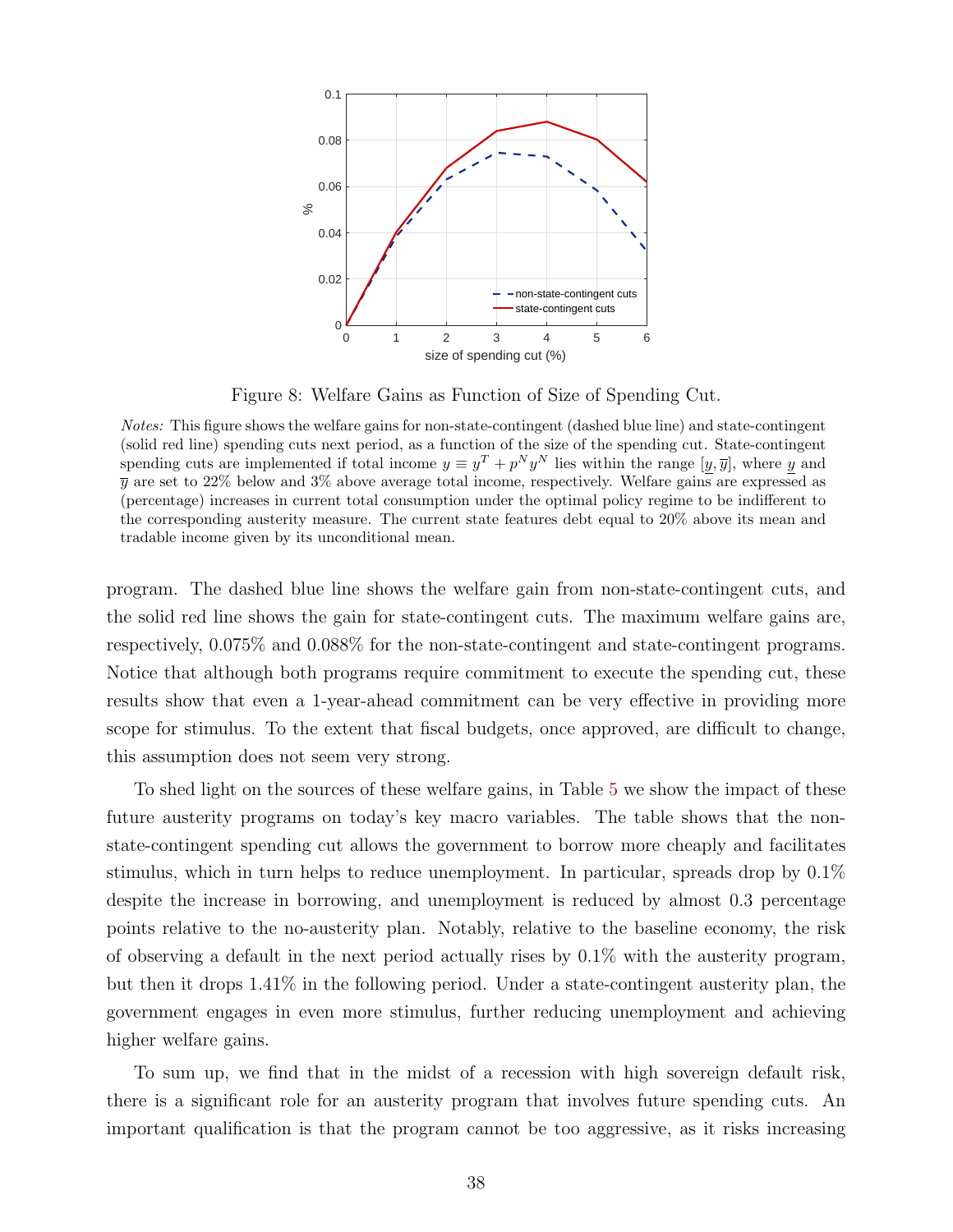Figure 8: Welfare Gains as Function of Size of Spending Cut.

*Notes:* This figure shows the welfare gains for non-state-contingent (dashed blue line) and state-contingent (solid red line) spending cuts next period, as a function of the size of the spending cut. State-contingent spending cuts are implemented if total income $y \equiv y^T + p^N y^N$ lies within the range $[\underline{y}, \overline{y}]$, where $\underline{y}$ and $\overline{y}$ are set to 22% below and 3% above average total income, respectively. Welfare gains are expressed as (percentage) increases in current total consumption under the optimal policy regime to be indifferent to the corresponding austerity measure. The current state features debt equal to 20% above its mean and tradable income given by its unconditional mean.

program. The dashed blue line shows the welfare gain from non-state-contingent cuts, and the solid red line shows the gain for state-contingent cuts. The maximum welfare gains are, respectively, 0.075% and 0.088% for the non-state-contingent and state-contingent programs. Notice that although both programs require commitment to execute the spending cut, these results show that even a 1-year-ahead commitment can be very effective in providing more scope for stimulus. To the extent that fiscal budgets, once approved, are difficult to change, this assumption does not seem very strong.

To shed light on the sources of these welfare gains, in Table 5 we show the impact of these future austerity programs on today's key macro variables. The table shows that the non-state-contingent spending cut allows the government to borrow more cheaply and facilitates stimulus, which in turn helps to reduce unemployment. In particular, spreads drop by 0.1% despite the increase in borrowing, and unemployment is reduced by almost 0.3 percentage points relative to the no-austerity plan. Notably, relative to the baseline economy, the risk of observing a default in the next period actually rises by 0.1% with the austerity program, but then it drops 1.41% in the following period. Under a state-contingent austerity plan, the government engages in even more stimulus, further reducing unemployment and achieving higher welfare gains.

To sum up, we find that in the midst of a recession with high sovereign default risk, there is a significant role for an austerity program that involves future spending cuts. An important qualification is that the program cannot be too aggressive, as it risks increasing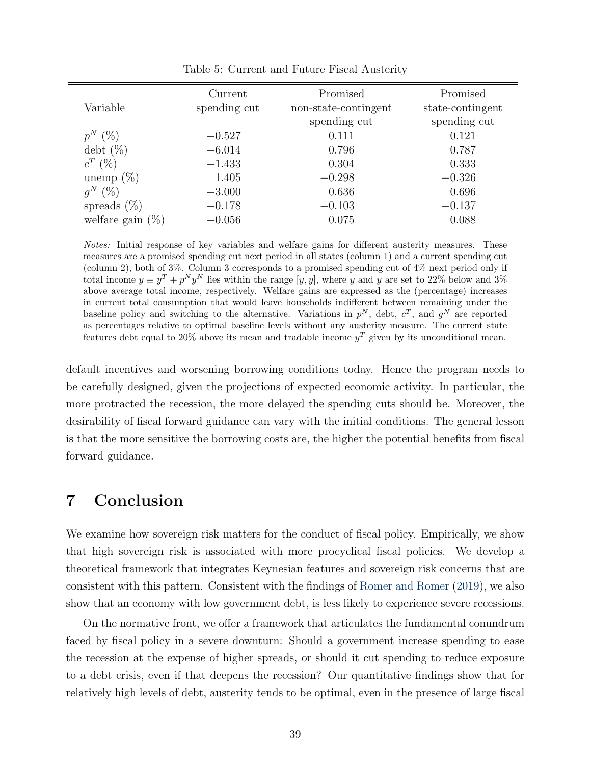Table 5: Current and Future Fiscal Austerity

| Variable | Current spending cut | Promised non-state-contingent spending cut | Promised state-contingent spending cut |
|---|---|---|---|
| $p^N$ (%) | −0.527 | 0.111 | 0.121 |
| debt (%) | −6.014 | 0.796 | 0.787 |
| $c^T$ (%) | −1.433 | 0.304 | 0.333 |
| unemp (%) | 1.405 | −0.298 | −0.326 |
| $g^N$ (%) | −3.000 | 0.636 | 0.696 |
| spreads (%) | −0.178 | −0.103 | −0.137 |
| welfare gain (%) | −0.056 | 0.075 | 0.088 |

*Notes:* Initial response of key variables and welfare gains for different austerity measures. These measures are a promised spending cut next period in all states (column 1) and a current spending cut (column 2), both of 3%. Column 3 corresponds to a promised spending cut of 4% next period only if total income $y \equiv y^T + p^N y^N$ lies within the range $[\underline{y}, \overline{y}]$, where $\underline{y}$ and $\overline{y}$ are set to 22% below and 3% above average total income, respectively. Welfare gains are expressed as the (percentage) increases in current total consumption that would leave households indifferent between remaining under the baseline policy and switching to the alternative. Variations in $p^N$, debt, $c^T$, and $g^N$ are reported as percentages relative to optimal baseline levels without any austerity measure. The current state features debt equal to 20% above its mean and tradable income $y^T$ given by its unconditional mean.

default incentives and worsening borrowing conditions today. Hence the program needs to be carefully designed, given the projections of expected economic activity. In particular, the more protracted the recession, the more delayed the spending cuts should be. Moreover, the desirability of fiscal forward guidance can vary with the initial conditions. The general lesson is that the more sensitive the borrowing costs are, the higher the potential benefits from fiscal forward guidance.

# 7 Conclusion

We examine how sovereign risk matters for the conduct of fiscal policy. Empirically, we show that high sovereign risk is associated with more procyclical fiscal policies. We develop a theoretical framework that integrates Keynesian features and sovereign risk concerns that are consistent with this pattern. Consistent with the findings of Romer and Romer (2019), we also show that an economy with low government debt, is less likely to experience severe recessions.

On the normative front, we offer a framework that articulates the fundamental conundrum faced by fiscal policy in a severe downturn: Should a government increase spending to ease the recession at the expense of higher spreads, or should it cut spending to reduce exposure to a debt crisis, even if that deepens the recession? Our quantitative findings show that for relatively high levels of debt, austerity tends to be optimal, even in the presence of large fiscal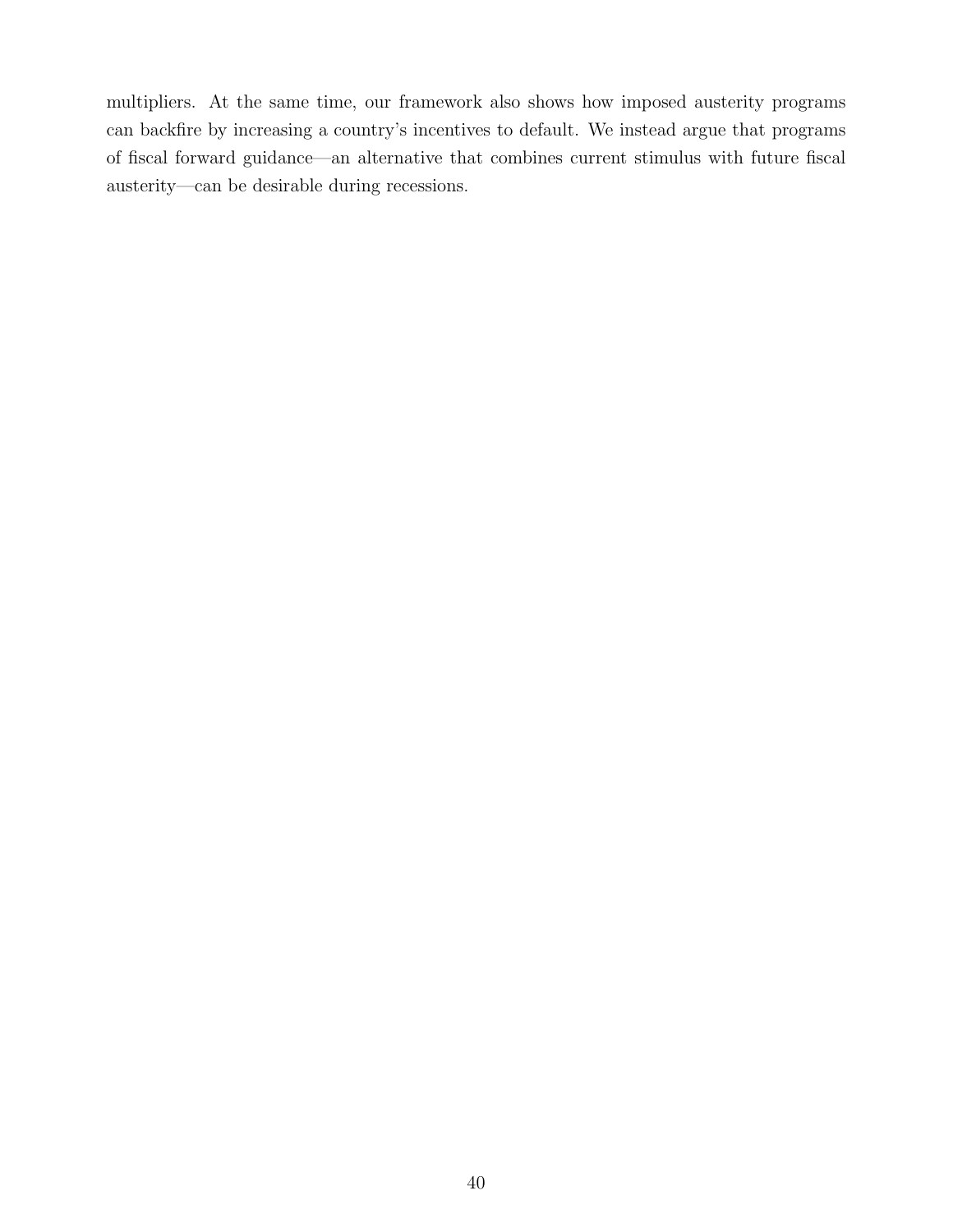multipliers. At the same time, our framework also shows how imposed austerity programs can backfire by increasing a country's incentives to default. We instead argue that programs of fiscal forward guidance—an alternative that combines current stimulus with future fiscal austerity—can be desirable during recessions.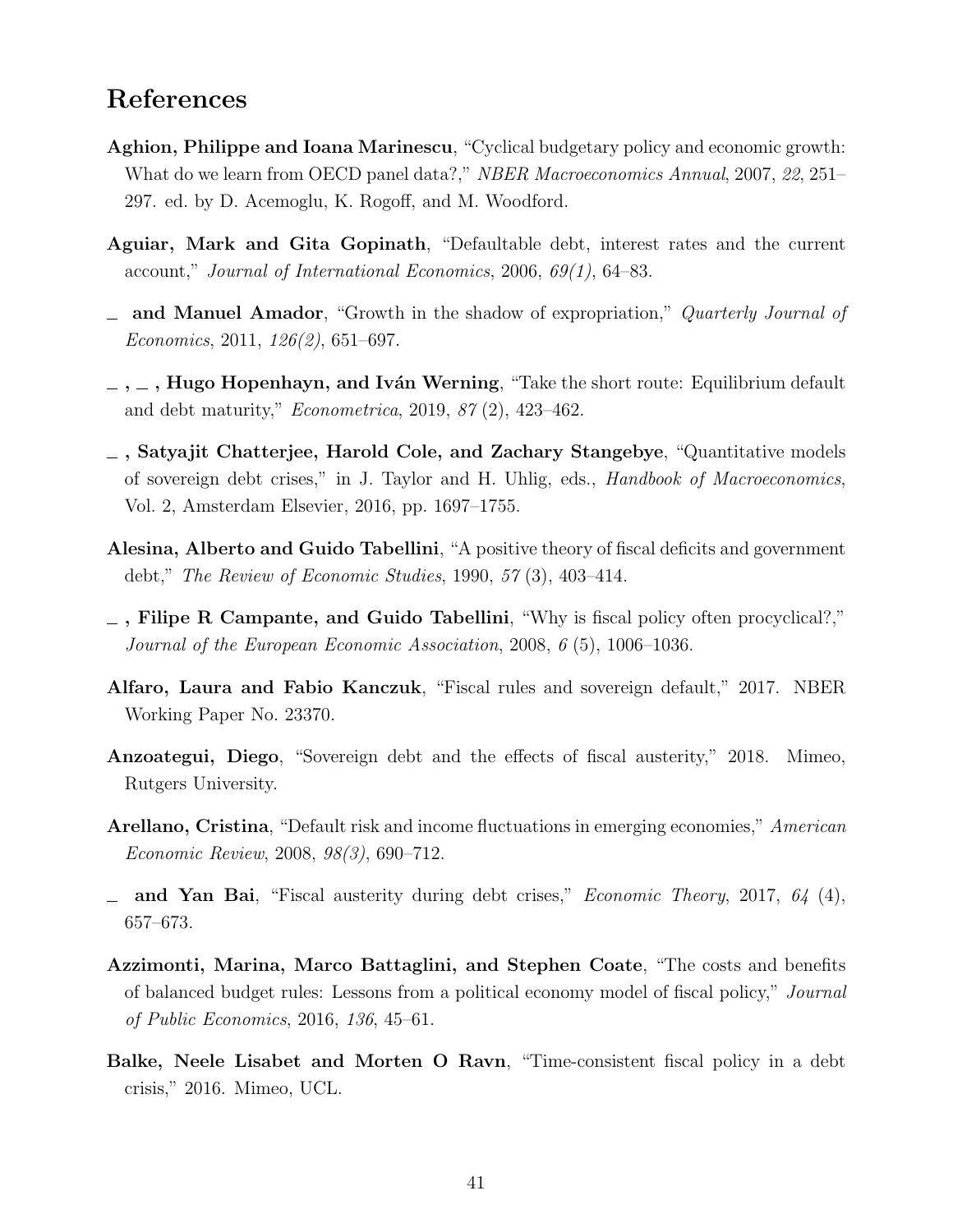# References

**Aghion, Philippe and Ioana Marinescu**, "Cyclical budgetary policy and economic growth: What do we learn from OECD panel data?," *NBER Macroeconomics Annual*, 2007, *22*, 251–297. ed. by D. Acemoglu, K. Rogoff, and M. Woodford.

**Aguiar, Mark and Gita Gopinath**, "Defaultable debt, interest rates and the current account," *Journal of International Economics*, 2006, *69(1)*, 64–83.

**_ and Manuel Amador**, "Growth in the shadow of expropriation," *Quarterly Journal of Economics*, 2011, *126(2)*, 651–697.

**_ , _ , Hugo Hopenhayn, and Iván Werning**, "Take the short route: Equilibrium default and debt maturity," *Econometrica*, 2019, *87* (2), 423–462.

**_ , Satyajit Chatterjee, Harold Cole, and Zachary Stangebye**, "Quantitative models of sovereign debt crises," in J. Taylor and H. Uhlig, eds., *Handbook of Macroeconomics*, Vol. 2, Amsterdam Elsevier, 2016, pp. 1697–1755.

**Alesina, Alberto and Guido Tabellini**, "A positive theory of fiscal deficits and government debt," *The Review of Economic Studies*, 1990, *57* (3), 403–414.

**_ , Filipe R Campante, and Guido Tabellini**, "Why is fiscal policy often procyclical?," *Journal of the European Economic Association*, 2008, *6* (5), 1006–1036.

**Alfaro, Laura and Fabio Kanczuk**, "Fiscal rules and sovereign default," 2017. NBER Working Paper No. 23370.

**Anzoategui, Diego**, "Sovereign debt and the effects of fiscal austerity," 2018. Mimeo, Rutgers University.

**Arellano, Cristina**, "Default risk and income fluctuations in emerging economies," *American Economic Review*, 2008, *98(3)*, 690–712.

**_ and Yan Bai**, "Fiscal austerity during debt crises," *Economic Theory*, 2017, *64* (4), 657–673.

**Azzimonti, Marina, Marco Battaglini, and Stephen Coate**, "The costs and benefits of balanced budget rules: Lessons from a political economy model of fiscal policy," *Journal of Public Economics*, 2016, *136*, 45–61.

**Balke, Neele Lisabet and Morten O Ravn**, "Time-consistent fiscal policy in a debt crisis," 2016. Mimeo, UCL.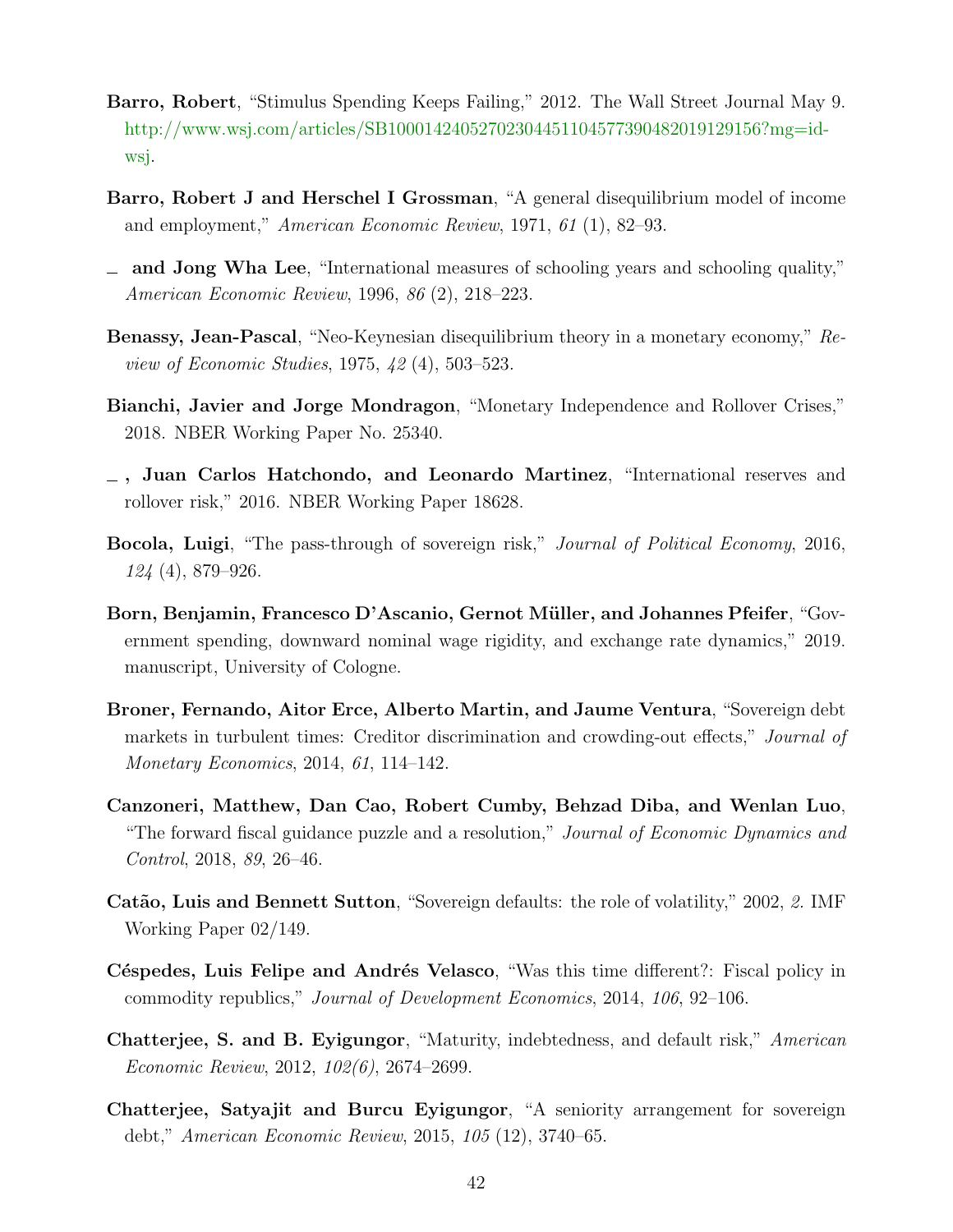**Barro, Robert**, "Stimulus Spending Keeps Failing," 2012. The Wall Street Journal May 9. http://www.wsj.com/articles/SB10001424052702304451104577390482019129156?mg=id-wsj.

**Barro, Robert J and Herschel I Grossman**, "A general disequilibrium model of income and employment," *American Economic Review*, 1971, *61* (1), 82–93.

**_ and Jong Wha Lee**, "International measures of schooling years and schooling quality," *American Economic Review*, 1996, *86* (2), 218–223.

**Benassy, Jean-Pascal**, "Neo-Keynesian disequilibrium theory in a monetary economy," *Review of Economic Studies*, 1975, *42* (4), 503–523.

**Bianchi, Javier and Jorge Mondragon**, "Monetary Independence and Rollover Crises," 2018. NBER Working Paper No. 25340.

**_, Juan Carlos Hatchondo, and Leonardo Martinez**, "International reserves and rollover risk," 2016. NBER Working Paper 18628.

**Bocola, Luigi**, "The pass-through of sovereign risk," *Journal of Political Economy*, 2016, *124* (4), 879–926.

**Born, Benjamin, Francesco D'Ascanio, Gernot Müller, and Johannes Pfeifer**, "Government spending, downward nominal wage rigidity, and exchange rate dynamics," 2019. manuscript, University of Cologne.

**Broner, Fernando, Aitor Erce, Alberto Martin, and Jaume Ventura**, "Sovereign debt markets in turbulent times: Creditor discrimination and crowding-out effects," *Journal of Monetary Economics*, 2014, *61*, 114–142.

**Canzoneri, Matthew, Dan Cao, Robert Cumby, Behzad Diba, and Wenlan Luo**, "The forward fiscal guidance puzzle and a resolution," *Journal of Economic Dynamics and Control*, 2018, *89*, 26–46.

**Catão, Luis and Bennett Sutton**, "Sovereign defaults: the role of volatility," 2002, *2*. IMF Working Paper 02/149.

**Céspedes, Luis Felipe and Andrés Velasco**, "Was this time different?: Fiscal policy in commodity republics," *Journal of Development Economics*, 2014, *106*, 92–106.

**Chatterjee, S. and B. Eyigungor**, "Maturity, indebtedness, and default risk," *American Economic Review*, 2012, *102(6)*, 2674–2699.

**Chatterjee, Satyajit and Burcu Eyigungor**, "A seniority arrangement for sovereign debt," *American Economic Review*, 2015, *105* (12), 3740–65.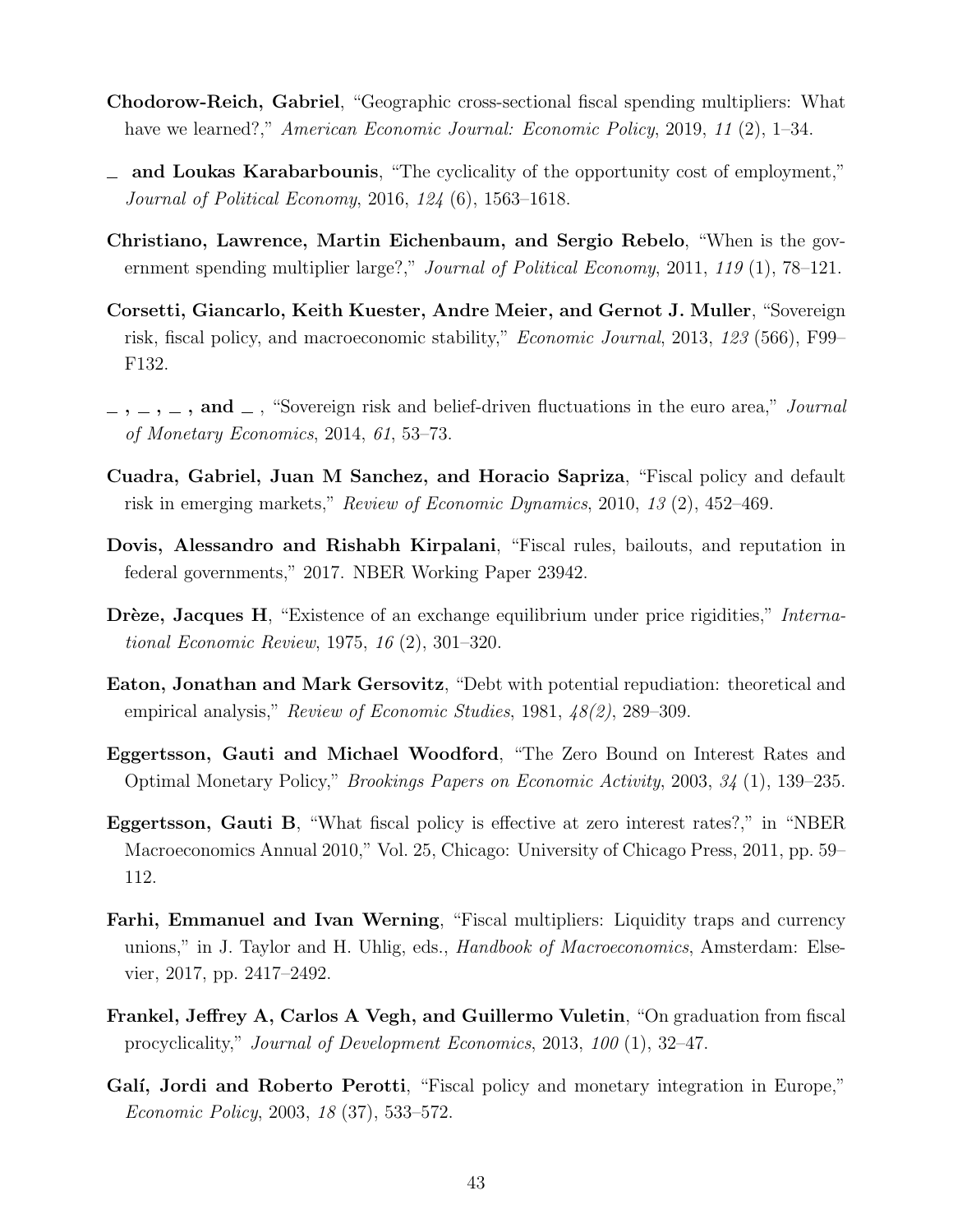**Chodorow-Reich, Gabriel**, "Geographic cross-sectional fiscal spending multipliers: What have we learned?," *American Economic Journal: Economic Policy*, 2019, *11* (2), 1–34.

_ **and Loukas Karabarbounis**, "The cyclicality of the opportunity cost of employment," *Journal of Political Economy*, 2016, *124* (6), 1563–1618.

**Christiano, Lawrence, Martin Eichenbaum, and Sergio Rebelo**, "When is the government spending multiplier large?," *Journal of Political Economy*, 2011, *119* (1), 78–121.

**Corsetti, Giancarlo, Keith Kuester, Andre Meier, and Gernot J. Muller**, "Sovereign risk, fiscal policy, and macroeconomic stability," *Economic Journal*, 2013, *123* (566), F99–F132.

**_ , _ , _ , and _** , "Sovereign risk and belief-driven fluctuations in the euro area," *Journal of Monetary Economics*, 2014, *61*, 53–73.

**Cuadra, Gabriel, Juan M Sanchez, and Horacio Sapriza**, "Fiscal policy and default risk in emerging markets," *Review of Economic Dynamics*, 2010, *13* (2), 452–469.

**Dovis, Alessandro and Rishabh Kirpalani**, "Fiscal rules, bailouts, and reputation in federal governments," 2017. NBER Working Paper 23942.

**Drèze, Jacques H**, "Existence of an exchange equilibrium under price rigidities," *International Economic Review*, 1975, *16* (2), 301–320.

**Eaton, Jonathan and Mark Gersovitz**, "Debt with potential repudiation: theoretical and empirical analysis," *Review of Economic Studies*, 1981, *48(2)*, 289–309.

**Eggertsson, Gauti and Michael Woodford**, "The Zero Bound on Interest Rates and Optimal Monetary Policy," *Brookings Papers on Economic Activity*, 2003, *34* (1), 139–235.

**Eggertsson, Gauti B**, "What fiscal policy is effective at zero interest rates?," in "NBER Macroeconomics Annual 2010," Vol. 25, Chicago: University of Chicago Press, 2011, pp. 59–112.

**Farhi, Emmanuel and Ivan Werning**, "Fiscal multipliers: Liquidity traps and currency unions," in J. Taylor and H. Uhlig, eds., *Handbook of Macroeconomics*, Amsterdam: Elsevier, 2017, pp. 2417–2492.

**Frankel, Jeffrey A, Carlos A Vegh, and Guillermo Vuletin**, "On graduation from fiscal procyclicality," *Journal of Development Economics*, 2013, *100* (1), 32–47.

**Galí, Jordi and Roberto Perotti**, "Fiscal policy and monetary integration in Europe," *Economic Policy*, 2003, *18* (37), 533–572.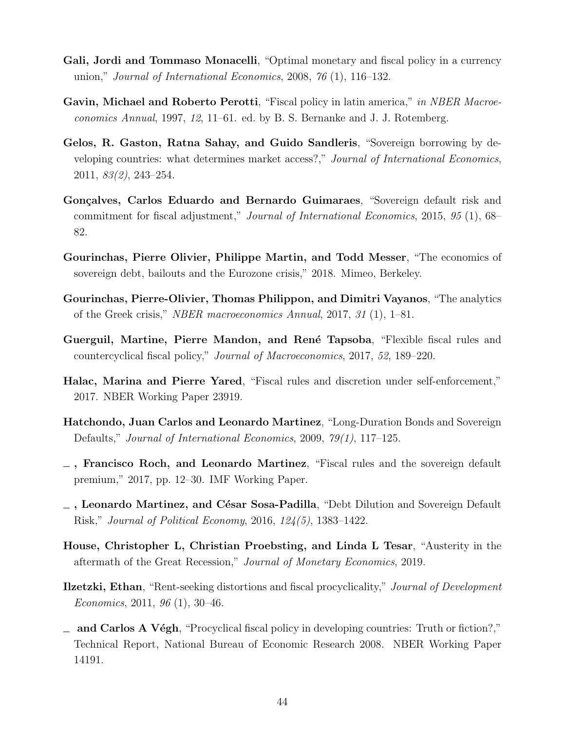**Gali, Jordi and Tommaso Monacelli**, "Optimal monetary and fiscal policy in a currency union," *Journal of International Economics*, 2008, *76* (1), 116–132.

**Gavin, Michael and Roberto Perotti**, "Fiscal policy in latin america," *in NBER Macroeconomics Annual*, 1997, *12*, 11–61. ed. by B. S. Bernanke and J. J. Rotemberg.

**Gelos, R. Gaston, Ratna Sahay, and Guido Sandleris**, "Sovereign borrowing by developing countries: what determines market access?," *Journal of International Economics*, 2011, *83(2)*, 243–254.

**Gonçalves, Carlos Eduardo and Bernardo Guimaraes**, "Sovereign default risk and commitment for fiscal adjustment," *Journal of International Economics*, 2015, *95* (1), 68–82.

**Gourinchas, Pierre Olivier, Philippe Martin, and Todd Messer**, "The economics of sovereign debt, bailouts and the Eurozone crisis," 2018. Mimeo, Berkeley.

**Gourinchas, Pierre-Olivier, Thomas Philippon, and Dimitri Vayanos**, "The analytics of the Greek crisis," *NBER macroeconomics Annual*, 2017, *31* (1), 1–81.

**Guerguil, Martine, Pierre Mandon, and René Tapsoba**, "Flexible fiscal rules and countercyclical fiscal policy," *Journal of Macroeconomics*, 2017, *52*, 189–220.

**Halac, Marina and Pierre Yared**, "Fiscal rules and discretion under self-enforcement," 2017. NBER Working Paper 23919.

**Hatchondo, Juan Carlos and Leonardo Martinez**, "Long-Duration Bonds and Sovereign Defaults," *Journal of International Economics*, 2009, *79(1)*, 117–125.

**\_ , Francisco Roch, and Leonardo Martinez**, "Fiscal rules and the sovereign default premium," 2017, pp. 12–30. IMF Working Paper.

**\_ , Leonardo Martinez, and César Sosa-Padilla**, "Debt Dilution and Sovereign Default Risk," *Journal of Political Economy*, 2016, *124(5)*, 1383–1422.

**House, Christopher L, Christian Proebsting, and Linda L Tesar**, "Austerity in the aftermath of the Great Recession," *Journal of Monetary Economics*, 2019.

**Ilzetzki, Ethan**, "Rent-seeking distortions and fiscal procyclicality," *Journal of Development Economics*, 2011, *96* (1), 30–46.

**\_ and Carlos A Végh**, "Procyclical fiscal policy in developing countries: Truth or fiction?," Technical Report, National Bureau of Economic Research 2008. NBER Working Paper 14191.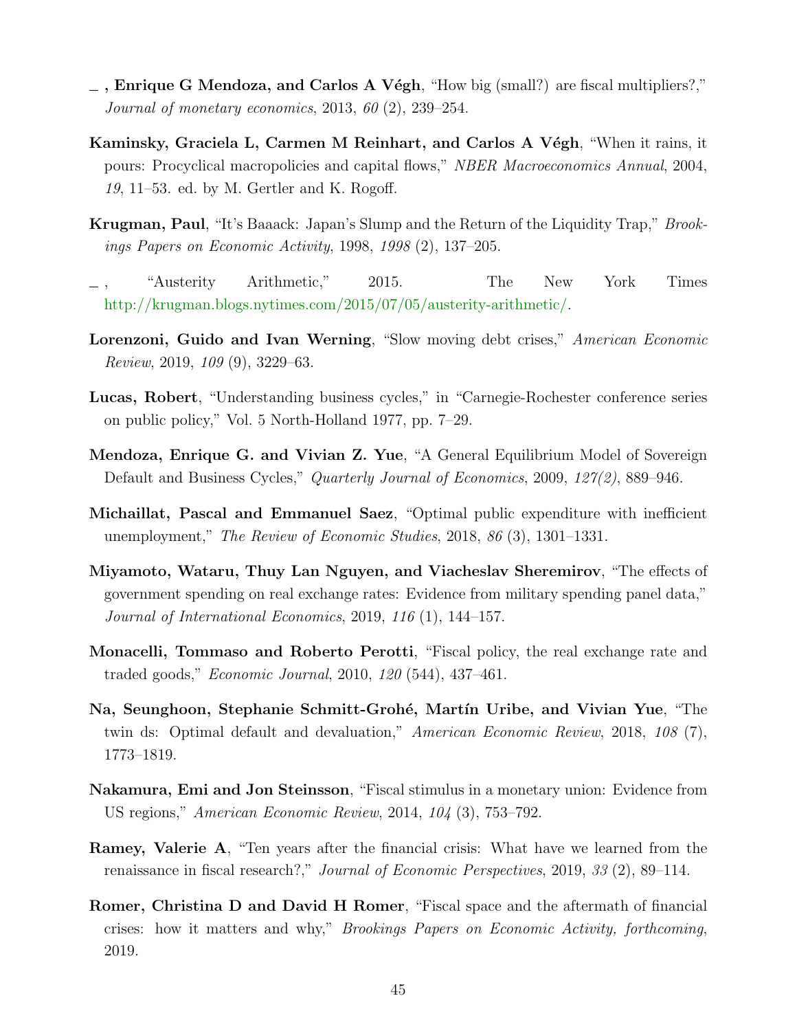_ , **Enrique G Mendoza, and Carlos A Végh**, "How big (small?) are fiscal multipliers?," *Journal of monetary economics*, 2013, *60* (2), 239–254.

**Kaminsky, Graciela L, Carmen M Reinhart, and Carlos A Végh**, "When it rains, it pours: Procyclical macropolicies and capital flows," *NBER Macroeconomics Annual*, 2004, *19*, 11–53. ed. by M. Gertler and K. Rogoff.

**Krugman, Paul**, "It's Baaack: Japan's Slump and the Return of the Liquidity Trap," *Brookings Papers on Economic Activity*, 1998, *1998* (2), 137–205.

_ , "Austerity Arithmetic," 2015. The New York Times http://krugman.blogs.nytimes.com/2015/07/05/austerity-arithmetic/.

**Lorenzoni, Guido and Ivan Werning**, "Slow moving debt crises," *American Economic Review*, 2019, *109* (9), 3229–63.

**Lucas, Robert**, "Understanding business cycles," in "Carnegie-Rochester conference series on public policy," Vol. 5 North-Holland 1977, pp. 7–29.

**Mendoza, Enrique G. and Vivian Z. Yue**, "A General Equilibrium Model of Sovereign Default and Business Cycles," *Quarterly Journal of Economics*, 2009, *127(2)*, 889–946.

**Michaillat, Pascal and Emmanuel Saez**, "Optimal public expenditure with inefficient unemployment," *The Review of Economic Studies*, 2018, *86* (3), 1301–1331.

**Miyamoto, Wataru, Thuy Lan Nguyen, and Viacheslav Sheremirov**, "The effects of government spending on real exchange rates: Evidence from military spending panel data," *Journal of International Economics*, 2019, *116* (1), 144–157.

**Monacelli, Tommaso and Roberto Perotti**, "Fiscal policy, the real exchange rate and traded goods," *Economic Journal*, 2010, *120* (544), 437–461.

**Na, Seunghoon, Stephanie Schmitt-Grohé, Martín Uribe, and Vivian Yue**, "The twin ds: Optimal default and devaluation," *American Economic Review*, 2018, *108* (7), 1773–1819.

**Nakamura, Emi and Jon Steinsson**, "Fiscal stimulus in a monetary union: Evidence from US regions," *American Economic Review*, 2014, *104* (3), 753–792.

**Ramey, Valerie A**, "Ten years after the financial crisis: What have we learned from the renaissance in fiscal research?," *Journal of Economic Perspectives*, 2019, *33* (2), 89–114.

**Romer, Christina D and David H Romer**, "Fiscal space and the aftermath of financial crises: how it matters and why," *Brookings Papers on Economic Activity, forthcoming*, 2019.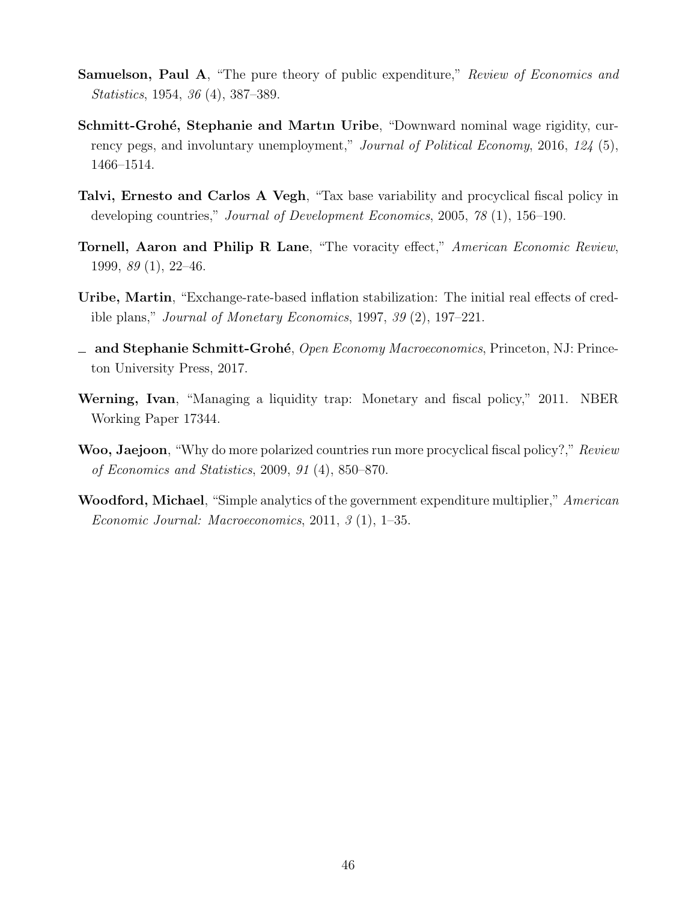**Samuelson, Paul A**, "The pure theory of public expenditure," *Review of Economics and Statistics*, 1954, *36* (4), 387–389.

**Schmitt-Grohé, Stephanie and Martın Uribe**, "Downward nominal wage rigidity, currency pegs, and involuntary unemployment," *Journal of Political Economy*, 2016, *124* (5), 1466–1514.

**Talvi, Ernesto and Carlos A Vegh**, "Tax base variability and procyclical fiscal policy in developing countries," *Journal of Development Economics*, 2005, *78* (1), 156–190.

**Tornell, Aaron and Philip R Lane**, "The voracity effect," *American Economic Review*, 1999, *89* (1), 22–46.

**Uribe, Martin**, "Exchange-rate-based inflation stabilization: The initial real effects of credible plans," *Journal of Monetary Economics*, 1997, *39* (2), 197–221.

_ **and Stephanie Schmitt-Grohé**, *Open Economy Macroeconomics*, Princeton, NJ: Princeton University Press, 2017.

**Werning, Ivan**, "Managing a liquidity trap: Monetary and fiscal policy," 2011. NBER Working Paper 17344.

**Woo, Jaejoon**, "Why do more polarized countries run more procyclical fiscal policy?," *Review of Economics and Statistics*, 2009, *91* (4), 850–870.

**Woodford, Michael**, "Simple analytics of the government expenditure multiplier," *American Economic Journal: Macroeconomics*, 2011, *3* (1), 1–35.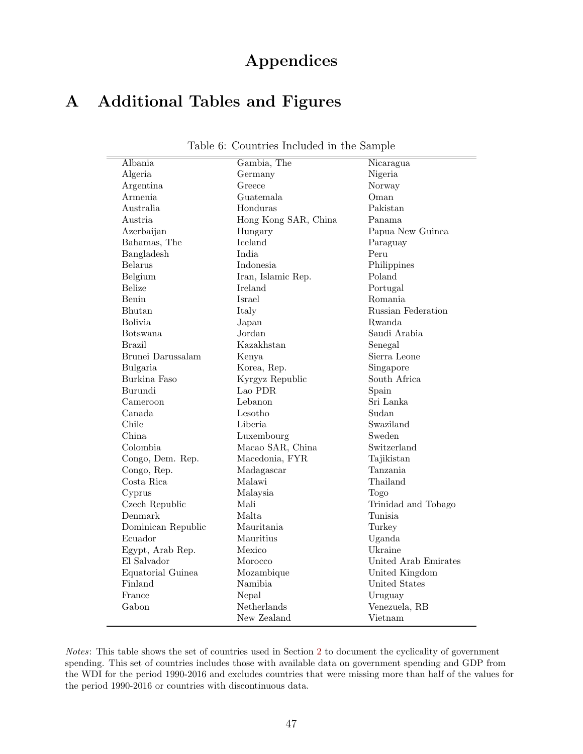# Appendices

# A Additional Tables and Figures

Table 6: Countries Included in the Sample

| | | |
|---|---|---|
| Albania | Gambia, The | Nicaragua |
| Algeria | Germany | Nigeria |
| Argentina | Greece | Norway |
| Armenia | Guatemala | Oman |
| Australia | Honduras | Pakistan |
| Austria | Hong Kong SAR, China | Panama |
| Azerbaijan | Hungary | Papua New Guinea |
| Bahamas, The | Iceland | Paraguay |
| Bangladesh | India | Peru |
| Belarus | Indonesia | Philippines |
| Belgium | Iran, Islamic Rep. | Poland |
| Belize | Ireland | Portugal |
| Benin | Israel | Romania |
| Bhutan | Italy | Russian Federation |
| Bolivia | Japan | Rwanda |
| Botswana | Jordan | Saudi Arabia |
| Brazil | Kazakhstan | Senegal |
| Brunei Darussalam | Kenya | Sierra Leone |
| Bulgaria | Korea, Rep. | Singapore |
| Burkina Faso | Kyrgyz Republic | South Africa |
| Burundi | Lao PDR | Spain |
| Cameroon | Lebanon | Sri Lanka |
| Canada | Lesotho | Sudan |
| Chile | Liberia | Swaziland |
| China | Luxembourg | Sweden |
| Colombia | Macao SAR, China | Switzerland |
| Congo, Dem. Rep. | Macedonia, FYR | Tajikistan |
| Congo, Rep. | Madagascar | Tanzania |
| Costa Rica | Malawi | Thailand |
| Cyprus | Malaysia | Togo |
| Czech Republic | Mali | Trinidad and Tobago |
| Denmark | Malta | Tunisia |
| Dominican Republic | Mauritania | Turkey |
| Ecuador | Mauritius | Uganda |
| Egypt, Arab Rep. | Mexico | Ukraine |
| El Salvador | Morocco | United Arab Emirates |
| Equatorial Guinea | Mozambique | United Kingdom |
| Finland | Namibia | United States |
| France | Nepal | Uruguay |
| Gabon | Netherlands | Venezuela, RB |
| | New Zealand | Vietnam |

*Notes*: This table shows the set of countries used in Section 2 to document the cyclicality of government spending. This set of countries includes those with available data on government spending and GDP from the WDI for the period 1990-2016 and excludes countries that were missing more than half of the values for the period 1990-2016 or countries with discontinuous data.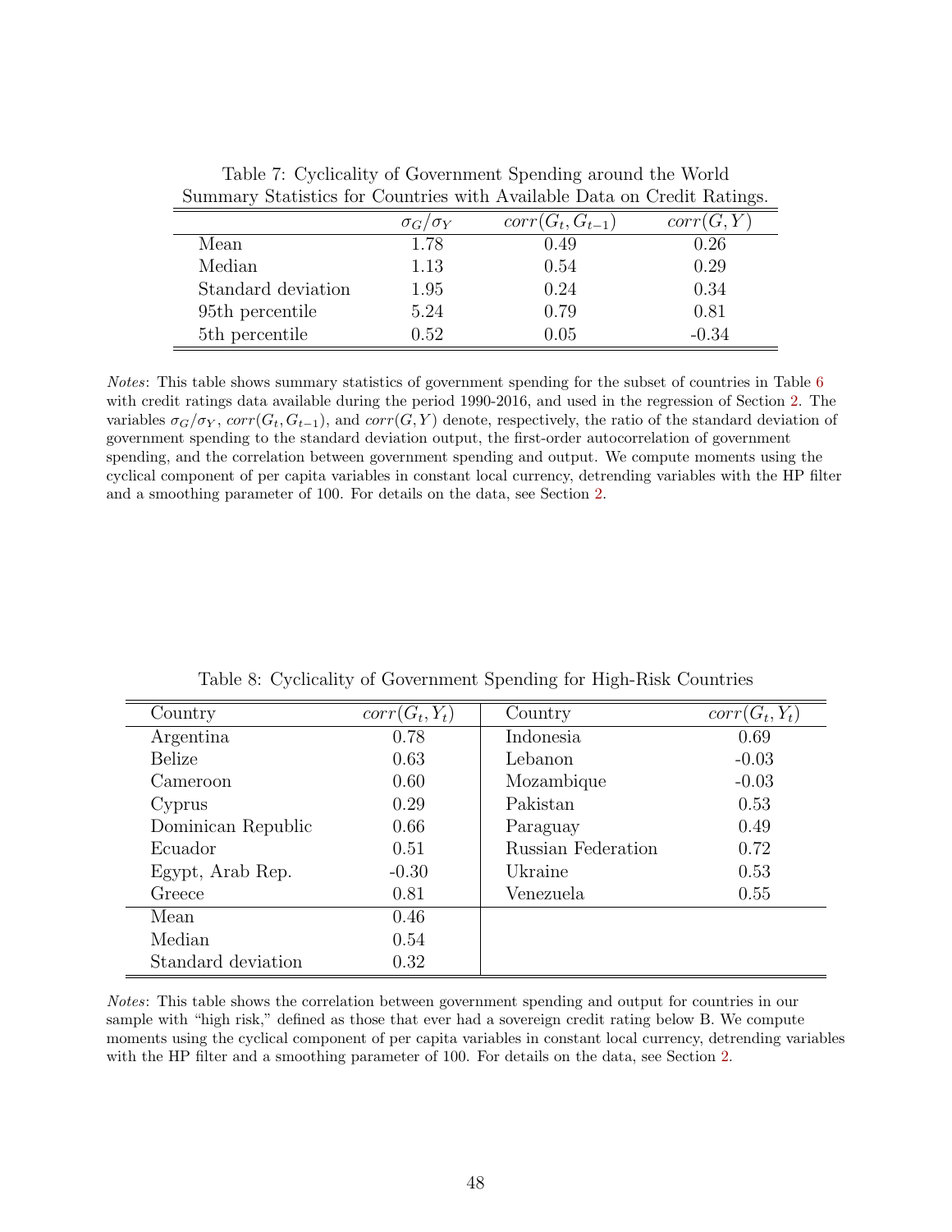Table 7: Cyclicality of Government Spending around the World
Summary Statistics for Countries with Available Data on Credit Ratings.

| | $\sigma_G/\sigma_Y$ | $corr(G_t, G_{t-1})$ | $corr(G, Y)$ |
|---|---|---|---|
| Mean | 1.78 | 0.49 | 0.26 |
| Median | 1.13 | 0.54 | 0.29 |
| Standard deviation | 1.95 | 0.24 | 0.34 |
| 95th percentile | 5.24 | 0.79 | 0.81 |
| 5th percentile | 0.52 | 0.05 | -0.34 |

*Notes*: This table shows summary statistics of government spending for the subset of countries in Table 6 with credit ratings data available during the period 1990-2016, and used in the regression of Section 2. The variables $\sigma_G/\sigma_Y$, $corr(G_t, G_{t-1})$, and $corr(G, Y)$ denote, respectively, the ratio of the standard deviation of government spending to the standard deviation output, the first-order autocorrelation of government spending, and the correlation between government spending and output. We compute moments using the cyclical component of per capita variables in constant local currency, detrending variables with the HP filter and a smoothing parameter of 100. For details on the data, see Section 2.

Table 8: Cyclicality of Government Spending for High-Risk Countries

| Country | $corr(G_t, Y_t)$ | Country | $corr(G_t, Y_t)$ |
|---|---|---|---|
| Argentina | 0.78 | Indonesia | 0.69 |
| Belize | 0.63 | Lebanon | -0.03 |
| Cameroon | 0.60 | Mozambique | -0.03 |
| Cyprus | 0.29 | Pakistan | 0.53 |
| Dominican Republic | 0.66 | Paraguay | 0.49 |
| Ecuador | 0.51 | Russian Federation | 0.72 |
| Egypt, Arab Rep. | -0.30 | Ukraine | 0.53 |
| Greece | 0.81 | Venezuela | 0.55 |
| Mean | 0.46 | | |
| Median | 0.54 | | |
| Standard deviation | 0.32 | | |

*Notes*: This table shows the correlation between government spending and output for countries in our sample with "high risk," defined as those that ever had a sovereign credit rating below B. We compute moments using the cyclical component of per capita variables in constant local currency, detrending variables with the HP filter and a smoothing parameter of 100. For details on the data, see Section 2.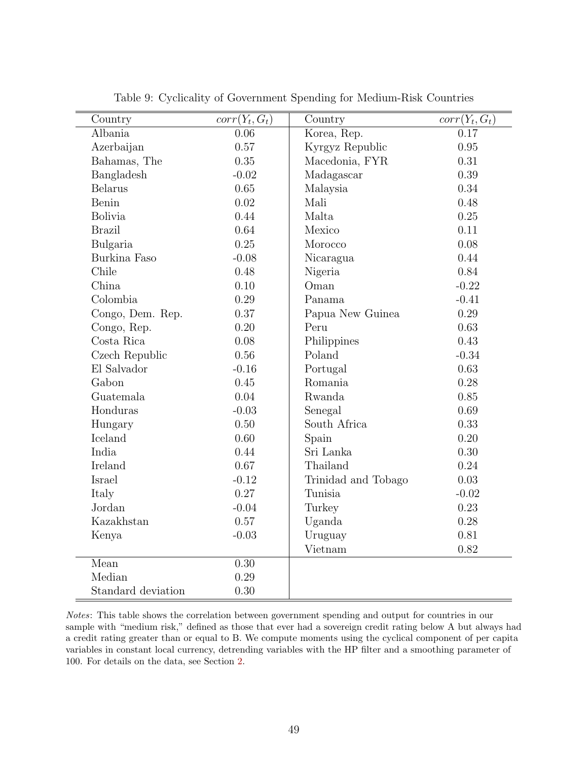Table 9: Cyclicality of Government Spending for Medium-Risk Countries

| Country | $corr(Y_t, G_t)$ | Country | $corr(Y_t, G_t)$ |
|---|---|---|---|
| Albania | 0.06 | Korea, Rep. | 0.17 |
| Azerbaijan | 0.57 | Kyrgyz Republic | 0.95 |
| Bahamas, The | 0.35 | Macedonia, FYR | 0.31 |
| Bangladesh | -0.02 | Madagascar | 0.39 |
| Belarus | 0.65 | Malaysia | 0.34 |
| Benin | 0.02 | Mali | 0.48 |
| Bolivia | 0.44 | Malta | 0.25 |
| Brazil | 0.64 | Mexico | 0.11 |
| Bulgaria | 0.25 | Morocco | 0.08 |
| Burkina Faso | -0.08 | Nicaragua | 0.44 |
| Chile | 0.48 | Nigeria | 0.84 |
| China | 0.10 | Oman | -0.22 |
| Colombia | 0.29 | Panama | -0.41 |
| Congo, Dem. Rep. | 0.37 | Papua New Guinea | 0.29 |
| Congo, Rep. | 0.20 | Peru | 0.63 |
| Costa Rica | 0.08 | Philippines | 0.43 |
| Czech Republic | 0.56 | Poland | -0.34 |
| El Salvador | -0.16 | Portugal | 0.63 |
| Gabon | 0.45 | Romania | 0.28 |
| Guatemala | 0.04 | Rwanda | 0.85 |
| Honduras | -0.03 | Senegal | 0.69 |
| Hungary | 0.50 | South Africa | 0.33 |
| Iceland | 0.60 | Spain | 0.20 |
| India | 0.44 | Sri Lanka | 0.30 |
| Ireland | 0.67 | Thailand | 0.24 |
| Israel | -0.12 | Trinidad and Tobago | 0.03 |
| Italy | 0.27 | Tunisia | -0.02 |
| Jordan | -0.04 | Turkey | 0.23 |
| Kazakhstan | 0.57 | Uganda | 0.28 |
| Kenya | -0.03 | Uruguay | 0.81 |
| | | Vietnam | 0.82 |
| Mean | 0.30 | | |
| Median | 0.29 | | |
| Standard deviation | 0.30 | | |

*Notes*: This table shows the correlation between government spending and output for countries in our sample with "medium risk," defined as those that ever had a sovereign credit rating below A but always had a credit rating greater than or equal to B. We compute moments using the cyclical component of per capita variables in constant local currency, detrending variables with the HP filter and a smoothing parameter of 100. For details on the data, see Section 2.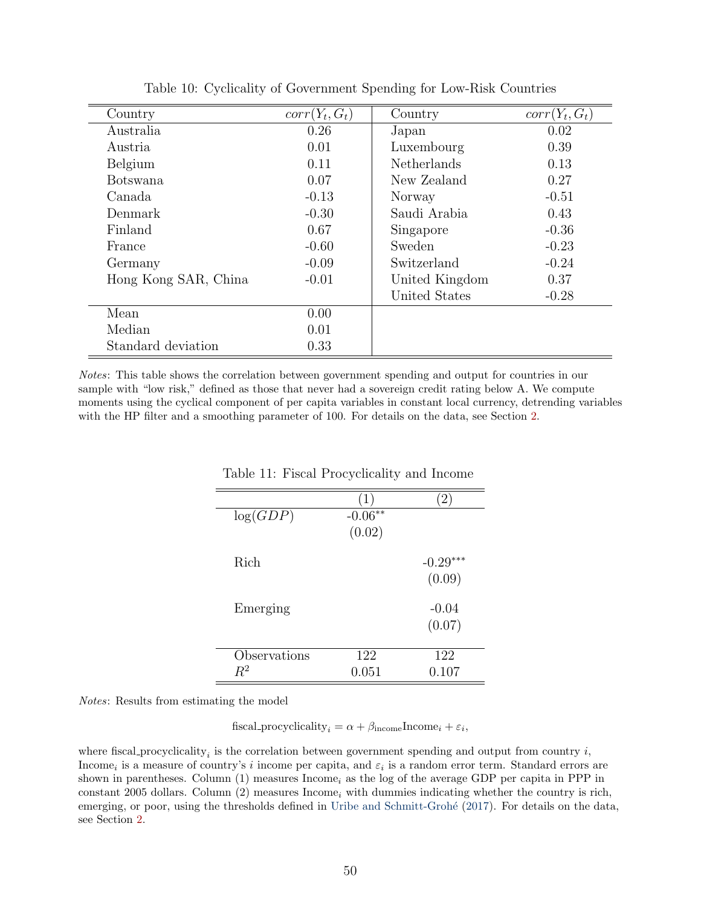Table 10: Cyclicality of Government Spending for Low-Risk Countries

| Country | $corr(Y_t, G_t)$ | Country | $corr(Y_t, G_t)$ |
|---|---|---|---|
| Australia | 0.26 | Japan | 0.02 |
| Austria | 0.01 | Luxembourg | 0.39 |
| Belgium | 0.11 | Netherlands | 0.13 |
| Botswana | 0.07 | New Zealand | 0.27 |
| Canada | -0.13 | Norway | -0.51 |
| Denmark | -0.30 | Saudi Arabia | 0.43 |
| Finland | 0.67 | Singapore | -0.36 |
| France | -0.60 | Sweden | -0.23 |
| Germany | -0.09 | Switzerland | -0.24 |
| Hong Kong SAR, China | -0.01 | United Kingdom | 0.37 |
| | | United States | -0.28 |
| Mean | 0.00 | | |
| Median | 0.01 | | |
| Standard deviation | 0.33 | | |

*Notes*: This table shows the correlation between government spending and output for countries in our sample with "low risk," defined as those that never had a sovereign credit rating below A. We compute moments using the cyclical component of per capita variables in constant local currency, detrending variables with the HP filter and a smoothing parameter of 100. For details on the data, see Section 2.

Table 11: Fiscal Procyclicality and Income

| | (1) | (2) |
|---|---|---|
| $\log(GDP)$ | -0.06** | |
| | (0.02) | |
| Rich | | -0.29*** |
| | | (0.09) |
| Emerging | | -0.04 |
| | | (0.07) |
| Observations | 122 | 122 |
| $R^2$ | 0.051 | 0.107 |

*Notes*: Results from estimating the model

$$\text{fiscal\_procyclicality}_i = \alpha + \beta_{\text{income}} \text{Income}_i + \varepsilon_i,$$

where $\text{fiscal\_procyclicality}_i$ is the correlation between government spending and output from country $i$, $\text{Income}_i$ is a measure of country's $i$ income per capita, and $\varepsilon_i$ is a random error term. Standard errors are shown in parentheses. Column (1) measures $\text{Income}_i$ as the log of the average GDP per capita in PPP in constant 2005 dollars. Column (2) measures $\text{Income}_i$ with dummies indicating whether the country is rich, emerging, or poor, using the thresholds defined in Uribe and Schmitt-Grohé (2017). For details on the data, see Section 2.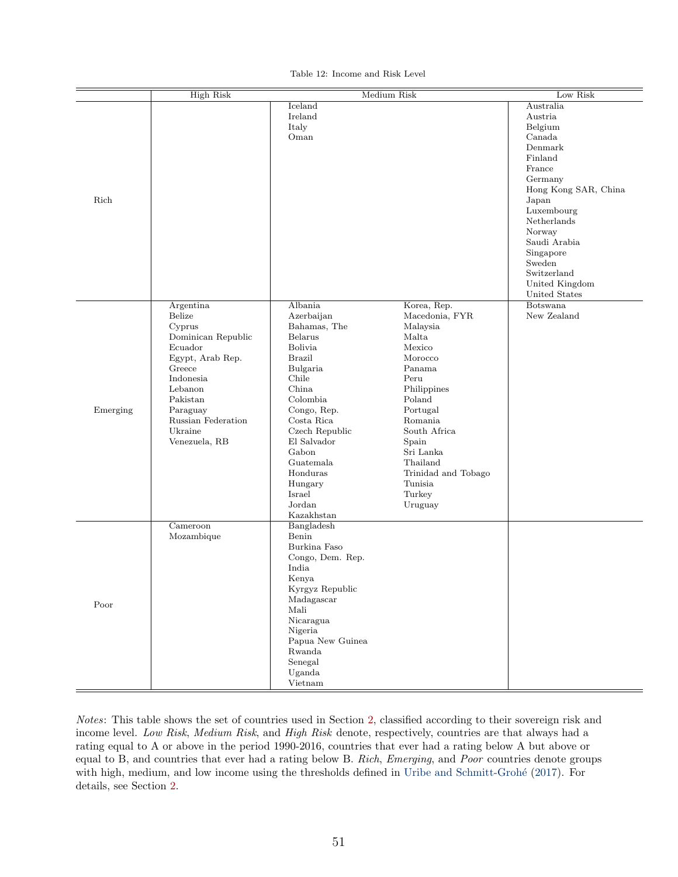Table 12: Income and Risk Level

| | High Risk | Medium Risk | Low Risk |
|---|---|---|---|
| Rich | | Iceland<br>Ireland<br>Italy<br>Oman | Australia<br>Austria<br>Belgium<br>Canada<br>Denmark<br>Finland<br>France<br>Germany<br>Hong Kong SAR, China<br>Japan<br>Luxembourg<br>Netherlands<br>Norway<br>Saudi Arabia<br>Singapore<br>Sweden<br>Switzerland<br>United Kingdom<br>United States |
| Emerging | Argentina<br>Belize<br>Cyprus<br>Dominican Republic<br>Ecuador<br>Egypt, Arab Rep.<br>Greece<br>Indonesia<br>Lebanon<br>Pakistan<br>Paraguay<br>Russian Federation<br>Ukraine<br>Venezuela, RB | Albania<br>Azerbaijan<br>Bahamas, The<br>Belarus<br>Bolivia<br>Brazil<br>Bulgaria<br>Chile<br>China<br>Colombia<br>Congo, Rep.<br>Costa Rica<br>Czech Republic<br>El Salvador<br>Gabon<br>Guatemala<br>Honduras<br>Hungary<br>Israel<br>Jordan<br>Kazakhstan<br>Korea, Rep.<br>Macedonia, FYR<br>Malaysia<br>Malta<br>Mexico<br>Morocco<br>Panama<br>Peru<br>Philippines<br>Poland<br>Portugal<br>Romania<br>South Africa<br>Spain<br>Sri Lanka<br>Thailand<br>Trinidad and Tobago<br>Tunisia<br>Turkey<br>Uruguay | Botswana<br>New Zealand |
| Poor | Cameroon<br>Mozambique | Bangladesh<br>Benin<br>Burkina Faso<br>Congo, Dem. Rep.<br>India<br>Kenya<br>Kyrgyz Republic<br>Madagascar<br>Mali<br>Nicaragua<br>Nigeria<br>Papua New Guinea<br>Rwanda<br>Senegal<br>Uganda<br>Vietnam | |

*Notes*: This table shows the set of countries used in Section 2, classified according to their sovereign risk and income level. *Low Risk*, *Medium Risk*, and *High Risk* denote, respectively, countries are that always had a rating equal to A or above in the period 1990-2016, countries that ever had a rating below A but above or equal to B, and countries that ever had a rating below B. *Rich*, *Emerging*, and *Poor* countries denote groups with high, medium, and low income using the thresholds defined in Uribe and Schmitt-Grohé (2017). For details, see Section 2.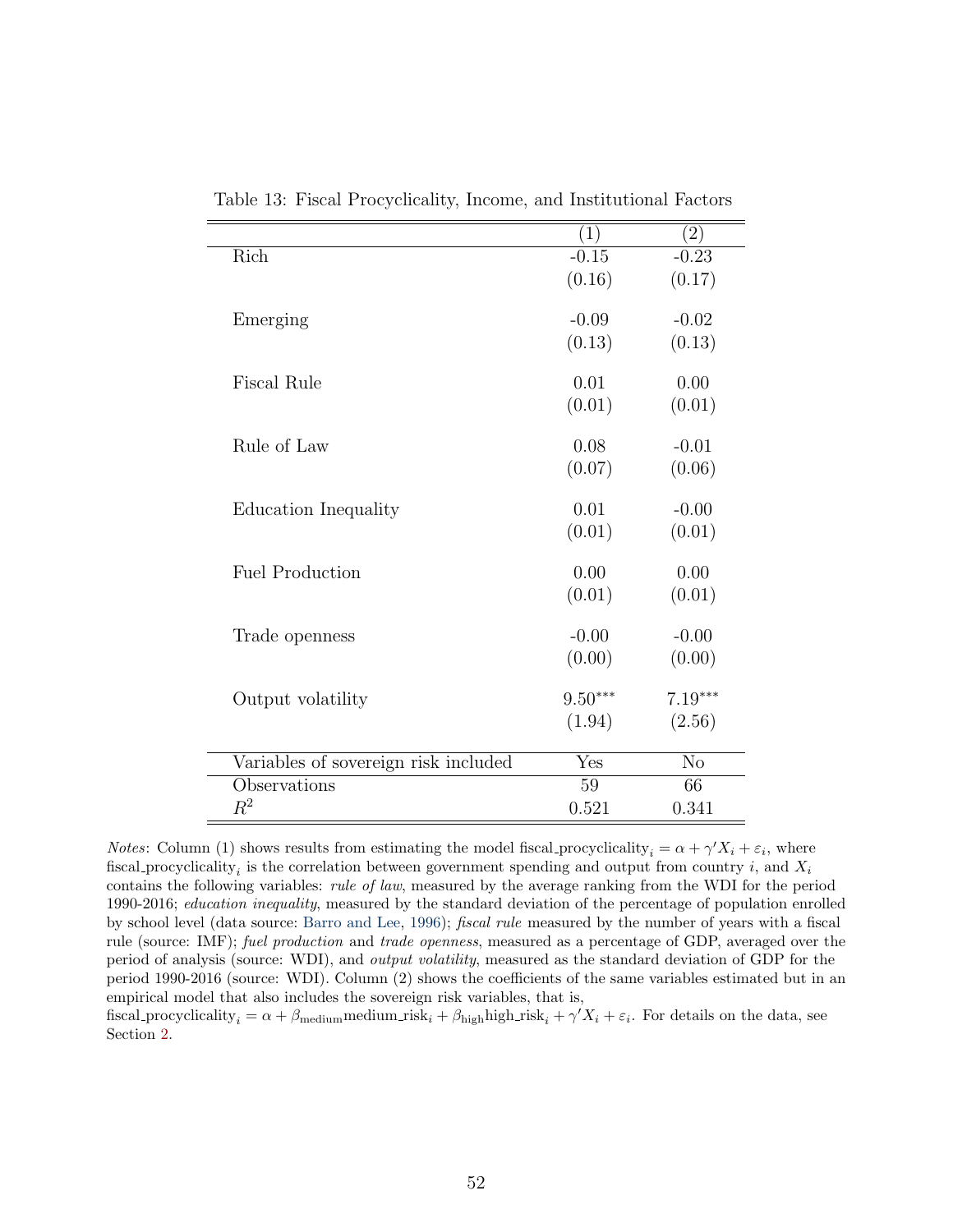Table 13: Fiscal Procyclicality, Income, and Institutional Factors

| | (1) | (2) |
|---|---|---|
| Rich | -0.15 | -0.23 |
| | (0.16) | (0.17) |
| Emerging | -0.09 | -0.02 |
| | (0.13) | (0.13) |
| Fiscal Rule | 0.01 | 0.00 |
| | (0.01) | (0.01) |
| Rule of Law | 0.08 | -0.01 |
| | (0.07) | (0.06) |
| Education Inequality | 0.01 | -0.00 |
| | (0.01) | (0.01) |
| Fuel Production | 0.00 | 0.00 |
| | (0.01) | (0.01) |
| Trade openness | -0.00 | -0.00 |
| | (0.00) | (0.00) |
| Output volatility | $9.50^{***}$ | $7.19^{***}$ |
| | (1.94) | (2.56) |
| Variables of sovereign risk included | Yes | No |
| Observations | 59 | 66 |
| $R^2$ | 0.521 | 0.341 |

*Notes*: Column (1) shows results from estimating the model $\text{fiscal\_procyclicality}_i = \alpha + \gamma' X_i + \varepsilon_i$, where $\text{fiscal\_procyclicality}_i$ is the correlation between government spending and output from country $i$, and $X_i$ contains the following variables: *rule of law*, measured by the average ranking from the WDI for the period 1990-2016; *education inequality*, measured by the standard deviation of the percentage of population enrolled by school level (data source: Barro and Lee, 1996); *fiscal rule* measured by the number of years with a fiscal rule (source: IMF); *fuel production* and *trade openness*, measured as a percentage of GDP, averaged over the period of analysis (source: WDI), and *output volatility*, measured as the standard deviation of GDP for the period 1990-2016 (source: WDI). Column (2) shows the coefficients of the same variables estimated but in an empirical model that also includes the sovereign risk variables, that is, $\text{fiscal\_procyclicality}_i = \alpha + \beta_{\text{medium}}\text{medium\_risk}_i + \beta_{\text{high}}\text{high\_risk}_i + \gamma' X_i + \varepsilon_i$. For details on the data, see Section 2.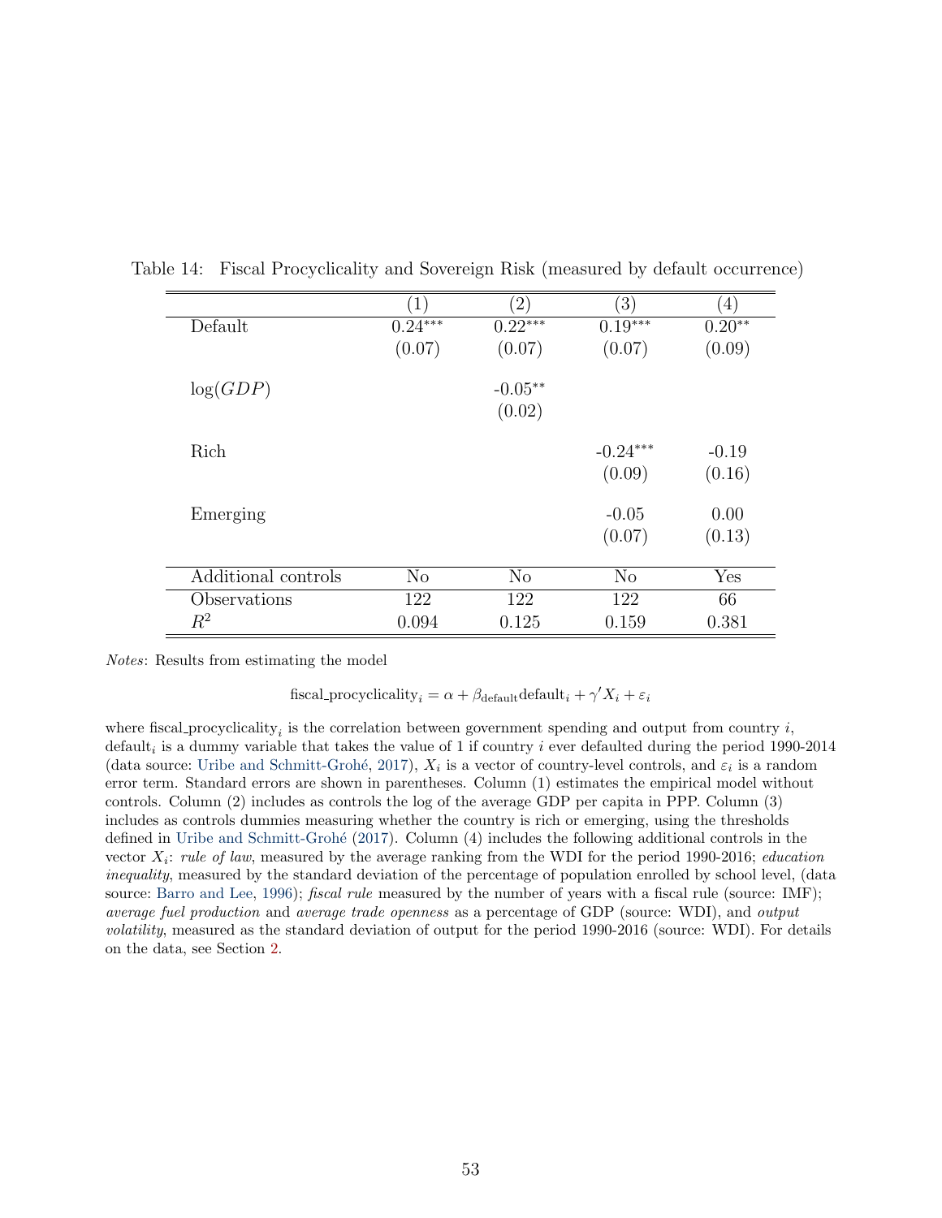Table 14: Fiscal Procyclicality and Sovereign Risk (measured by default occurrence)

| | (1) | (2) | (3) | (4) |
|---|---|---|---|---|
| Default | 0.24*** | 0.22*** | 0.19*** | 0.20** |
| | (0.07) | (0.07) | (0.07) | (0.09) |
| $\log(GDP)$ | | -0.05** | | |
| | | (0.02) | | |
| Rich | | | -0.24*** | -0.19 |
| | | | (0.09) | (0.16) |
| Emerging | | | -0.05 | 0.00 |
| | | | (0.07) | (0.13) |
| Additional controls | No | No | No | Yes |
| Observations | 122 | 122 | 122 | 66 |
| $R^2$ | 0.094 | 0.125 | 0.159 | 0.381 |

*Notes*: Results from estimating the model

$$\text{fiscal\_procyclicality}_i = \alpha + \beta_{\text{default}}\text{default}_i + \gamma' X_i + \varepsilon_i$$

where $\text{fiscal\_procyclicality}_i$ is the correlation between government spending and output from country $i$, $\text{default}_i$ is a dummy variable that takes the value of 1 if country $i$ ever defaulted during the period 1990-2014 (data source: Uribe and Schmitt-Grohé, 2017), $X_i$ is a vector of country-level controls, and $\varepsilon_i$ is a random error term. Standard errors are shown in parentheses. Column (1) estimates the empirical model without controls. Column (2) includes as controls the log of the average GDP per capita in PPP. Column (3) includes as controls dummies measuring whether the country is rich or emerging, using the thresholds defined in Uribe and Schmitt-Grohé (2017). Column (4) includes the following additional controls in the vector $X_i$: *rule of law*, measured by the average ranking from the WDI for the period 1990-2016; *education inequality*, measured by the standard deviation of the percentage of population enrolled by school level, (data source: Barro and Lee, 1996); *fiscal rule* measured by the number of years with a fiscal rule (source: IMF); *average fuel production* and *average trade openness* as a percentage of GDP (source: WDI), and *output volatility*, measured as the standard deviation of output for the period 1990-2016 (source: WDI). For details on the data, see Section 2.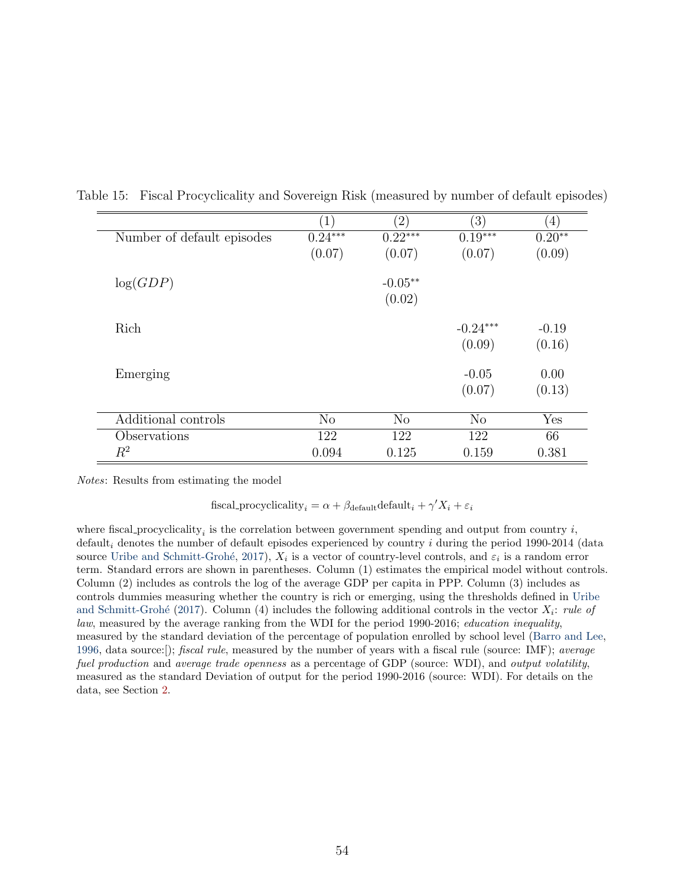Table 15: Fiscal Procyclicality and Sovereign Risk (measured by number of default episodes)

| | (1) | (2) | (3) | (4) |
|---|---|---|---|---|
| Number of default episodes | 0.24*** | 0.22*** | 0.19*** | 0.20** |
| | (0.07) | (0.07) | (0.07) | (0.09) |
| $\log(GDP)$ | | -0.05** | | |
| | | (0.02) | | |
| Rich | | | -0.24*** | -0.19 |
| | | | (0.09) | (0.16) |
| Emerging | | | -0.05 | 0.00 |
| | | | (0.07) | (0.13) |
| Additional controls | No | No | No | Yes |
| Observations | 122 | 122 | 122 | 66 |
| $R^2$ | 0.094 | 0.125 | 0.159 | 0.381 |

*Notes*: Results from estimating the model

$$\text{fiscal\_procyclicality}_i = \alpha + \beta_{\text{default}} \text{default}_i + \gamma' X_i + \varepsilon_i$$

where $\text{fiscal\_procyclicality}_i$ is the correlation between government spending and output from country $i$, $\text{default}_i$ denotes the number of default episodes experienced by country $i$ during the period 1990-2014 (data source Uribe and Schmitt-Grohé, 2017), $X_i$ is a vector of country-level controls, and $\varepsilon_i$ is a random error term. Standard errors are shown in parentheses. Column (1) estimates the empirical model without controls. Column (2) includes as controls the log of the average GDP per capita in PPP. Column (3) includes as controls dummies measuring whether the country is rich or emerging, using the thresholds defined in Uribe and Schmitt-Grohé (2017). Column (4) includes the following additional controls in the vector $X_i$: *rule of law*, measured by the average ranking from the WDI for the period 1990-2016; *education inequality*, measured by the standard deviation of the percentage of population enrolled by school level (Barro and Lee, 1996, data source:[]); *fiscal rule*, measured by the number of years with a fiscal rule (source: IMF); *average fuel production* and *average trade openness* as a percentage of GDP (source: WDI), and *output volatility*, measured as the standard Deviation of output for the period 1990-2016 (source: WDI). For details on the data, see Section 2.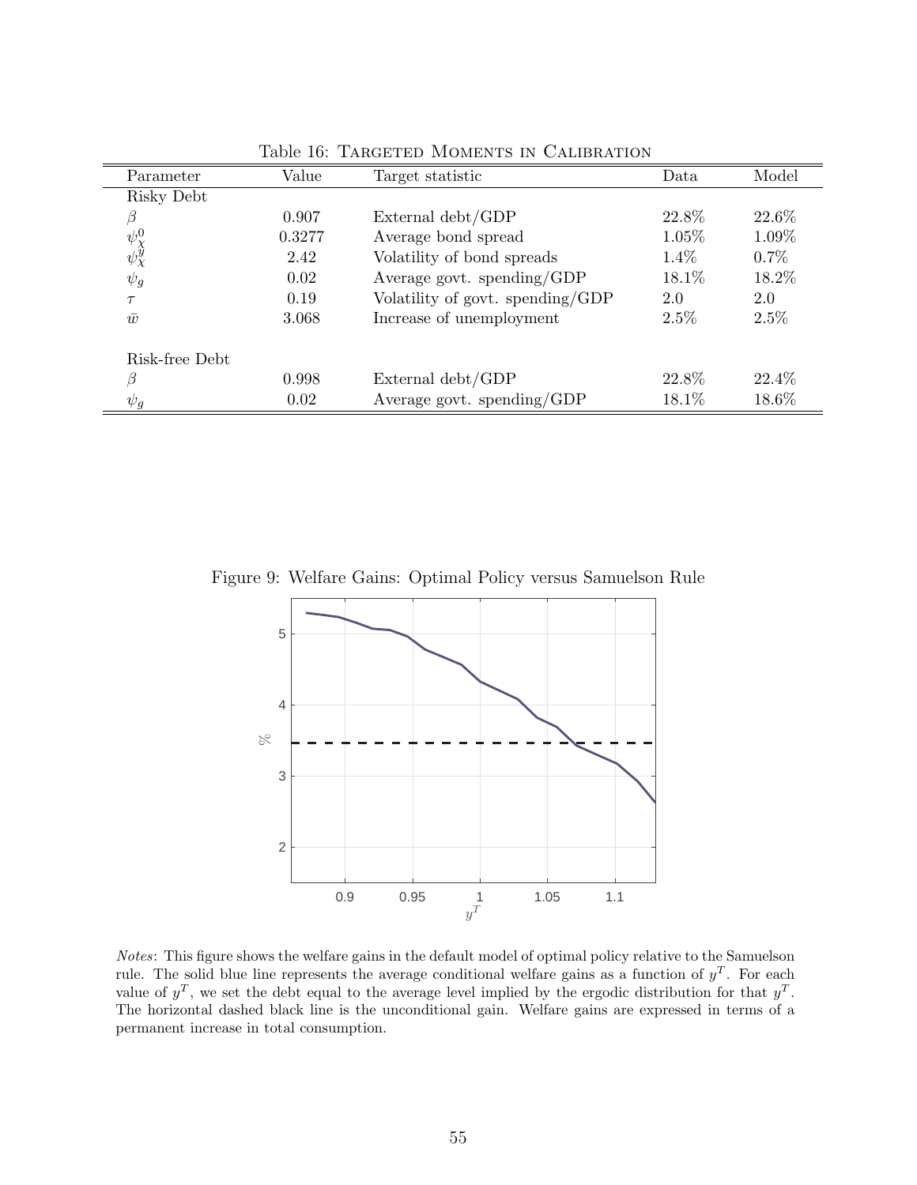Table 16: Targeted Moments in Calibration

| Parameter | Value | Target statistic | Data | Model |
|---|---|---|---|---|
| Risky Debt | | | | |
| $\beta$ | 0.907 | External debt/GDP | 22.8% | 22.6% |
| $\psi_\chi^0$ | 0.3277 | Average bond spread | 1.05% | 1.09% |
| $\psi_\chi^y$ | 2.42 | Volatility of bond spreads | 1.4% | 0.7% |
| $\psi_g$ | 0.02 | Average govt. spending/GDP | 18.1% | 18.2% |
| $\tau$ | 0.19 | Volatility of govt. spending/GDP | 2.0 | 2.0 |
| $\bar{w}$ | 3.068 | Increase of unemployment | 2.5% | 2.5% |
| Risk-free Debt | | | | |
| $\beta$ | 0.998 | External debt/GDP | 22.8% | 22.4% |
| $\psi_g$ | 0.02 | Average govt. spending/GDP | 18.1% | 18.6% |

Figure 9: Welfare Gains: Optimal Policy versus Samuelson Rule

*Notes*: This figure shows the welfare gains in the default model of optimal policy relative to the Samuelson rule. The solid blue line represents the average conditional welfare gains as a function of $y^T$. For each value of $y^T$, we set the debt equal to the average level implied by the ergodic distribution for that $y^T$. The horizontal dashed black line is the unconditional gain. Welfare gains are expressed in terms of a permanent increase in total consumption.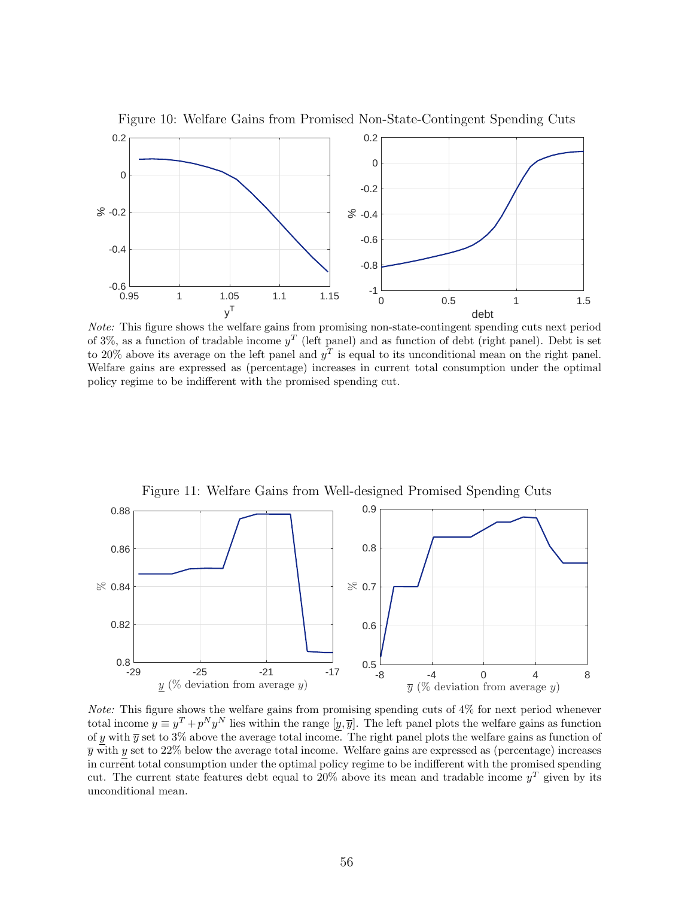Figure 10: Welfare Gains from Promised Non-State-Contingent Spending Cuts

*Note:* This figure shows the welfare gains from promising non-state-contingent spending cuts next period of 3%, as a function of tradable income $y^T$ (left panel) and as function of debt (right panel). Debt is set to 20% above its average on the left panel and $y^T$ is equal to its unconditional mean on the right panel. Welfare gains are expressed as (percentage) increases in current total consumption under the optimal policy regime to be indifferent with the promised spending cut.

Figure 11: Welfare Gains from Well-designed Promised Spending Cuts

*Note:* This figure shows the welfare gains from promising spending cuts of 4% for next period whenever total income $y \equiv y^T + p^N y^N$ lies within the range $[\underline{y}, \overline{y}]$. The left panel plots the welfare gains as function of $\underline{y}$ with $\overline{y}$ set to 3% above the average total income. The right panel plots the welfare gains as function of $\overline{y}$ with $\underline{y}$ set to 22% below the average total income. Welfare gains are expressed as (percentage) increases in current total consumption under the optimal policy regime to be indifferent with the promised spending cut. The current state features debt equal to 20% above its mean and tradable income $y^T$ given by its unconditional mean.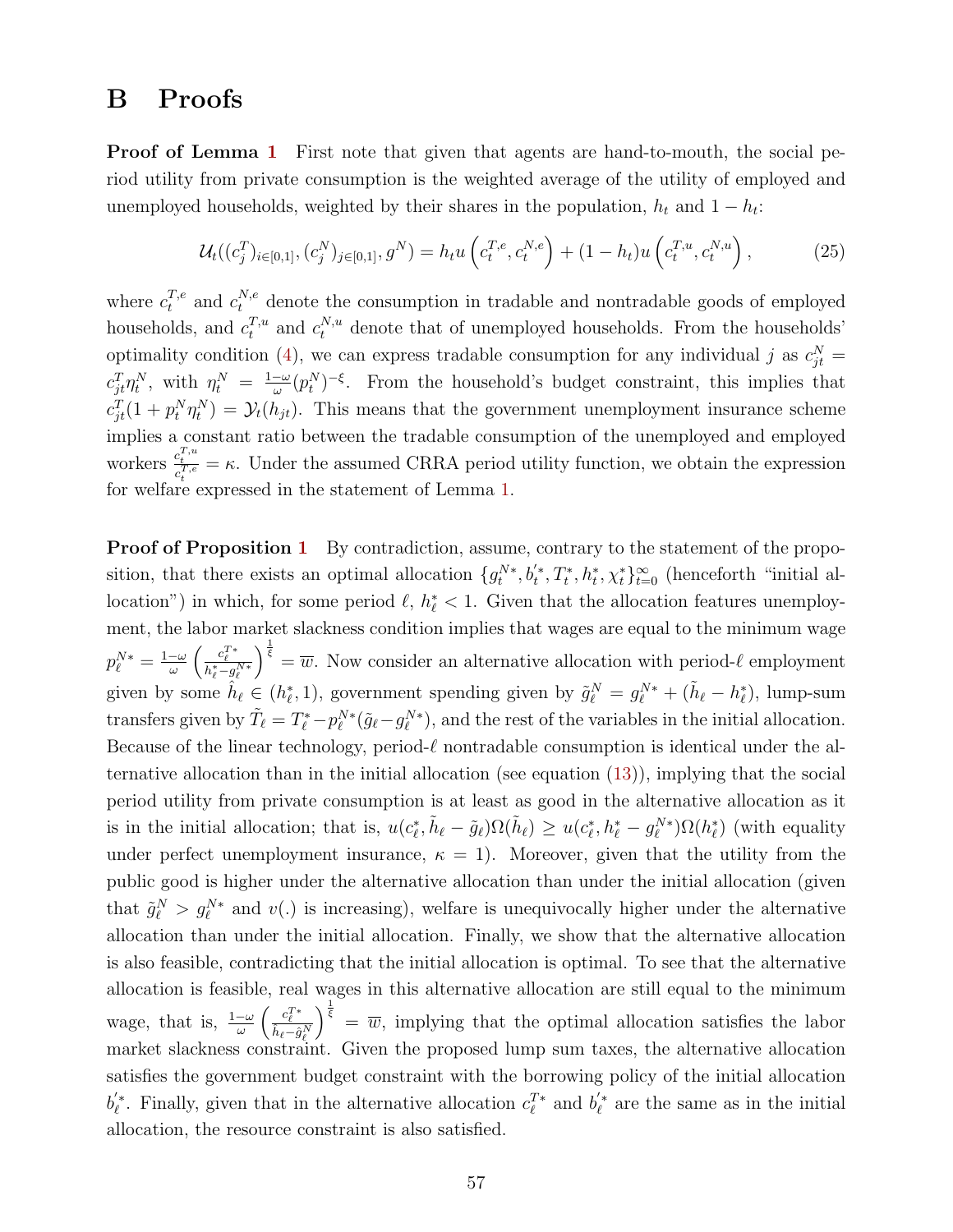# B Proofs

**Proof of Lemma 1** First note that given that agents are hand-to-mouth, the social period utility from private consumption is the weighted average of the utility of employed and unemployed households, weighted by their shares in the population, $h_t$ and $1 - h_t$:

$$\mathcal{U}_t((c_j^T)_{i\in[0,1]}, (c_j^N)_{j\in[0,1]}, g^N) = h_t u\left(c_t^{T,e}, c_t^{N,e}\right) + (1-h_t) u\left(c_t^{T,u}, c_t^{N,u}\right), \tag{25}$$

where $c_t^{T,e}$ and $c_t^{N,e}$ denote the consumption in tradable and nontradable goods of employed households, and $c_t^{T,u}$ and $c_t^{N,u}$ denote that of unemployed households. From the households' optimality condition (4), we can express tradable consumption for any individual $j$ as $c_{jt}^N = c_{jt}^T \eta_t^N$, with $\eta_t^N = \frac{1-\omega}{\omega}(p_t^N)^{-\xi}$. From the household's budget constraint, this implies that $c_{jt}^T(1 + p_t^N \eta_t^N) = \mathcal{Y}_t(h_{jt})$. This means that the government unemployment insurance scheme implies a constant ratio between the tradable consumption of the unemployed and employed workers $\frac{c_t^{T,u}}{c_t^{T,e}} = \kappa$. Under the assumed CRRA period utility function, we obtain the expression for welfare expressed in the statement of Lemma 1.

**Proof of Proposition 1** By contradiction, assume, contrary to the statement of the proposition, that there exists an optimal allocation $\{g_t^{N*}, b_t^{'*}, T_t^*, h_t^*, \chi_t^*\}_{t=0}^{\infty}$ (henceforth "initial allocation") in which, for some period $\ell$, $h_\ell^* < 1$. Given that the allocation features unemployment, the labor market slackness condition implies that wages are equal to the minimum wage $p_\ell^{N*} = \frac{1-\omega}{\omega}\left(\frac{c_\ell^{T*}}{h_\ell^* - g_\ell^{N*}}\right)^{\frac{1}{\xi}} = \overline{w}$. Now consider an alternative allocation with period-$\ell$ employment given by some $\hat{h}_\ell \in (h_\ell^*, 1)$, government spending given by $\tilde{g}_\ell^N = g_\ell^{N*} + (\tilde{h}_\ell - h_\ell^*)$, lump-sum transfers given by $\tilde{T}_\ell = T_\ell^* - p_\ell^{N*}(\tilde{g}_\ell - g_\ell^{N*})$, and the rest of the variables in the initial allocation. Because of the linear technology, period-$\ell$ nontradable consumption is identical under the alternative allocation than in the initial allocation (see equation (13)), implying that the social period utility from private consumption is at least as good in the alternative allocation as it is in the initial allocation; that is, $u(c_\ell^*, \tilde{h}_\ell - \tilde{g}_\ell)\Omega(\tilde{h}_\ell) \geq u(c_\ell^*, h_\ell^* - g_\ell^{N*})\Omega(h_\ell^*)$ (with equality under perfect unemployment insurance, $\kappa = 1$). Moreover, given that the utility from the public good is higher under the alternative allocation than under the initial allocation (given that $\tilde{g}_\ell^N > g_\ell^{N*}$ and $v(.)$ is increasing), welfare is unequivocally higher under the alternative allocation than under the initial allocation. Finally, we show that the alternative allocation is also feasible, contradicting that the initial allocation is optimal. To see that the alternative allocation is feasible, real wages in this alternative allocation are still equal to the minimum wage, that is, $\frac{1-\omega}{\omega}\left(\frac{c_\ell^{T*}}{\tilde{h}_\ell - \hat{g}_\ell^N}\right)^{\frac{1}{\xi}} = \overline{w}$, implying that the optimal allocation satisfies the labor market slackness constraint. Given the proposed lump sum taxes, the alternative allocation satisfies the government budget constraint with the borrowing policy of the initial allocation $b_\ell^{'*}$. Finally, given that in the alternative allocation $c_\ell^{T*}$ and $b_\ell^{'*}$ are the same as in the initial allocation, the resource constraint is also satisfied.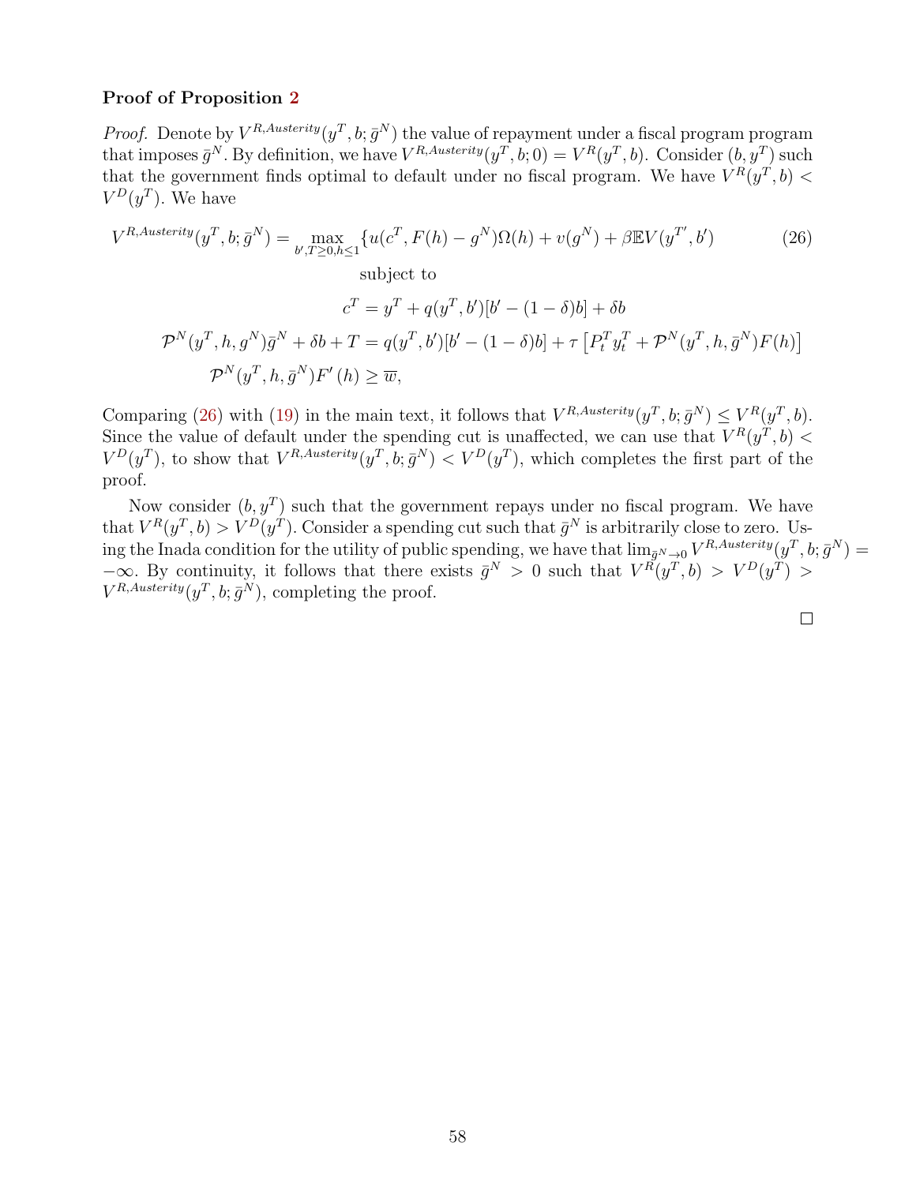**Proof of Proposition 2**

*Proof.* Denote by $V^{R,Austerity}(y^T, b; \bar{g}^N)$ the value of repayment under a fiscal program program that imposes $\bar{g}^N$. By definition, we have $V^{R,Austerity}(y^T, b; 0) = V^R(y^T, b)$. Consider $(b, y^T)$ such that the government finds optimal to default under no fiscal program. We have $V^R(y^T, b) < V^D(y^T)$. We have

$$V^{R,Austerity}(y^T, b; \bar{g}^N) = \max_{b', T \geq 0, h \leq 1} \{u(c^T, F(h) - g^N)\Omega(h) + v(g^N) + \beta \mathbb{E} V(y^{T'}, b') \tag{26}$$

subject to

$$c^T = y^T + q(y^T, b')[b' - (1-\delta)b] + \delta b$$

$$\mathcal{P}^N(y^T, h, g^N)\bar{g}^N + \delta b + T = q(y^T, b')[b' - (1-\delta)b] + \tau \left[P_t^T y_t^T + \mathcal{P}^N(y^T, h, \bar{g}^N)F(h)\right]$$

$$\mathcal{P}^N(y^T, h, \bar{g}^N)F'(h) \geq \overline{w},$$

Comparing (26) with (19) in the main text, it follows that $V^{R,Austerity}(y^T, b; \bar{g}^N) \leq V^R(y^T, b)$. Since the value of default under the spending cut is unaffected, we can use that $V^R(y^T, b) < V^D(y^T)$, to show that $V^{R,Austerity}(y^T, b; \bar{g}^N) < V^D(y^T)$, which completes the first part of the proof.

Now consider $(b, y^T)$ such that the government repays under no fiscal program. We have that $V^R(y^T, b) > V^D(y^T)$. Consider a spending cut such that $\bar{g}^N$ is arbitrarily close to zero. Using the Inada condition for the utility of public spending, we have that $\lim_{\bar{g}^N \to 0} V^{R,Austerity}(y^T, b; \bar{g}^N) = -\infty$. By continuity, it follows that there exists $\bar{g}^N > 0$ such that $V^R(y^T, b) > V^D(y^T) > V^{R,Austerity}(y^T, b; \bar{g}^N)$, completing the proof.

□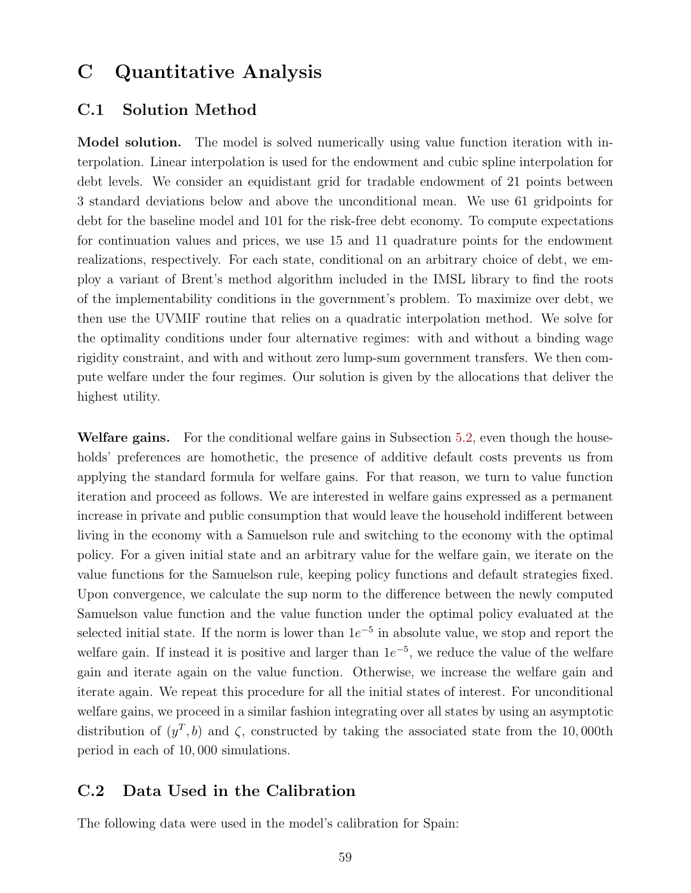# C Quantitative Analysis

## C.1 Solution Method

**Model solution.** The model is solved numerically using value function iteration with interpolation. Linear interpolation is used for the endowment and cubic spline interpolation for debt levels. We consider an equidistant grid for tradable endowment of 21 points between 3 standard deviations below and above the unconditional mean. We use 61 gridpoints for debt for the baseline model and 101 for the risk-free debt economy. To compute expectations for continuation values and prices, we use 15 and 11 quadrature points for the endowment realizations, respectively. For each state, conditional on an arbitrary choice of debt, we employ a variant of Brent's method algorithm included in the IMSL library to find the roots of the implementability conditions in the government's problem. To maximize over debt, we then use the UVMIF routine that relies on a quadratic interpolation method. We solve for the optimality conditions under four alternative regimes: with and without a binding wage rigidity constraint, and with and without zero lump-sum government transfers. We then compute welfare under the four regimes. Our solution is given by the allocations that deliver the highest utility.

**Welfare gains.** For the conditional welfare gains in Subsection 5.2, even though the households' preferences are homothetic, the presence of additive default costs prevents us from applying the standard formula for welfare gains. For that reason, we turn to value function iteration and proceed as follows. We are interested in welfare gains expressed as a permanent increase in private and public consumption that would leave the household indifferent between living in the economy with a Samuelson rule and switching to the economy with the optimal policy. For a given initial state and an arbitrary value for the welfare gain, we iterate on the value functions for the Samuelson rule, keeping policy functions and default strategies fixed. Upon convergence, we calculate the sup norm to the difference between the newly computed Samuelson value function and the value function under the optimal policy evaluated at the selected initial state. If the norm is lower than $1e^{-5}$ in absolute value, we stop and report the welfare gain. If instead it is positive and larger than $1e^{-5}$, we reduce the value of the welfare gain and iterate again on the value function. Otherwise, we increase the welfare gain and iterate again. We repeat this procedure for all the initial states of interest. For unconditional welfare gains, we proceed in a similar fashion integrating over all states by using an asymptotic distribution of $(y^T, b)$ and $\zeta$, constructed by taking the associated state from the 10,000th period in each of 10,000 simulations.

## C.2 Data Used in the Calibration

The following data were used in the model's calibration for Spain: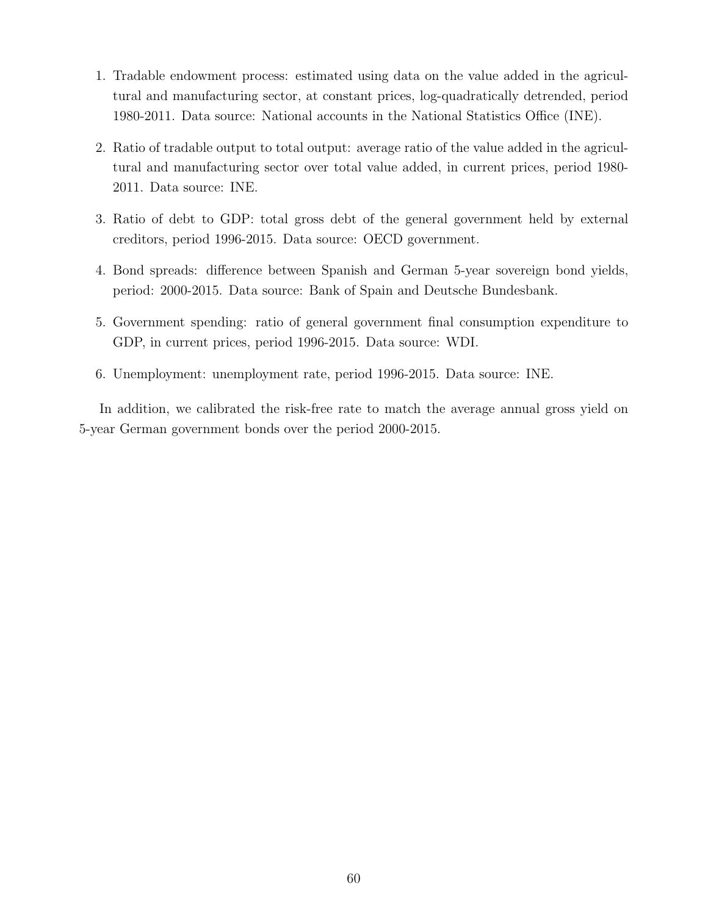1. Tradable endowment process: estimated using data on the value added in the agricultural and manufacturing sector, at constant prices, log-quadratically detrended, period 1980-2011. Data source: National accounts in the National Statistics Office (INE).
2. Ratio of tradable output to total output: average ratio of the value added in the agricultural and manufacturing sector over total value added, in current prices, period 1980-2011. Data source: INE.
3. Ratio of debt to GDP: total gross debt of the general government held by external creditors, period 1996-2015. Data source: OECD government.
4. Bond spreads: difference between Spanish and German 5-year sovereign bond yields, period: 2000-2015. Data source: Bank of Spain and Deutsche Bundesbank.
5. Government spending: ratio of general government final consumption expenditure to GDP, in current prices, period 1996-2015. Data source: WDI.
6. Unemployment: unemployment rate, period 1996-2015. Data source: INE.

In addition, we calibrated the risk-free rate to match the average annual gross yield on 5-year German government bonds over the period 2000-2015.